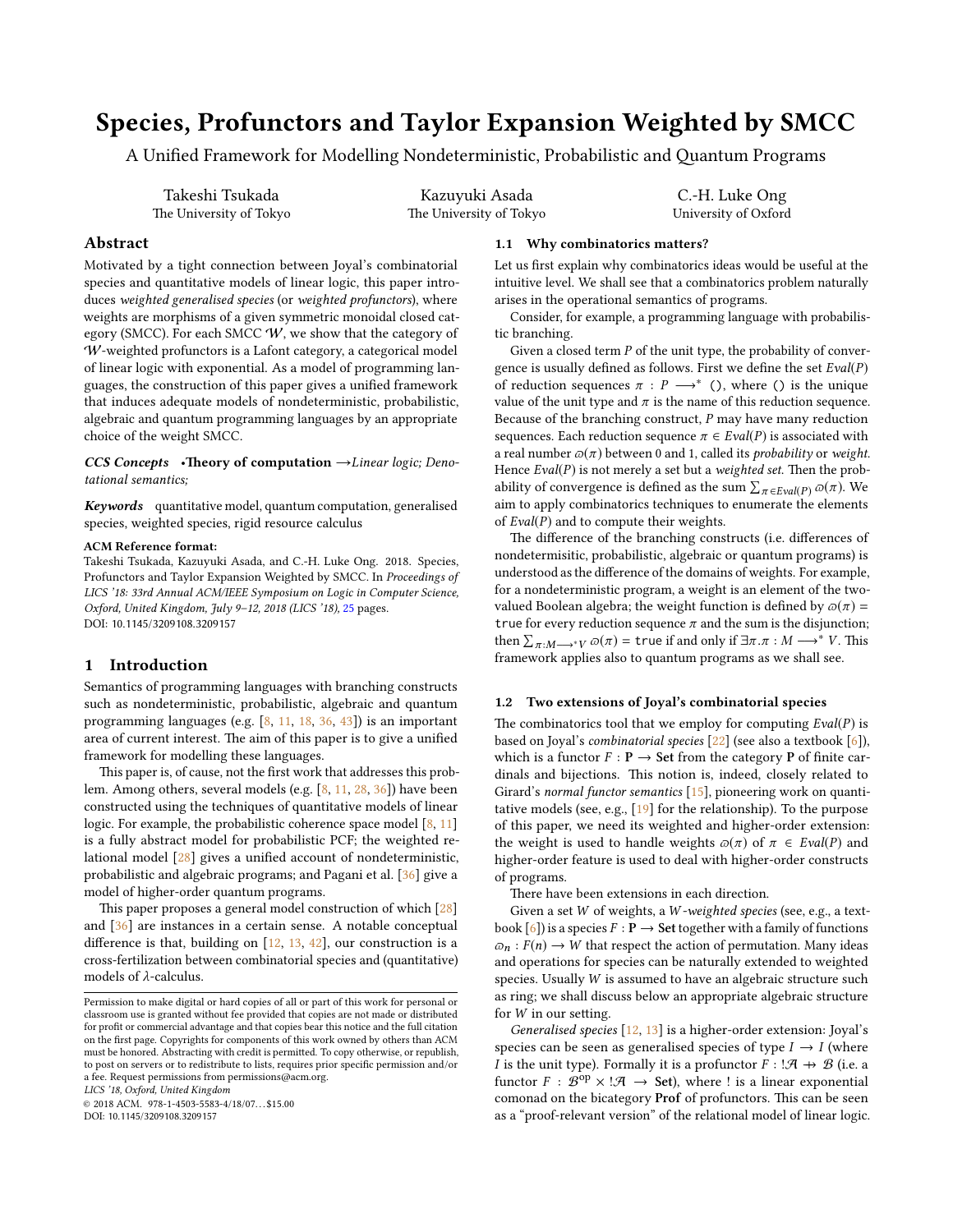# Species, Profunctors and Taylor Expansion Weighted by SMCC

A Unified Framework for Modelling Nondeterministic, Probabilistic and Quantum Programs

Takeshi Tsukada
The University of Tokyo

Kazuyuki Asada
The University of Tokyo

C.-H. Luke Ong
University of Oxford

## Abstract

Motivated by a tight connection between Joyal's combinatorial species and quantitative models of linear logic, this paper introduces *weighted generalised species* (or *weighted profunctors*), where weights are morphisms of a given symmetric monoidal closed category (SMCC). For each SMCC $\mathcal{W}$, we show that the category of $\mathcal{W}$-weighted profunctors is a Lafont category, a categorical model of linear logic with exponential. As a model of programming languages, the construction of this paper gives a unified framework that induces adequate models of nondeterministic, probabilistic, algebraic and quantum programming languages by an appropriate choice of the weight SMCC.

***CCS Concepts*** •**Theory of computation** →*Linear logic; Denotational semantics;*

***Keywords*** quantitative model, quantum computation, generalised species, weighted species, rigid resource calculus

**ACM Reference format:**
Takeshi Tsukada, Kazuyuki Asada, and C.-H. Luke Ong. 2018. Species, Profunctors and Taylor Expansion Weighted by SMCC. In *Proceedings of LICS '18: 33rd Annual ACM/IEEE Symposium on Logic in Computer Science, Oxford, United Kingdom, July 9–12, 2018 (LICS '18),* 25 pages.
DOI: 10.1145/3209108.3209157

## 1 Introduction

Semantics of programming languages with branching constructs such as nondeterministic, probabilistic, algebraic and quantum programming languages (e.g. [8, 11, 18, 36, 43]) is an important area of current interest. The aim of this paper is to give a unified framework for modelling these languages.

This paper is, of cause, not the first work that addresses this problem. Among others, several models (e.g. [8, 11, 28, 36]) have been constructed using the techniques of quantitative models of linear logic. For example, the probabilistic coherence space model [8, 11] is a fully abstract model for probabilistic PCF; the weighted relational model [28] gives a unified account of nondeterministic, probabilistic and algebraic programs; and Pagani et al. [36] give a model of higher-order quantum programs.

This paper proposes a general model construction of which [28] and [36] are instances in a certain sense. A notable conceptual difference is that, building on [12, 13, 42], our construction is a cross-fertilization between combinatorial species and (quantitative) models of $\lambda$-calculus.

Permission to make digital or hard copies of all or part of this work for personal or classroom use is granted without fee provided that copies are not made or distributed for profit or commercial advantage and that copies bear this notice and the full citation on the first page. Copyrights for components of this work owned by others than ACM must be honored. Abstracting with credit is permitted. To copy otherwise, or republish, to post on servers or to redistribute to lists, requires prior specific permission and/or a fee. Request permissions from permissions@acm.org.
*LICS '18, Oxford, United Kingdom*
© 2018 ACM. 978-1-4503-5583-4/18/07...$15.00
DOI: 10.1145/3209108.3209157

### 1.1 Why combinatorics matters?

Let us first explain why combinatorics ideas would be useful at the intuitive level. We shall see that a combinatorics problem naturally arises in the operational semantics of programs.

Consider, for example, a programming language with probabilistic branching.

Given a closed term $P$ of the unit type, the probability of convergence is usually defined as follows. First we define the set $Eval(P)$ of reduction sequences $\pi : P \longrightarrow^* ()$, where $()$ is the unique value of the unit type and $\pi$ is the name of this reduction sequence. Because of the branching construct, $P$ may have many reduction sequences. Each reduction sequence $\pi \in Eval(P)$ is associated with a real number $\varpi(\pi)$ between 0 and 1, called its *probability* or *weight*. Hence $Eval(P)$ is not merely a set but a *weighted set.* Then the probability of convergence is defined as the sum $\sum_{\pi \in Eval(P)} \varpi(\pi)$. We aim to apply combinatorics techniques to enumerate the elements of $Eval(P)$ and to compute their weights.

The difference of the branching constructs (i.e. differences of nondeterministic, probabilistic, algebraic or quantum programs) is understood as the difference of the domains of weights. For example, for a nondeterministic program, a weight is an element of the two-valued Boolean algebra; the weight function is defined by $\varpi(\pi) =$ `true` for every reduction sequence $\pi$ and the sum is the disjunction; then $\sum_{\pi : M \longrightarrow^* V} \varpi(\pi) =$ `true` if and only if $\exists \pi . \pi : M \longrightarrow^* V$. This framework applies also to quantum programs as we shall see.

### 1.2 Two extensions of Joyal's combinatorial species

The combinatorics tool that we employ for computing $Eval(P)$ is based on Joyal's *combinatorial species* [22] (see also a textbook [6]), which is a functor $F : \mathbf{P} \to \mathbf{Set}$ from the category $\mathbf{P}$ of finite cardinals and bijections. This notion is, indeed, closely related to Girard's *normal functor semantics* [15], pioneering work on quantitative models (see, e.g., [19] for the relationship). To the purpose of this paper, we need its weighted and higher-order extension: the weight is used to handle weights $\varpi(\pi)$ of $\pi \in Eval(P)$ and higher-order feature is used to deal with higher-order constructs of programs.

There have been extensions in each direction.

Given a set $W$ of weights, a *W-weighted species* (see, e.g., a textbook [6]) is a species $F : \mathbf{P} \to \mathbf{Set}$ together with a family of functions $\varpi_n : F(n) \to W$ that respect the action of permutation. Many ideas and operations for species can be naturally extended to weighted species. Usually $W$ is assumed to have an algebraic structure such as ring; we shall discuss below an appropriate algebraic structure for $W$ in our setting.

*Generalised species* [12, 13] is a higher-order extension: Joyal's species can be seen as generalised species of type $I \to I$ (where $I$ is the unit type). Formally it is a profunctor $F : !\mathcal{A} \nrightarrow \mathcal{B}$ (i.e. a functor $F : \mathcal{B}^{\mathrm{op}} \times !\mathcal{A} \to \mathbf{Set}$), where ! is a linear exponential comonad on the bicategory $\mathbf{Prof}$ of profunctors. This can be seen as a "proof-relevant version" of the relational model of linear logic.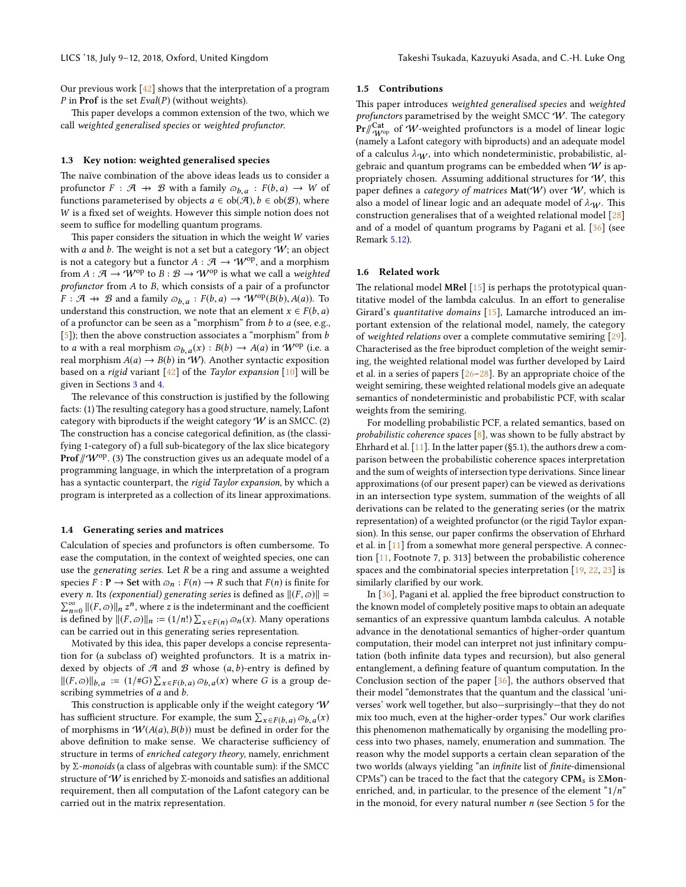Our previous work [42] shows that the interpretation of a program $P$ in **Prof** is the set $Eval(P)$ (without weights).

This paper develops a common extension of the two, which we call *weighted generalised species* or *weighted profunctor*.

### 1.3 Key notion: weighted generalised species

The naïve combination of the above ideas leads us to consider a profunctor $F : \mathcal{A} \nrightarrow \mathcal{B}$ with a family $\varpi_{b,a} : F(b,a) \to W$ of functions parameterised by objects $a \in \mathrm{ob}(\mathcal{A}), b \in \mathrm{ob}(\mathcal{B})$, where $W$ is a fixed set of weights. However this simple notion does not seem to suffice for modelling quantum programs.

This paper considers the situation in which the weight $W$ varies with $a$ and $b$. The weight is not a set but a category $\mathcal{W}$; an object is not a category but a functor $A : \mathcal{A} \to \mathcal{W}^{\mathrm{op}}$, and a morphism from $A : \mathcal{A} \to \mathcal{W}^{\mathrm{op}}$ to $B : \mathcal{B} \to \mathcal{W}^{\mathrm{op}}$ is what we call a *weighted profunctor* from $A$ to $B$, which consists of a pair of a profunctor $F : \mathcal{A} \nrightarrow \mathcal{B}$ and a family $\varpi_{b,a} : F(b,a) \to \mathcal{W}^{\mathrm{op}}(B(b), A(a))$. To understand this construction, we note that an element $x \in F(b,a)$ of a profunctor can be seen as a "morphism" from $b$ to $a$ (see, e.g., [5]); then the above construction associates a "morphism" from $b$ to $a$ with a real morphism $\varpi_{b,a}(x) : B(b) \to A(a)$ in $\mathcal{W}^{\mathrm{op}}$ (i.e. a real morphism $A(a) \to B(b)$ in $\mathcal{W}$). Another syntactic exposition based on a *rigid* variant [42] of the *Taylor expansion* [10] will be given in Sections 3 and 4.

The relevance of this construction is justified by the following facts: (1) The resulting category has a good structure, namely, Lafont category with biproducts if the weight category $\mathcal{W}$ is an SMCC. (2) The construction has a concise categorical definition, as (the classifying 1-category of) a full sub-bicategory of the lax slice bicategory $\mathbf{Prof} /\!\!/ \mathcal{W}^{\mathrm{op}}$. (3) The construction gives us an adequate model of a programming language, in which the interpretation of a program has a syntactic counterpart, the *rigid Taylor expansion*, by which a program is interpreted as a collection of its linear approximations.

### 1.4 Generating series and matrices

Calculation of species and profunctors is often cumbersome. To ease the computation, in the context of weighted species, one can use the *generating series*. Let $R$ be a ring and assume a weighted species $F : \mathbf{P} \to \mathbf{Set}$ with $\varpi_n : F(n) \to R$ such that $F(n)$ is finite for every $n$. Its *(exponential) generating series* is defined as $\|(F,\varpi)\| = \sum_{n=0}^{\infty} \|(F,\varpi)\|_n \, z^n$, where $z$ is the indeterminant and the coefficient is defined by $\|(F,\varpi)\|_n := (1/n!) \sum_{x \in F(n)} \varpi_n(x)$. Many operations can be carried out in this generating series representation.

Motivated by this idea, this paper develops a concise representation for (a subclass of) weighted profunctors. It is a matrix indexed by objects of $\mathcal{A}$ and $\mathcal{B}$ whose $(a,b)$-entry is defined by $\|(F,\varpi)\|_{b,a} := (1/\#G) \sum_{x \in F(b,a)} \varpi_{b,a}(x)$ where $G$ is a group describing symmetries of $a$ and $b$.

This construction is applicable only if the weight category $\mathcal{W}$ has sufficient structure. For example, the sum $\sum_{x \in F(b,a)} \varpi_{b,a}(x)$ of morphisms in $\mathcal{W}(A(a), B(b))$ must be defined in order for the above definition to make sense. We characterise sufficiency of structure in terms of *enriched category theory*, namely, enrichment by $\Sigma$*-monoids* (a class of algebras with countable sum): if the SMCC structure of $\mathcal{W}$ is enriched by $\Sigma$-monoids and satisfies an additional requirement, then all computation of the Lafont category can be carried out in the matrix representation.

### 1.5 Contributions

This paper introduces *weighted generalised species* and *weighted profunctors* parametrised by the weight SMCC $\mathcal{W}$. The category $\mathbf{Pr} /\!\!/^{\mathbf{Cat}}_{\mathcal{W}^{\mathrm{op}}}$ of $\mathcal{W}$-weighted profunctors is a model of linear logic (namely a Lafont category with biproducts) and an adequate model of a calculus $\lambda_{\mathcal{W}}$, into which nondeterministic, probabilistic, algebraic and quantum programs can be embedded when $\mathcal{W}$ is appropriately chosen. Assuming additional structures for $\mathcal{W}$, this paper defines a *category of matrices* $\mathbf{Mat}(\mathcal{W})$ over $\mathcal{W}$, which is also a model of linear logic and an adequate model of $\lambda_{\mathcal{W}}$. This construction generalises that of a weighted relational model [28] and of a model of quantum programs by Pagani et al. [36] (see Remark 5.12).

### 1.6 Related work

The relational model **MRel** [15] is perhaps the prototypical quantitative model of the lambda calculus. In an effort to generalise Girard's *quantitative domains* [15], Lamarche introduced an important extension of the relational model, namely, the category of *weighted relations* over a complete commutative semiring [29]. Characterised as the free biproduct completion of the weight semiring, the weighted relational model was further developed by Laird et al. in a series of papers [26–28]. By an appropriate choice of the weight semiring, these weighted relational models give an adequate semantics of nondeterministic and probabilistic PCF, with scalar weights from the semiring.

For modelling probabilistic PCF, a related semantics, based on *probabilistic coherence spaces* [8], was shown to be fully abstract by Ehrhard et al. [11]. In the latter paper (§5.1), the authors drew a comparison between the probabilistic coherence spaces interpretation and the sum of weights of intersection type derivations. Since linear approximations (of our present paper) can be viewed as derivations in an intersection type system, summation of the weights of all derivations can be related to the generating series (or the matrix representation) of a weighted profunctor (or the rigid Taylor expansion). In this sense, our paper confirms the observation of Ehrhard et al. in [11] from a somewhat more general perspective. A connection [11, Footnote 7, p. 313] between the probabilistic coherence spaces and the combinatorial species interpretation [19, 22, 23] is similarly clarified by our work.

In [36], Pagani et al. applied the free biproduct construction to the known model of completely positive maps to obtain an adequate semantics of an expressive quantum lambda calculus. A notable advance in the denotational semantics of higher-order quantum computation, their model can interpret not just infinitary computation (both infinite data types and recursion), but also general entanglement, a defining feature of quantum computation. In the Conclusion section of the paper [36], the authors observed that their model "demonstrates that the quantum and the classical 'universes' work well together, but also—surprisingly—that they do not mix too much, even at the higher-order types." Our work clarifies this phenomenon mathematically by organising the modelling process into two phases, namely, enumeration and summation. The reason why the model supports a certain clean separation of the two worlds (always yielding "an *infinite* list of *finite*-dimensional CPMs") can be traced to the fact that the category $\mathbf{CPM}_s$ is $\Sigma\mathbf{Mon}$-enriched, and, in particular, to the presence of the element "$1/n$" in the monoid, for every natural number $n$ (see Section 5 for the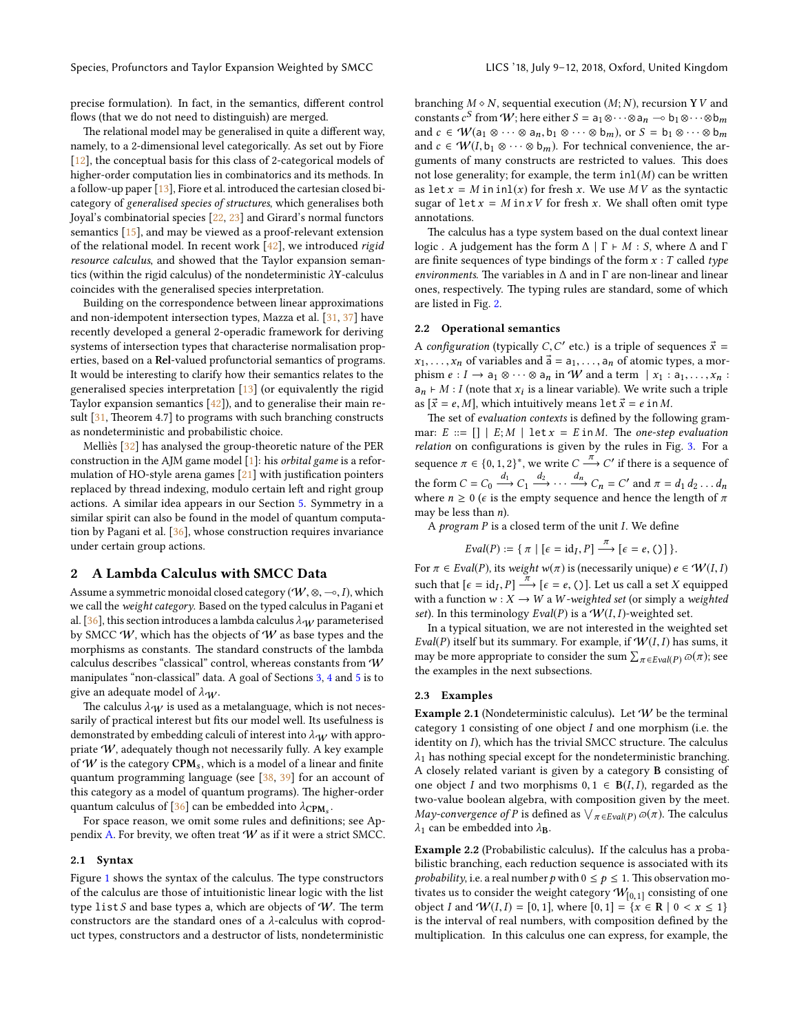precise formulation). In fact, in the semantics, different control flows (that we do not need to distinguish) are merged.

The relational model may be generalised in quite a different way, namely, to a 2-dimensional level categorically. As set out by Fiore [12], the conceptual basis for this class of 2-categorical models of higher-order computation lies in combinatorics and its methods. In a follow-up paper [13], Fiore et al. introduced the cartesian closed bicategory of *generalised species of structures*, which generalises both Joyal's combinatorial species [22, 23] and Girard's normal functors semantics [15], and may be viewed as a proof-relevant extension of the relational model. In recent work [42], we introduced *rigid resource calculus*, and showed that the Taylor expansion semantics (within the rigid calculus) of the nondeterministic $\lambda\mathbf{Y}$-calculus coincides with the generalised species interpretation.

Building on the correspondence between linear approximations and non-idempotent intersection types, Mazza et al. [31, 37] have recently developed a general 2-operadic framework for deriving systems of intersection types that characterise normalisation properties, based on a **Rel**-valued profunctorial semantics of programs. It would be interesting to clarify how their semantics relates to the generalised species interpretation [13] (or equivalently the rigid Taylor expansion semantics [42]), and to generalise their main result [31, Theorem 4.7] to programs with such branching constructs as nondeterministic and probabilistic choice.

Melliès [32] has analysed the group-theoretic nature of the PER construction in the AJM game model [1]: his *orbital game* is a reformulation of HO-style arena games [21] with justification pointers replaced by thread indexing, modulo certain left and right group actions. A similar idea appears in our Section 5. Symmetry in a similar spirit can also be found in the model of quantum computation by Pagani et al. [36], whose construction requires invariance under certain group actions.

## 2 A Lambda Calculus with SMCC Data

Assume a symmetric monoidal closed category $(\mathcal{W}, \otimes, \multimap, I)$, which we call the *weight category*. Based on the typed calculus in Pagani et al. [36], this section introduces a lambda calculus $\lambda_{\mathcal{W}}$ parameterised by SMCC $\mathcal{W}$, which has the objects of $\mathcal{W}$ as base types and the morphisms as constants. The standard constructs of the lambda calculus describes "classical" control, whereas constants from $\mathcal{W}$ manipulates "non-classical" data. A goal of Sections 3, 4 and 5 is to give an adequate model of $\lambda_{\mathcal{W}}$.

The calculus $\lambda_{\mathcal{W}}$ is used as a metalanguage, which is not necessarily of practical interest but fits our model well. Its usefulness is demonstrated by embedding calculi of interest into $\lambda_{\mathcal{W}}$ with appropriate $\mathcal{W}$, adequately though not necessarily fully. A key example of $\mathcal{W}$ is the category $\mathbf{CPM}_s$, which is a model of a linear and finite quantum programming language (see [38, 39] for an account of this category as a model of quantum programs). The higher-order quantum calculus of [36] can be embedded into $\lambda_{\mathbf{CPM}_s}$.

For space reason, we omit some rules and definitions; see Appendix A. For brevity, we often treat $\mathcal{W}$ as if it were a strict SMCC.

### 2.1 Syntax

Figure 1 shows the syntax of the calculus. The type constructors of the calculus are those of intuitionistic linear logic with the list type $\mathtt{list}\, S$ and base types $\mathsf{a}$, which are objects of $\mathcal{W}$. The term constructors are the standard ones of a $\lambda$-calculus with coproduct types, constructors and a destructor of lists, nondeterministic branching $M \diamond N$, sequential execution $(M; N)$, recursion $\mathbf{Y}\, V$ and constants $c^S$ from $\mathcal{W}$; here either $S = \mathsf{a}_1 \otimes \cdots \otimes \mathsf{a}_n \multimap \mathsf{b}_1 \otimes \cdots \otimes \mathsf{b}_m$ and $c \in \mathcal{W}(\mathsf{a}_1 \otimes \cdots \otimes \mathsf{a}_n, \mathsf{b}_1 \otimes \cdots \otimes \mathsf{b}_m)$, or $S = \mathsf{b}_1 \otimes \cdots \otimes \mathsf{b}_m$ and $c \in \mathcal{W}(I, \mathsf{b}_1 \otimes \cdots \otimes \mathsf{b}_m)$. For technical convenience, the arguments of many constructs are restricted to values. This does not lose generality; for example, the term $\mathtt{inl}(M)$ can be written as $\mathtt{let}\, x = M \,\mathtt{in}\, \mathtt{inl}(x)$ for fresh $x$. We use $M\,V$ as the syntactic sugar of $\mathtt{let}\, x = M \,\mathtt{in}\, x\, V$ for fresh $x$. We shall often omit type annotations.

The calculus has a type system based on the dual context linear logic . A judgement has the form $\Delta \mid \Gamma \vdash M : S$, where $\Delta$ and $\Gamma$ are finite sequences of type bindings of the form $x : T$ called *type environments*. The variables in $\Delta$ and in $\Gamma$ are non-linear and linear ones, respectively. The typing rules are standard, some of which are listed in Fig. 2.

### 2.2 Operational semantics

A *configuration* (typically $C, C'$ etc.) is a triple of sequences $\vec{x} = x_1, \ldots, x_n$ of variables and $\vec{\mathsf{a}} = \mathsf{a}_1, \ldots, \mathsf{a}_n$ of atomic types, a morphism $e : I \to \mathsf{a}_1 \otimes \cdots \otimes \mathsf{a}_n$ in $\mathcal{W}$ and a term $\mid x_1 : \mathsf{a}_1, \ldots, x_n : \mathsf{a}_n \vdash M : I$ (note that $x_i$ is a linear variable). We write such a triple as $[\vec{x} = e, M]$, which intuitively means $\mathtt{let}\, \vec{x} = e \,\mathtt{in}\, M$.

The set of *evaluation contexts* is defined by the following grammar: $E ::= [\,] \mid E; M \mid \mathtt{let}\, x = E \,\mathtt{in}\, M$. The *one-step evaluation relation* on configurations is given by the rules in Fig. 3. For a sequence $\pi \in \{0, 1, 2\}^*$, we write $C \xrightarrow{\pi} C'$ if there is a sequence of the form $C = C_0 \xrightarrow{d_1} C_1 \xrightarrow{d_2} \cdots \xrightarrow{d_n} C_n = C'$ and $\pi = d_1\, d_2 \ldots d_n$ where $n \geq 0$ ($\epsilon$ is the empty sequence and hence the length of $\pi$ may be less than $n$).

A *program* $P$ is a closed term of the unit $I$. We define

$$Eval(P) := \{\, \pi \mid [\epsilon = \mathrm{id}_I, P] \xrightarrow{\pi} [\epsilon = e, ()]\,\}.$$

For $\pi \in Eval(P)$, its *weight* $w(\pi)$ is (necessarily unique) $e \in \mathcal{W}(I, I)$ such that $[\epsilon = \mathrm{id}_I, P] \xrightarrow{\pi} [\epsilon = e, ()]$. Let us call a set $X$ equipped with a function $w : X \to W$ a $W$-*weighted set* (or simply a *weighted set*). In this terminology $Eval(P)$ is a $\mathcal{W}(I, I)$-weighted set.

In a typical situation, we are not interested in the weighted set $Eval(P)$ itself but its summary. For example, if $\mathcal{W}(I, I)$ has sums, it may be more appropriate to consider the sum $\sum_{\pi \in Eval(P)} \varpi(\pi)$; see the examples in the next subsections.

### 2.3 Examples

**Example 2.1** (Nondeterministic calculus)**.** Let $\mathcal{W}$ be the terminal category $1$ consisting of one object $I$ and one morphism (i.e. the identity on $I$), which has the trivial SMCC structure. The calculus $\lambda_1$ has nothing special except for the nondeterministic branching. A closely related variant is given by a category $\mathbf{B}$ consisting of one object $I$ and two morphisms $0, 1 \in \mathbf{B}(I, I)$, regarded as the two-value boolean algebra, with composition given by the meet. *May-convergence of* $P$ is defined as $\bigvee_{\pi \in Eval(P)} \varpi(\pi)$. The calculus $\lambda_1$ can be embedded into $\lambda_{\mathbf{B}}$.

**Example 2.2** (Probabilistic calculus)**.** If the calculus has a probabilistic branching, each reduction sequence is associated with its *probability*, i.e. a real number $p$ with $0 \leq p \leq 1$. This observation motivates us to consider the weight category $\mathcal{W}_{[0,1]}$ consisting of one object $I$ and $\mathcal{W}(I, I) = [0, 1]$, where $[0, 1] = \{x \in \mathbf{R} \mid 0 < x \leq 1\}$ is the interval of real numbers, with composition defined by the multiplication. In this calculus one can express, for example, the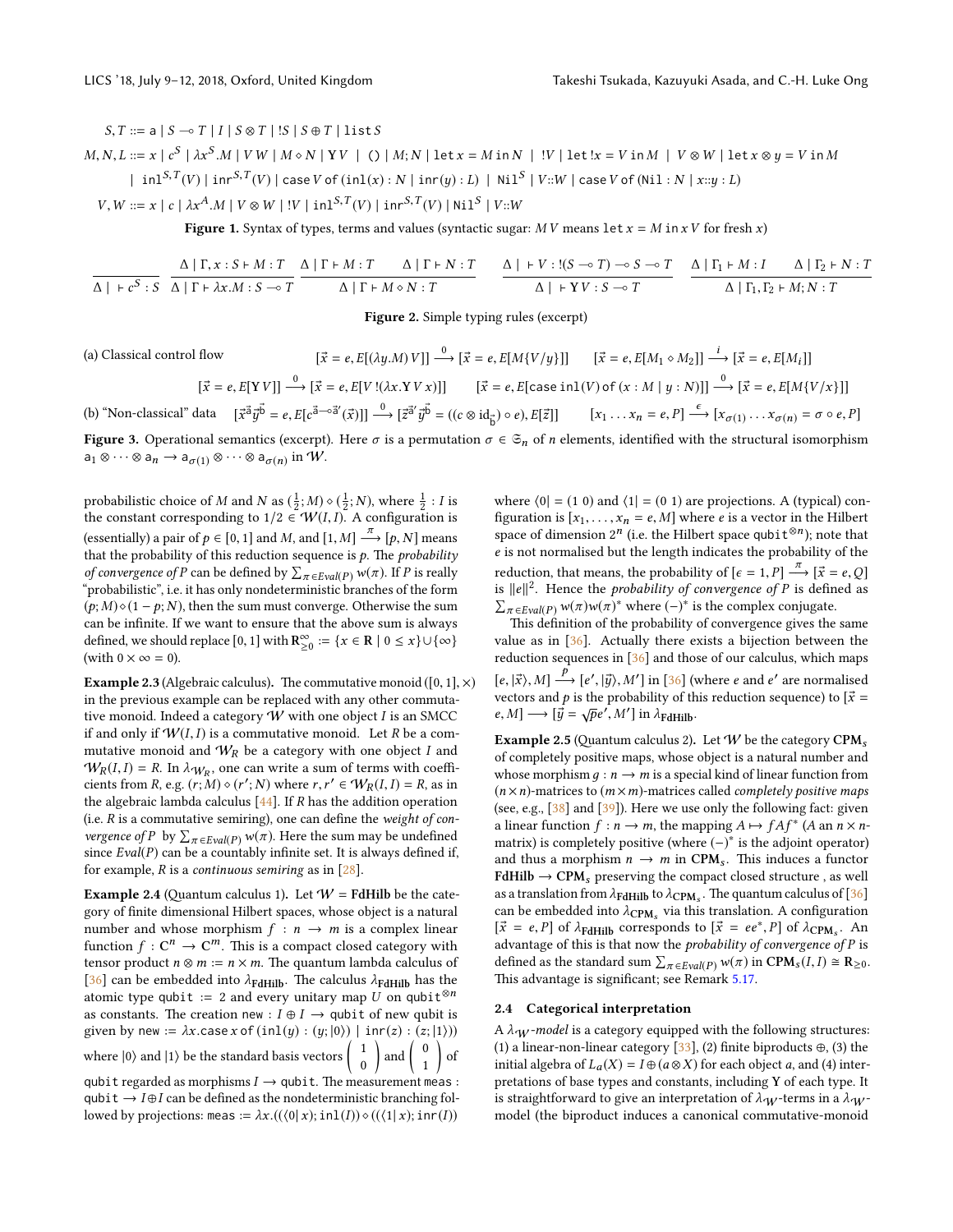$$S, T ::= \mathsf{a} \mid S \multimap T \mid I \mid S \otimes T \mid !S \mid S \oplus T \mid \mathtt{list}\, S$$

$$M, N, L ::= x \mid c^S \mid \lambda x^S.M \mid V\,W \mid M \diamond N \mid \mathbf{Y}\,V \mid () \mid M; N \mid \mathtt{let}\, x = M \,\mathtt{in}\, N \mid !V \mid \mathtt{let}\, !x = V \,\mathtt{in}\, M \mid V \otimes W \mid \mathtt{let}\, x \otimes y = V \,\mathtt{in}\, M$$
$$\mid \mathtt{inl}^{S,T}(V) \mid \mathtt{inr}^{S,T}(V) \mid \mathtt{case}\, V \,\mathtt{of}\, (\mathtt{inl}(x) : N \mid \mathtt{inr}(y) : L) \mid \mathtt{Nil}^S \mid V{::}W \mid \mathtt{case}\, V \,\mathtt{of}\, (\mathtt{Nil} : N \mid x{::}y : L)$$

$$V, W ::= x \mid c \mid \lambda x^A.M \mid V \otimes W \mid !V \mid \mathtt{inl}^{S,T}(V) \mid \mathtt{inr}^{S,T}(V) \mid \mathtt{Nil}^S \mid V{::}W$$

**Figure 1.** Syntax of types, terms and values (syntactic sugar: $M\,V$ means $\mathtt{let}\, x = M \,\mathtt{in}\, x\,V$ for fresh $x$)

$$\frac{}{\Delta \mid\ \vdash c^S : S} \qquad \frac{\Delta \mid \Gamma, x : S \vdash M : T}{\Delta \mid \Gamma \vdash \lambda x.M : S \multimap T} \qquad \frac{\Delta \mid \Gamma \vdash M : T \qquad \Delta \mid \Gamma \vdash N : T}{\Delta \mid \Gamma \vdash M \diamond N : T} \qquad \frac{\Delta \mid\ \vdash V : !(S \multimap T) \multimap S \multimap T}{\Delta \mid\ \vdash \mathbf{Y}\,V : S \multimap T} \qquad \frac{\Delta \mid \Gamma_1 \vdash M : I \qquad \Delta \mid \Gamma_2 \vdash N : T}{\Delta \mid \Gamma_1, \Gamma_2 \vdash M; N : T}$$

**Figure 2.** Simple typing rules (excerpt)

(a) Classical control flow
$$[\vec{x} = e, E[(\lambda y.M)\,V]] \xrightarrow{0} [\vec{x} = e, E[M\{V/y\}]] \qquad [\vec{x} = e, E[M_1 \diamond M_2]] \xrightarrow{i} [\vec{x} = e, E[M_i]]$$
$$[\vec{x} = e, E[\mathbf{Y}\,V]] \xrightarrow{0} [\vec{x} = e, E[V\,!(\lambda x.\mathbf{Y}\,V\,x)]] \qquad [\vec{x} = e, E[\mathtt{case}\,\mathtt{inl}(V)\,\mathtt{of}\,(x : M \mid y : N)]] \xrightarrow{0} [\vec{x} = e, E[M\{V/x\}]]$$

(b) "Non-classical" data
$$[\vec{x}^{\vec{\mathsf{a}}}\vec{y}^{\vec{\mathsf{b}}} = e, E[c^{\vec{\mathsf{a}} \multimap \vec{\mathsf{a}}'}(\vec{x})]] \xrightarrow{0} [\vec{z}^{\vec{\mathsf{a}}'}\vec{y}^{\vec{\mathsf{b}}} = ((c \otimes \mathrm{id}_{\vec{\mathsf{b}}}) \circ e), E[\vec{z}]] \qquad [x_1 \dots x_n = e, P] \xrightarrow{\epsilon} [x_{\sigma(1)} \dots x_{\sigma(n)} = \sigma \circ e, P]$$

**Figure 3.** Operational semantics (excerpt). Here $\sigma$ is a permutation $\sigma \in \mathfrak{S}_n$ of $n$ elements, identified with the structural isomorphism $\mathsf{a}_1 \otimes \cdots \otimes \mathsf{a}_n \to \mathsf{a}_{\sigma(1)} \otimes \cdots \otimes \mathsf{a}_{\sigma(n)}$ in $\mathcal{W}$.

probabilistic choice of $M$ and $N$ as $(\frac{1}{2}; M) \diamond (\frac{1}{2}; N)$, where $\frac{1}{2} : I$ is the constant corresponding to $1/2 \in \mathcal{W}(I, I)$. A configuration is (essentially) a pair of $p \in [0, 1]$ and $M$, and $[1, M] \xrightarrow{\pi} [p, N]$ means that the probability of this reduction sequence is $p$. The *probability of convergence of* $P$ can be defined by $\sum_{\pi \in Eval(P)} w(\pi)$. If $P$ is really "probabilistic", i.e. it has only nondeterministic branches of the form $(p; M) \diamond (1 - p; N)$, then the sum must converge. Otherwise the sum can be infinite. If we want to ensure that the above sum is always defined, we should replace $[0, 1]$ with $\mathbf{R}^{\infty}_{\geq 0} := \{x \in \mathbf{R} \mid 0 \leq x\} \cup \{\infty\}$ (with $0 \times \infty = 0$).

**Example 2.3** (Algebraic calculus)**.** The commutative monoid $([0, 1], \times)$ in the previous example can be replaced with any other commutative monoid. Indeed a category $\mathcal{W}$ with one object $I$ is an SMCC if and only if $\mathcal{W}(I, I)$ is a commutative monoid. Let $R$ be a commutative monoid and $\mathcal{W}_R$ be a category with one object $I$ and $\mathcal{W}_R(I, I) = R$. In $\lambda_{\mathcal{W}_R}$, one can write a sum of terms with coefficients from $R$, e.g. $(r; M) \diamond (r'; N)$ where $r, r' \in \mathcal{W}_R(I, I) = R$, as in the algebraic lambda calculus [44]. If $R$ has the addition operation (i.e. $R$ is a commutative semiring), one can define the *weight of convergence of* $P$ by $\sum_{\pi \in Eval(P)} w(\pi)$. Here the sum may be undefined since $Eval(P)$ can be a countably infinite set. It is always defined if, for example, $R$ is a *continuous semiring* as in [28].

**Example 2.4** (Quantum calculus 1)**.** Let $\mathcal{W} = \mathbf{FdHilb}$ be the category of finite dimensional Hilbert spaces, whose object is a natural number and whose morphism $f : n \to m$ is a complex linear function $f : \mathbf{C}^n \to \mathbf{C}^m$. This is a compact closed category with tensor product $n \otimes m := n \times m$. The quantum lambda calculus of [36] can be embedded into $\lambda_{\mathbf{FdHilb}}$. The calculus $\lambda_{\mathbf{FdHilb}}$ has the atomic type $\mathtt{qubit} := 2$ and every unitary map $U$ on $\mathtt{qubit}^{\otimes n}$ as constants. The creation $\mathtt{new} : I \oplus I \to \mathtt{qubit}$ of new qubit is given by $\mathtt{new} := \lambda x.\mathtt{case}\, x \,\mathtt{of}\, (\mathtt{inl}(y) : (y; |0\rangle) \mid \mathtt{inr}(z) : (z; |1\rangle))$ where $|0\rangle$ and $|1\rangle$ be the standard basis vectors $\begin{pmatrix} 1 \\ 0 \end{pmatrix}$ and $\begin{pmatrix} 0 \\ 1 \end{pmatrix}$ of $\mathtt{qubit}$ regarded as morphisms $I \to \mathtt{qubit}$. The measurement $\mathtt{meas} : \mathtt{qubit} \to I \oplus I$ can be defined as the nondeterministic branching followed by projections: $\mathtt{meas} := \lambda x.((\langle 0|\, x); \mathtt{inl}(I)) \diamond ((\langle 1|\, x); \mathtt{inr}(I))$ where $\langle 0| = (1\ 0)$ and $\langle 1| = (0\ 1)$ are projections. A (typical) configuration is $[x_1, \dots, x_n = e, M]$ where $e$ is a vector in the Hilbert space of dimension $2^n$ (i.e. the Hilbert space $\mathtt{qubit}^{\otimes n}$); note that $e$ is not normalised but the length indicates the probability of the reduction, that means, the probability of $[\epsilon = 1, P] \xrightarrow{\pi} [\vec{x} = e, Q]$ is $\|e\|^2$. Hence the *probability of convergence of* $P$ is defined as $\sum_{\pi \in Eval(P)} w(\pi) w(\pi)^*$ where $(-)^*$ is the complex conjugate.

This definition of the probability of convergence gives the same value as in [36]. Actually there exists a bijection between the reduction sequences in [36] and those of our calculus, which maps $[e, |\vec{x}\rangle, M] \xrightarrow{p} [e', |\vec{y}\rangle, M']$ in [36] (where $e$ and $e'$ are normalised vectors and $p$ is the probability of this reduction sequence) to $[\vec{x} = e, M] \longrightarrow [\vec{y} = \sqrt{p}e', M']$ in $\lambda_{\mathbf{FdHilb}}$.

**Example 2.5** (Quantum calculus 2)**.** Let $\mathcal{W}$ be the category $\mathbf{CPM}_s$ of completely positive maps, whose object is a natural number and whose morphism $g : n \to m$ is a special kind of linear function from $(n \times n)$-matrices to $(m \times m)$-matrices called *completely positive maps* (see, e.g., [38] and [39]). Here we use only the following fact: given a linear function $f : n \to m$, the mapping $A \mapsto fAf^*$ ($A$ an $n \times n$-matrix) is completely positive (where $(-)^*$ is the adjoint operator) and thus a morphism $n \to m$ in $\mathbf{CPM}_s$. This induces a functor $\mathbf{FdHilb} \to \mathbf{CPM}_s$ preserving the compact closed structure , as well as a translation from $\lambda_{\mathbf{FdHilb}}$ to $\lambda_{\mathbf{CPM}_s}$. The quantum calculus of [36] can be embedded into $\lambda_{\mathbf{CPM}_s}$ via this translation. A configuration $[\vec{x} = e, P]$ of $\lambda_{\mathbf{FdHilb}}$ corresponds to $[\vec{x} = ee^*, P]$ of $\lambda_{\mathbf{CPM}_s}$. An advantage of this is that now the *probability of convergence of* $P$ is defined as the standard sum $\sum_{\pi \in Eval(P)} w(\pi)$ in $\mathbf{CPM}_s(I, I) \cong \mathbf{R}_{\geq 0}$. This advantage is significant; see Remark 5.17.

### 2.4 Categorical interpretation

A $\lambda_{\mathcal{W}}$*-model* is a category equipped with the following structures: (1) a linear-non-linear category [33], (2) finite biproducts $\oplus$, (3) the initial algebra of $L_a(X) = I \oplus (a \otimes X)$ for each object $a$, and (4) interpretations of base types and constants, including $\mathbf{Y}$ of each type. It is straightforward to give an interpretation of $\lambda_{\mathcal{W}}$-terms in a $\lambda_{\mathcal{W}}$-model (the biproduct induces a canonical commutative-monoid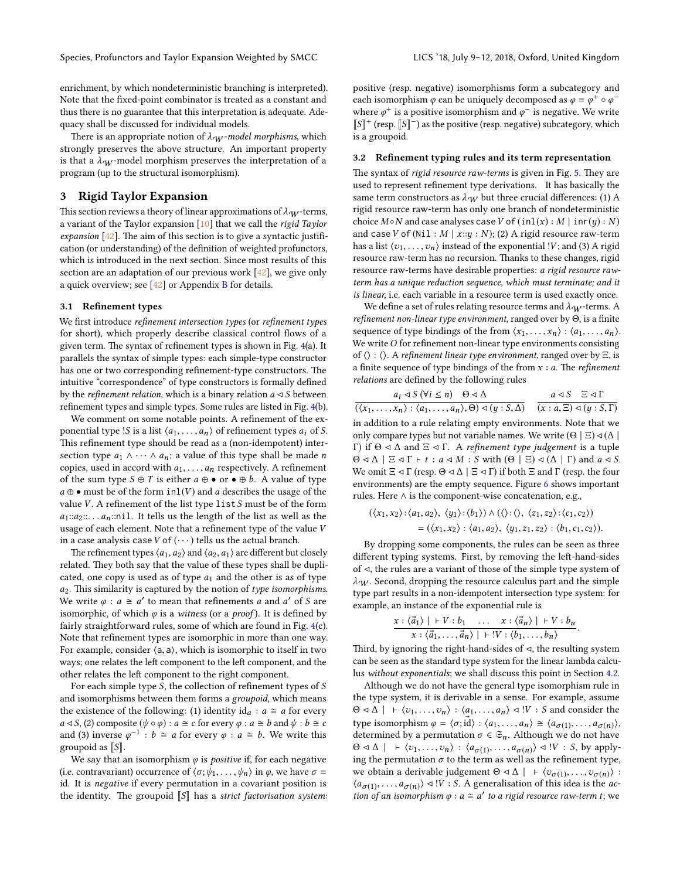enrichment, by which nondeterministic branching is interpreted). Note that the fixed-point combinator is treated as a constant and thus there is no guarantee that this interpretation is adequate. Adequacy shall be discussed for individual models.

There is an appropriate notion of $\lambda_{\mathcal{W}}$*-model morphisms*, which strongly preserves the above structure. An important property is that a $\lambda_{\mathcal{W}}$-model morphism preserves the interpretation of a program (up to the structural isomorphism).

## 3 Rigid Taylor Expansion

This section reviews a theory of linear approximations of $\lambda_{\mathcal{W}}$-terms, a variant of the Taylor expansion [10] that we call the *rigid Taylor expansion* [42]. The aim of this section is to give a syntactic justification (or understanding) of the definition of weighted profunctors, which is introduced in the next section. Since most results of this section are an adaptation of our previous work [42], we give only a quick overview; see [42] or Appendix B for details.

### 3.1 Refinement types

We first introduce *refinement intersection types* (or *refinement types* for short), which properly describe classical control flows of a given term. The syntax of refinement types is shown in Fig. 4(a). It parallels the syntax of simple types: each simple-type constructor has one or two corresponding refinement-type constructors. The intuitive "correspondence" of type constructors is formally defined by the *refinement relation*, which is a binary relation $a \triangleleft S$ between refinement types and simple types. Some rules are listed in Fig. 4(b).

We comment on some notable points. A refinement of the exponential type $!S$ is a list $\langle a_1, \dots, a_n \rangle$ of refinement types $a_i$ of $S$. This refinement type should be read as a (non-idempotent) intersection type $a_1 \wedge \cdots \wedge a_n$; a value of this type shall be made $n$ copies, used in accord with $a_1, \dots, a_n$ respectively. A refinement of the sum type $S \oplus T$ is either $a \oplus \bullet$ or $\bullet \oplus b$. A value of type $a \oplus \bullet$ must be of the form $\mathtt{inl}(V)$ and $a$ describes the usage of the value $V$. A refinement of the list type $\mathtt{list}\, S$ must be of the form $a_1{::}a_2{::}\dots a_n{::}\mathtt{nil}$. It tells us the length of the list as well as the usage of each element. Note that a refinement type of the value $V$ in a case analysis $\mathtt{case}\ V\ \mathtt{of}\ (\cdots)$ tells us the actual branch.

The refinement types $\langle a_1, a_2 \rangle$ and $\langle a_2, a_1 \rangle$ are different but closely related. They both say that the value of these types shall be duplicated, one copy is used as of type $a_1$ and the other is as of type $a_2$. This similarity is captured by the notion of *type isomorphisms*. We write $\varphi : a \cong a'$ to mean that refinements $a$ and $a'$ of $S$ are isomorphic, of which $\varphi$ is a *witness* (or a *proof*). It is defined by fairly straightforward rules, some of which are found in Fig. 4(c). Note that refinement types are isomorphic in more than one way. For example, consider $\langle \mathsf{a}, \mathsf{a} \rangle$, which is isomorphic to itself in two ways; one relates the left component to the left component, and the other relates the left component to the right component.

For each simple type $S$, the collection of refinement types of $S$ and isomorphisms between them forms a *groupoid*, which means the existence of the following: (1) identity $\mathrm{id}_a : a \cong a$ for every $a \triangleleft S$, (2) composite $(\psi \circ \varphi) : a \cong c$ for every $\varphi : a \cong b$ and $\psi : b \cong c$ and (3) inverse $\varphi^{-1} : b \cong a$ for every $\varphi : a \cong b$. We write this groupoid as $[\![S]\!]$.

We say that an isomorphism $\varphi$ is *positive* if, for each negative (i.e. contravariant) occurrence of $\langle \sigma; \psi_1, \dots, \psi_n \rangle$ in $\varphi$, we have $\sigma = \mathrm{id}$. It is *negative* if every permutation in a covariant position is the identity. The groupoid $[\![S]\!]$ has a *strict factorisation system*: positive (resp. negative) isomorphisms form a subcategory and each isomorphism $\varphi$ can be uniquely decomposed as $\varphi = \varphi^+ \circ \varphi^-$ where $\varphi^+$ is a positive isomorphism and $\varphi^-$ is negative. We write $[\![S]\!]^+$ (resp. $[\![S]\!]^-$) as the positive (resp. negative) subcategory, which is a groupoid.

### 3.2 Refinement typing rules and its term representation

The syntax of *rigid resource raw-terms* is given in Fig. 5. They are used to represent refinement type derivations. It has basically the same term constructors as $\lambda_{\mathcal{W}}$ but three crucial differences: (1) A rigid resource raw-term has only one branch of nondeterministic choice $M \diamond N$ and case analyses $\mathtt{case}\ V\ \mathtt{of}\ (\mathtt{inl}(x) : M \mid \mathtt{inr}(y) : N)$ and $\mathtt{case}\ V\ \mathtt{of}\ (\mathtt{Nil} : M \mid x{::}y : N)$; (2) A rigid resource raw-term has a list $\langle v_1, \dots, v_n \rangle$ instead of the exponential $!V$; and (3) A rigid resource raw-term has no recursion. Thanks to these changes, rigid resource raw-terms have desirable properties: *a rigid resource raw-term has a unique reduction sequence, which must terminate; and it is linear*, i.e. each variable in a resource term is used exactly once.

We define a set of rules relating resource terms and $\lambda_{\mathcal{W}}$-terms. A *refinement non-linear type environment*, ranged over by $\Theta$, is a finite sequence of type bindings of the from $\langle x_1, \dots, x_n \rangle : \langle a_1, \dots, a_n \rangle$. We write $O$ for refinement non-linear type environments consisting of $\langle\rangle : \langle\rangle$. A *refinement linear type environment*, ranged over by $\Xi$, is a finite sequence of type bindings of the from $x : a$. The *refinement relations* are defined by the following rules

$$\frac{a_i \triangleleft S\ (\forall i \le n) \quad \Theta \triangleleft \Delta}{(\langle x_1, \dots, x_n \rangle : \langle a_1, \dots, a_n \rangle, \Theta) \triangleleft (y : S, \Delta)} \qquad \frac{a \triangleleft S \quad \Xi \triangleleft \Gamma}{(x : a, \Xi) \triangleleft (y : S, \Gamma)}$$

in addition to a rule relating empty environments. Note that we only compare types but not variable names. We write $(\Theta \mid \Xi) \triangleleft (\Delta \mid \Gamma)$ if $\Theta \triangleleft \Delta$ and $\Xi \triangleleft \Gamma$. A *refinement type judgement* is a tuple $\Theta \triangleleft \Delta \mid \Xi \triangleleft \Gamma \vdash t : a \triangleleft M : S$ with $(\Theta \mid \Xi) \triangleleft (\Delta \mid \Gamma)$ and $a \triangleleft S$. We omit $\Xi \triangleleft \Gamma$ (resp. $\Theta \triangleleft \Delta \mid \Xi \triangleleft \Gamma$) if both $\Xi$ and $\Gamma$ (resp. the four environments) are the empty sequence. Figure 6 shows important rules. Here $\wedge$ is the component-wise concatenation, e.g.,

$$\begin{aligned}(\langle x_1, x_2 \rangle : \langle a_1, a_2 \rangle,\ \langle y_1 \rangle : \langle b_1 \rangle) \wedge (\langle\rangle : \langle\rangle,\ \langle z_1, z_2 \rangle : \langle c_1, c_2 \rangle) \\ = (\langle x_1, x_2 \rangle : \langle a_1, a_2 \rangle,\ \langle y_1, z_1, z_2 \rangle : \langle b_1, c_1, c_2 \rangle).\end{aligned}$$

By dropping some components, the rules can be seen as three different typing systems. First, by removing the left-hand-sides of $\triangleleft$, the rules are a variant of those of the simple type system of $\lambda_{\mathcal{W}}$. Second, dropping the resource calculus part and the simple type part results in a non-idempotent intersection type system: for example, an instance of the exponential rule is

$$\frac{x : \langle \vec{a}_1 \rangle \mid\ \vdash V : b_1 \quad \dots \quad x : \langle \vec{a}_n \rangle \mid\ \vdash V : b_n}{x : \langle \vec{a}_1, \dots, \vec{a}_n \rangle \mid\ \vdash !V : \langle b_1, \dots, b_n \rangle}.$$

Third, by ignoring the right-hand-sides of $\triangleleft$, the resulting system can be seen as the standard type system for the linear lambda calculus *without exponentials*; we shall discuss this point in Section 4.2.

Although we do not have the general type isomorphism rule in the type system, it is derivable in a sense. For example, assume $\Theta \triangleleft \Delta \mid\ \vdash \langle v_1, \dots, v_n \rangle : \langle a_1, \dots, a_n \rangle \triangleleft !V : S$ and consider the type isomorphism $\varphi = \langle \sigma; \vec{\mathrm{id}} \rangle : \langle a_1, \dots, a_n \rangle \cong \langle a_{\sigma(1)}, \dots, a_{\sigma(n)} \rangle$, determined by a permutation $\sigma \in \mathfrak{S}_n$. Although we do not have $\Theta \triangleleft \Delta \mid\ \vdash \langle v_1, \dots, v_n \rangle : \langle a_{\sigma(1)}, \dots, a_{\sigma(n)} \rangle \triangleleft !V : S$, by applying the permutation $\sigma$ to the term as well as the refinement type, we obtain a derivable judgement $\Theta \triangleleft \Delta \mid\ \vdash \langle v_{\sigma(1)}, \dots, v_{\sigma(n)} \rangle : \langle a_{\sigma(1)}, \dots, a_{\sigma(n)} \rangle \triangleleft !V : S$. A generalisation of this idea is the *action of an isomorphism $\varphi : a \cong a'$ to a rigid resource raw-term $t$*; we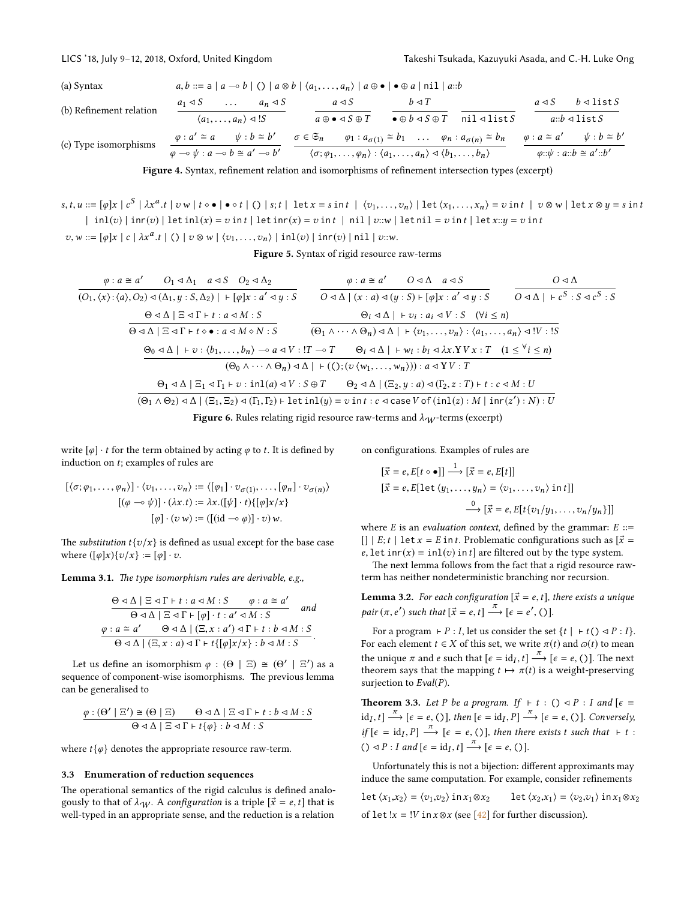(a) Syntax $\quad a, b ::= \mathsf{a} \mid a \multimap b \mid () \mid a \otimes b \mid \langle a_1, \ldots, a_n \rangle \mid a \oplus \bullet \mid \bullet \oplus a \mid \mathtt{nil} \mid a{::}b$

(b) Refinement relation

$$\frac{a_1 \lhd S \quad \ldots \quad a_n \lhd S}{\langle a_1, \ldots, a_n \rangle \lhd !S} \qquad \frac{a \lhd S}{a \oplus \bullet \lhd S \oplus T} \qquad \frac{b \lhd T}{\bullet \oplus b \lhd S \oplus T} \qquad \frac{}{\mathtt{nil} \lhd \mathtt{list}\, S} \qquad \frac{a \lhd S \quad b \lhd \mathtt{list}\, S}{a{::}b \lhd \mathtt{list}\, S}$$

(c) Type isomorphisms

$$\frac{\varphi : a' \cong a \quad \psi : b \cong b'}{\varphi \multimap \psi : a \multimap b \cong a' \multimap b'} \qquad \frac{\sigma \in \mathfrak{S}_n \quad \varphi_1 : a_{\sigma(1)} \cong b_1 \quad \ldots \quad \varphi_n : a_{\sigma(n)} \cong b_n}{\langle \sigma; \varphi_1, \ldots, \varphi_n \rangle : \langle a_1, \ldots, a_n \rangle \lhd \langle b_1, \ldots, b_n \rangle} \qquad \frac{\varphi : a \cong a' \quad \psi : b \cong b'}{\varphi{::}\psi : a{::}b \cong a'{::}b'}$$

**Figure 4.** Syntax, refinement relation and isomorphisms of refinement intersection types (excerpt)

$$\begin{aligned}
s, t, u ::=\ & [\varphi]x \mid c^S \mid \lambda x^a.t \mid v\, w \mid t \diamond \bullet \mid \bullet \diamond t \mid () \mid s;t \mid \mathtt{let}\, x = s \,\mathtt{in}\, t \mid \langle v_1, \ldots, v_n \rangle \mid \mathtt{let}\, \langle x_1, \ldots, x_n \rangle = v \,\mathtt{in}\, t \mid v \otimes w \mid \mathtt{let}\, x \otimes y = s \,\mathtt{in}\, t \\
\mid\ & \mathtt{inl}(v) \mid \mathtt{inr}(v) \mid \mathtt{let}\, \mathtt{inl}(x) = v \,\mathtt{in}\, t \mid \mathtt{let}\, \mathtt{inr}(x) = v \,\mathtt{in}\, t \mid \mathtt{nil} \mid v{::}w \mid \mathtt{let}\, \mathtt{nil} = v \,\mathtt{in}\, t \mid \mathtt{let}\, x{::}y = v \,\mathtt{in}\, t \\
v, w ::=\ & [\varphi]x \mid c \mid \lambda x^a.t \mid () \mid v \otimes w \mid \langle v_1, \ldots, v_n \rangle \mid \mathtt{inl}(v) \mid \mathtt{inr}(v) \mid \mathtt{nil} \mid v{::}w.
\end{aligned}$$

**Figure 5.** Syntax of rigid resource raw-terms

$$\frac{\varphi : a \cong a' \quad O_1 \lhd \Delta_1 \quad a \lhd S \quad O_2 \lhd \Delta_2}{(O_1, \langle x \rangle : \langle a \rangle, O_2) \lhd (\Delta_1, y : S, \Delta_2) \mid\ \vdash [\varphi]x : a' \lhd y : S} \qquad \frac{\varphi : a \cong a' \quad O \lhd \Delta \quad a \lhd S}{O \lhd \Delta \mid (x : a) \lhd (y : S) \vdash [\varphi]x : a' \lhd y : S} \qquad \frac{}{O \lhd \Delta \mid\ \vdash c^S : S \lhd c^S : S}$$

$$\frac{\Theta \lhd \Delta \mid \Xi \lhd \Gamma \vdash t : a \lhd M : S}{\Theta \lhd \Delta \mid \Xi \lhd \Gamma \vdash t \diamond \bullet : a \lhd M \diamond N : S} \qquad \frac{\Theta_i \lhd \Delta \mid\ \vdash v_i : a_i \lhd V : S \quad (\forall i \le n)}{(\Theta_1 \wedge \cdots \wedge \Theta_n) \lhd \Delta \mid\ \vdash \langle v_1, \ldots, v_n \rangle : \langle a_1, \ldots, a_n \rangle \lhd !V : !S}$$

$$\frac{\Theta_0 \lhd \Delta \mid\ \vdash v : \langle b_1, \ldots, b_n \rangle \multimap a \lhd V : !T \multimap T \qquad \Theta_i \lhd \Delta \mid\ \vdash w_i : b_i \lhd \lambda x.\mathbf{Y} V\, x : T \quad (1 \le {}^\forall i \le n)}{(\Theta_0 \wedge \cdots \wedge \Theta_n) \lhd \Delta \mid\ \vdash ((); (v\, \langle w_1, \ldots, w_n \rangle)) : a \lhd \mathbf{Y} V : T}$$

$$\frac{\Theta_1 \lhd \Delta \mid \Xi_1 \lhd \Gamma_1 \vdash v : \mathtt{inl}(a) \lhd V : S \oplus T \qquad \Theta_2 \lhd \Delta \mid (\Xi_2, y : a) \lhd (\Gamma_2, z : T) \vdash t : c \lhd M : U}{(\Theta_1 \wedge \Theta_2) \lhd \Delta \mid (\Xi_1, \Xi_2) \lhd (\Gamma_1, \Gamma_2) \vdash \mathtt{let}\, \mathtt{inl}(y) = v \,\mathtt{in}\, t : c \lhd \mathtt{case}\, V\, \mathtt{of}\, (\mathtt{inl}(z) : M \mid \mathtt{inr}(z') : N) : U}$$

**Figure 6.** Rules relating rigid resource raw-terms and $\lambda_{\mathcal{W}}$-terms (excerpt)

write $[\varphi] \cdot t$ for the term obtained by acting $\varphi$ to $t$. It is defined by induction on $t$; examples of rules are

$$\begin{aligned}
[\langle \sigma; \varphi_1, \ldots, \varphi_n \rangle] \cdot \langle v_1, \ldots, v_n \rangle &:= \langle [\varphi_1] \cdot v_{\sigma(1)}, \ldots, [\varphi_n] \cdot v_{\sigma(n)} \rangle \\
[(\varphi \multimap \psi)] \cdot (\lambda x.t) &:= \lambda x.([\psi] \cdot t)\{[\varphi]x/x\} \\
[\varphi] \cdot (v\, w) &:= ([(\mathrm{id} \multimap \varphi)] \cdot v)\, w.
\end{aligned}$$

The *substitution* $t\{v/x\}$ is defined as usual except for the base case where $([\varphi]x)\{v/x\} := [\varphi] \cdot v$.

**Lemma 3.1.** *The type isomorphism rules are derivable, e.g.,*

$$\frac{\Theta \lhd \Delta \mid \Xi \lhd \Gamma \vdash t : a \lhd M : S \qquad \varphi : a \cong a'}{\Theta \lhd \Delta \mid \Xi \lhd \Gamma \vdash [\varphi] \cdot t : a' \lhd M : S} \quad \text{and}$$

$$\frac{\varphi : a \cong a' \qquad \Theta \lhd \Delta \mid (\Xi, x : a') \lhd \Gamma \vdash t : b \lhd M : S}{\Theta \lhd \Delta \mid (\Xi, x : a) \lhd \Gamma \vdash t\{[\varphi]x/x\} : b \lhd M : S}.$$

Let us define an isomorphism $\varphi : (\Theta \mid \Xi) \cong (\Theta' \mid \Xi')$ as a sequence of component-wise isomorphisms. The previous lemma can be generalised to

$$\frac{\varphi : (\Theta' \mid \Xi') \cong (\Theta \mid \Xi) \qquad \Theta \lhd \Delta \mid \Xi \lhd \Gamma \vdash t : b \lhd M : S}{\Theta \lhd \Delta \mid \Xi \lhd \Gamma \vdash t\{\varphi\} : b \lhd M : S}$$

where $t\{\varphi\}$ denotes the appropriate resource raw-term.

### 3.3 Enumeration of reduction sequences

The operational semantics of the rigid calculus is defined analogously to that of $\lambda_{\mathcal{W}}$. A *configuration* is a triple $[\vec{x} = e, t]$ that is well-typed in an appropriate sense, and the reduction is a relation on configurations. Examples of rules are

$$\begin{aligned}
&[\vec{x} = e, E[t \diamond \bullet]] \xrightarrow{1} [\vec{x} = e, E[t]] \\
&[\vec{x} = e, E[\mathtt{let}\, \langle y_1, \ldots, y_n \rangle = \langle v_1, \ldots, v_n \rangle \,\mathtt{in}\, t]] \\
&\qquad\qquad \xrightarrow{0} [\vec{x} = e, E[t\{v_1/y_1, \ldots, v_n/y_n\}]]
\end{aligned}$$

where $E$ is an *evaluation context*, defined by the grammar: $E ::= [\,] \mid E; t \mid \mathtt{let}\, x = E \,\mathtt{in}\, t$. Problematic configurations such as $[\vec{x} = e, \mathtt{let}\, \mathtt{inr}(x) = \mathtt{inl}(v) \,\mathtt{in}\, t]$ are filtered out by the type system.

The next lemma follows from the fact that a rigid resource raw-term has neither nondeterministic branching nor recursion.

**Lemma 3.2.** *For each configuration $[\vec{x} = e, t]$, there exists a unique pair $(\pi, e')$ such that $[\vec{x} = e, t] \xrightarrow{\pi} [\epsilon = e', ()]$.*

For a program $\vdash P : I$, let us consider the set $\{t \mid\ \vdash t() \lhd P : I\}$. For each element $t \in X$ of this set, we write $\pi(t)$ and $\varpi(t)$ to mean the unique $\pi$ and $e$ such that $[\epsilon = \mathrm{id}_I, t] \xrightarrow{\pi} [\epsilon = e, ()]$. The next theorem says that the mapping $t \mapsto \pi(t)$ is a weight-preserving surjection to $Eval(P)$.

**Theorem 3.3.** *Let $P$ be a program. If $\vdash t : () \lhd P : I$ and $[\epsilon = \mathrm{id}_I, t] \xrightarrow{\pi} [\epsilon = e, ()]$, then $[\epsilon = \mathrm{id}_I, P] \xrightarrow{\pi} [\epsilon = e, ()]$. Conversely, if $[\epsilon = \mathrm{id}_I, P] \xrightarrow{\pi} [\epsilon = e, ()]$, then there exists $t$ such that $\vdash t : () \lhd P : I$ and $[\epsilon = \mathrm{id}_I, t] \xrightarrow{\pi} [\epsilon = e, ()]$.*

Unfortunately this is not a bijection: different approximants may induce the same computation. For example, consider refinements

$$\mathtt{let}\, \langle x_1, x_2 \rangle = \langle v_1, v_2 \rangle \,\mathtt{in}\, x_1 \otimes x_2 \qquad \mathtt{let}\, \langle x_2, x_1 \rangle = \langle v_2, v_1 \rangle \,\mathtt{in}\, x_1 \otimes x_2$$

of $\mathtt{let}\, !x = !V \,\mathtt{in}\, x \otimes x$ (see [42] for further discussion).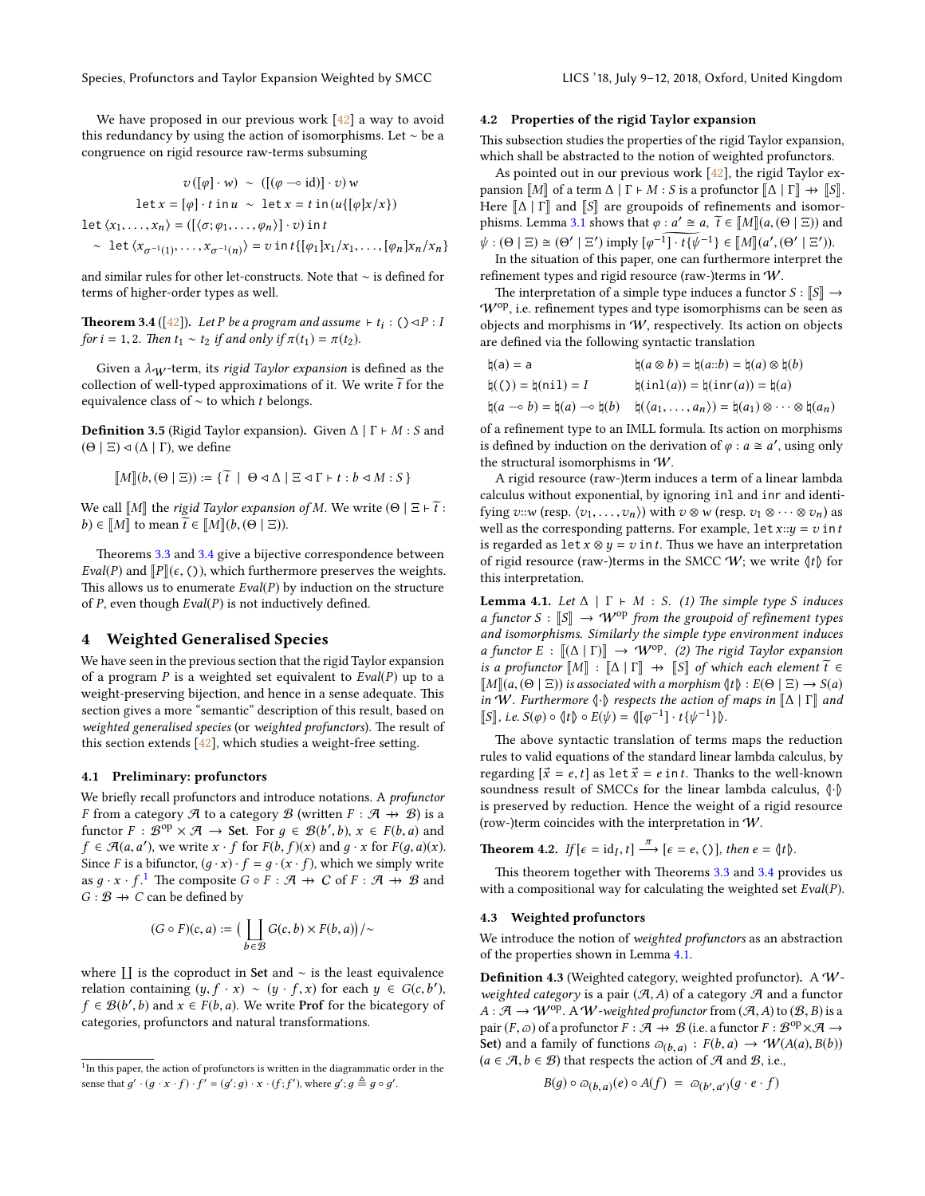We have proposed in our previous work [42] a way to avoid this redundancy by using the action of isomorphisms. Let $\sim$ be a congruence on rigid resource raw-terms subsuming

$$
\begin{aligned}
v\,([\varphi]\cdot w) \;&\sim\; ([(\varphi \multimap \mathrm{id})]\cdot v)\,w \\
\mathtt{let}\,x = [\varphi]\cdot t\,\mathtt{in}\,u \;&\sim\; \mathtt{let}\,x = t\,\mathtt{in}\,(u\{[\varphi]x/x\}) \\
\mathtt{let}\,\langle x_1,\ldots,x_n\rangle = ([\langle\sigma;\varphi_1,\ldots,\varphi_n\rangle]\cdot v)\,\mathtt{in}\,t & \\
\sim\; \mathtt{let}\,\langle x_{\sigma^{-1}(1)},\ldots,x_{\sigma^{-1}(n)}\rangle &= v\,\mathtt{in}\,t\{[\varphi_1]x_1/x_1,\ldots,[\varphi_n]x_n/x_n\}
\end{aligned}
$$

and similar rules for other let-constructs. Note that $\sim$ is defined for terms of higher-order types as well.

**Theorem 3.4** ([42]). *Let $P$ be a program and assume $\vdash t_i : () \triangleleft P : I$ for $i = 1, 2$. Then $t_1 \sim t_2$ if and only if $\pi(t_1) = \pi(t_2)$.*

Given a $\lambda_{\mathcal{W}}$-term, its *rigid Taylor expansion* is defined as the collection of well-typed approximations of it. We write $\widetilde{t}$ for the equivalence class of $\sim$ to which $t$ belongs.

**Definition 3.5** (Rigid Taylor expansion)**.** Given $\Delta \mid \Gamma \vdash M : S$ and $(\Theta \mid \Xi) \triangleleft (\Delta \mid \Gamma)$, we define

$$
[\![M]\!](b, (\Theta \mid \Xi)) := \{\, \widetilde{t} \;\mid\; \Theta \triangleleft \Delta \mid \Xi \triangleleft \Gamma \vdash t : b \triangleleft M : S \,\}
$$

We call $[\![M]\!]$ the *rigid Taylor expansion of* $M$. We write $(\Theta \mid \Xi \vdash \widetilde{t} : b) \in [\![M]\!]$ to mean $\widetilde{t} \in [\![M]\!](b, (\Theta \mid \Xi))$.

Theorems 3.3 and 3.4 give a bijective correspondence between $Eval(P)$ and $[\![P]\!](\epsilon, ())$, which furthermore preserves the weights. This allows us to enumerate $Eval(P)$ by induction on the structure of $P$, even though $Eval(P)$ is not inductively defined.

# 4 Weighted Generalised Species

We have seen in the previous section that the rigid Taylor expansion of a program $P$ is a weighted set equivalent to $Eval(P)$ up to a weight-preserving bijection, and hence in a sense adequate. This section gives a more "semantic" description of this result, based on *weighted generalised species* (or *weighted profunctors*). The result of this section extends [42], which studies a weight-free setting.

## 4.1 Preliminary: profunctors

We briefly recall profunctors and introduce notations. A *profunctor* $F$ from a category $\mathcal{A}$ to a category $\mathcal{B}$ (written $F : \mathcal{A} \nrightarrow \mathcal{B}$) is a functor $F : \mathcal{B}^{\mathrm{op}} \times \mathcal{A} \longrightarrow \mathbf{Set}$. For $g \in \mathcal{B}(b', b)$, $x \in F(b, a)$ and $f \in \mathcal{A}(a, a')$, we write $x \cdot f$ for $F(b, f)(x)$ and $g \cdot x$ for $F(g, a)(x)$. Since $F$ is a bifunctor, $(g \cdot x) \cdot f = g \cdot (x \cdot f)$, which we simply write as $g \cdot x \cdot f$.[1] The composite $G \circ F : \mathcal{A} \nrightarrow C$ of $F : \mathcal{A} \nrightarrow \mathcal{B}$ and $G : \mathcal{B} \nrightarrow C$ can be defined by

$$
(G \circ F)(c, a) := \Big(\coprod_{b \in \mathcal{B}} G(c, b) \times F(b, a)\Big)/\!\sim
$$

where $\coprod$ is the coproduct in $\mathbf{Set}$ and $\sim$ is the least equivalence relation containing $(y, f \cdot x) \sim (y \cdot f, x)$ for each $y \in G(c, b')$, $f \in \mathcal{B}(b', b)$ and $x \in F(b, a)$. We write $\mathbf{Prof}$ for the bicategory of categories, profunctors and natural transformations.

[1] In this paper, the action of profunctors is written in the diagrammatic order in the sense that $g' \cdot (g \cdot x \cdot f) \cdot f' = (g'; g) \cdot x \cdot (f; f')$, where $g'; g \triangleq g \circ g'$.

## 4.2 Properties of the rigid Taylor expansion

This subsection studies the properties of the rigid Taylor expansion, which shall be abstracted to the notion of weighted profunctors.

As pointed out in our previous work [42], the rigid Taylor expansion $[\![M]\!]$ of a term $\Delta \mid \Gamma \vdash M : S$ is a profunctor $[\![\Delta \mid \Gamma]\!] \nrightarrow [\![S]\!]$. Here $[\![\Delta \mid \Gamma]\!]$ and $[\![S]\!]$ are groupoids of refinements and isomorphisms. Lemma 3.1 shows that $\varphi : a' \cong a$, $\widetilde{t} \in [\![M]\!](a, (\Theta \mid \Xi))$ and $\psi : (\Theta \mid \Xi) \cong (\Theta' \mid \Xi')$ imply $[\varphi^{-1}] \cdot \widetilde{t\{\psi^{-1}\}} \in [\![M]\!](a', (\Theta' \mid \Xi'))$.

In the situation of this paper, one can furthermore interpret the refinement types and rigid resource (raw-)terms in $\mathcal{W}$.

The interpretation of a simple type induces a functor $S : [\![S]\!] \to \mathcal{W}^{\mathrm{op}}$, i.e. refinement types and type isomorphisms can be seen as objects and morphisms in $\mathcal{W}$, respectively. Its action on objects are defined via the following syntactic translation

$$
\begin{array}{ll}
\natural(a) = a & \natural(a \otimes b) = \natural(a{::}b) = \natural(a) \otimes \natural(b) \\
\natural(()) = \natural(\mathtt{nil}) = I & \natural(\mathtt{inl}(a)) = \natural(\mathtt{inr}(a)) = \natural(a) \\
\natural(a \multimap b) = \natural(a) \multimap \natural(b) & \natural(\langle a_1,\ldots,a_n\rangle) = \natural(a_1) \otimes \cdots \otimes \natural(a_n)
\end{array}
$$

of a refinement type to an IMLL formula. Its action on morphisms is defined by induction on the derivation of $\varphi : a \cong a'$, using only the structural isomorphisms in $\mathcal{W}$.

A rigid resource (raw-)term induces a term of a linear lambda calculus without exponential, by ignoring `inl` and `inr` and identifying $v{::}w$ (resp. $\langle v_1,\ldots,v_n\rangle$) with $v \otimes w$ (resp. $v_1 \otimes \cdots \otimes v_n$) as well as the corresponding patterns. For example, $\mathtt{let}\,x{::}y = v\,\mathtt{in}\,t$ is regarded as $\mathtt{let}\,x \otimes y = v\,\mathtt{in}\,t$. Thus we have an interpretation of rigid resource (raw-)terms in the SMCC $\mathcal{W}$; we write $\langle\!|t|\!\rangle$ for this interpretation.

**Lemma 4.1.** *Let $\Delta \mid \Gamma \vdash M : S$. (1) The simple type $S$ induces a functor $S : [\![S]\!] \to \mathcal{W}^{\mathrm{op}}$ from the groupoid of refinement types and isomorphisms. Similarly the simple type environment induces a functor $E : [\![(\Delta \mid \Gamma)]\!] \to \mathcal{W}^{\mathrm{op}}$. (2) The rigid Taylor expansion is a profunctor $[\![M]\!] : [\![\Delta \mid \Gamma]\!] \nrightarrow [\![S]\!]$ of which each element $\widetilde{t} \in [\![M]\!](a, (\Theta \mid \Xi))$ is associated with a morphism $\langle\!|t|\!\rangle : E(\Theta \mid \Xi) \to S(a)$ in $\mathcal{W}$. Furthermore $\langle\!|\cdot|\!\rangle$ respects the action of maps in $[\![\Delta \mid \Gamma]\!]$ and $[\![S]\!]$, i.e. $S(\varphi) \circ \langle\!|t|\!\rangle \circ E(\psi) = \langle\!|[\varphi^{-1}] \cdot t\{\psi^{-1}\}|\!\rangle$.*

The above syntactic translation of terms maps the reduction rules to valid equations of the standard linear lambda calculus, by regarding $[\vec{x} = e, t]$ as $\mathtt{let}\,\vec{x} = e\,\mathtt{in}\,t$. Thanks to the well-known soundness result of SMCCs for the linear lambda calculus, $\langle\!|\cdot|\!\rangle$ is preserved by reduction. Hence the weight of a rigid resource (row-)term coincides with the interpretation in $\mathcal{W}$.

**Theorem 4.2.** *If $[\epsilon = \mathrm{id}_I, t] \xrightarrow{\ \pi\ } [\epsilon = e, ()]$, then $e = \langle\!|t|\!\rangle$.*

This theorem together with Theorems 3.3 and 3.4 provides us with a compositional way for calculating the weighted set $Eval(P)$.

## 4.3 Weighted profunctors

We introduce the notion of *weighted profunctors* as an abstraction of the properties shown in Lemma 4.1.

**Definition 4.3** (Weighted category, weighted profunctor)**.** A $\mathcal{W}$-*weighted category* is a pair $(\mathcal{A}, A)$ of a category $\mathcal{A}$ and a functor $A : \mathcal{A} \to \mathcal{W}^{\mathrm{op}}$. A $\mathcal{W}$-*weighted profunctor* from $(\mathcal{A}, A)$ to $(\mathcal{B}, B)$ is a pair $(F, \varpi)$ of a profunctor $F : \mathcal{A} \nrightarrow \mathcal{B}$ (i.e. a functor $F : \mathcal{B}^{\mathrm{op}} \times \mathcal{A} \to \mathbf{Set}$) and a family of functions $\varpi_{(b,a)} : F(b, a) \to \mathcal{W}(A(a), B(b))$ ($a \in \mathcal{A}, b \in \mathcal{B}$) that respects the action of $\mathcal{A}$ and $\mathcal{B}$, i.e.,

$$
B(g) \circ \varpi_{(b,a)}(e) \circ A(f) \;=\; \varpi_{(b',a')}(g \cdot e \cdot f)
$$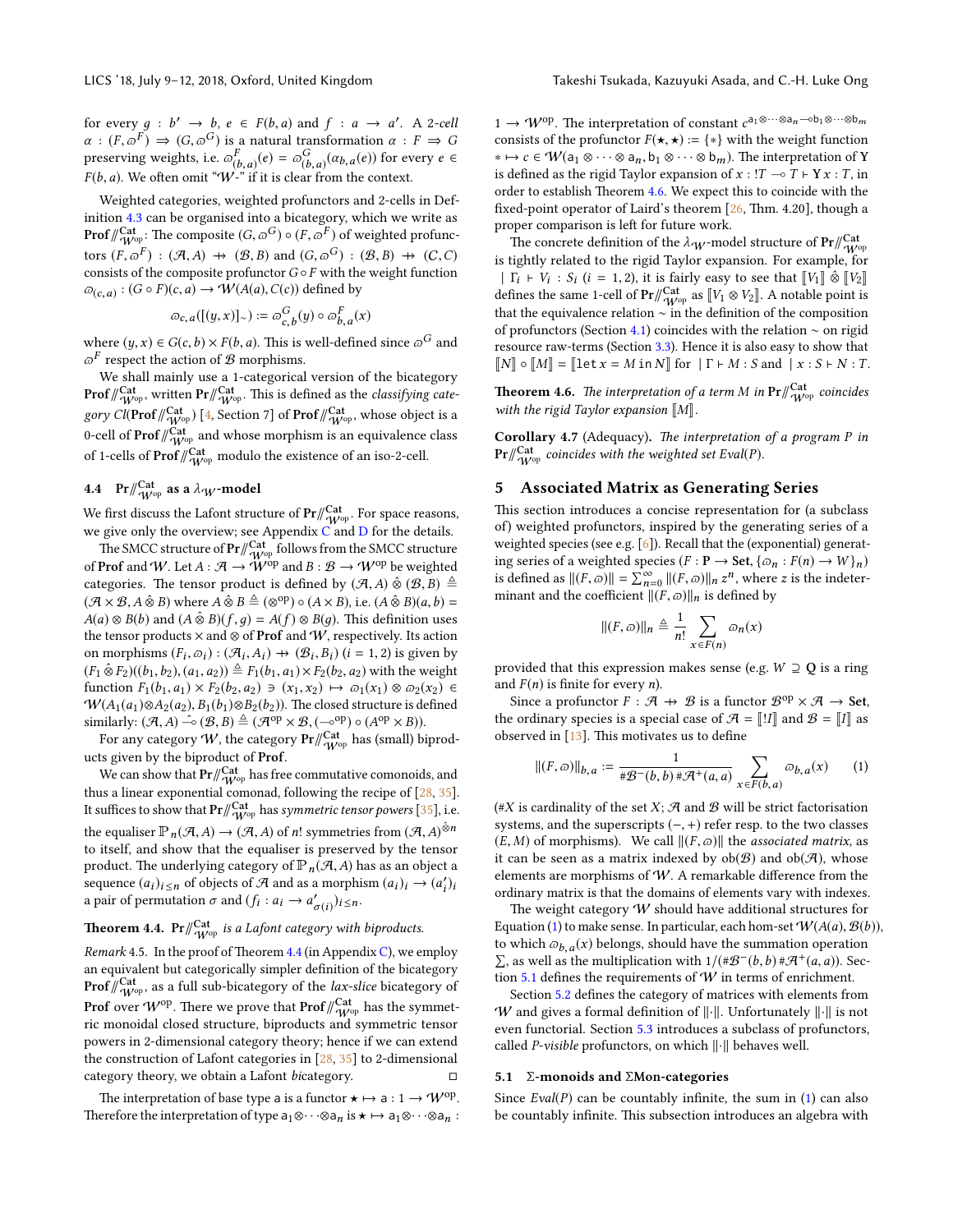for every $g : b' \to b$, $e \in F(b, a)$ and $f : a \to a'$. A *2-cell* $\alpha : (F, \varpi^F) \Rightarrow (G, \varpi^G)$ is a natural transformation $\alpha : F \Rightarrow G$ preserving weights, i.e. $\varpi^F_{(b,a)}(e) = \varpi^G_{(b,a)}(\alpha_{b,a}(e))$ for every $e \in F(b, a)$. We often omit "$\mathcal{W}$-" if it is clear from the context.

Weighted categories, weighted profunctors and 2-cells in Definition 4.3 can be organised into a bicategory, which we write as $\mathbf{Prof}/\!\!/^{\mathbf{Cat}}_{\mathcal{W}^{\mathrm{op}}}$: The composite $(G, \varpi^G) \circ (F, \varpi^F)$ of weighted profunctors $(F, \varpi^F) : (\mathcal{A}, A) \nrightarrow (\mathcal{B}, B)$ and $(G, \varpi^G) : (\mathcal{B}, B) \nrightarrow (C, C)$ consists of the composite profunctor $G \circ F$ with the weight function $\varpi_{(c,a)} : (G \circ F)(c, a) \to \mathcal{W}(A(a), C(c))$ defined by

$$\varpi_{c,a}([(y, x)]_\sim) := \varpi^G_{c,b}(y) \circ \varpi^F_{b,a}(x)$$

where $(y, x) \in G(c, b) \times F(b, a)$. This is well-defined since $\varpi^G$ and $\varpi^F$ respect the action of $\mathcal{B}$ morphisms.

We shall mainly use a 1-categorical version of the bicategory $\mathbf{Prof}/\!\!/^{\mathbf{Cat}}_{\mathcal{W}^{\mathrm{op}}}$, written $\mathbf{Pr}/\!\!/^{\mathbf{Cat}}_{\mathcal{W}^{\mathrm{op}}}$. This is defined as the *classifying category* $Cl(\mathbf{Prof}/\!\!/^{\mathbf{Cat}}_{\mathcal{W}^{\mathrm{op}}})$ [4, Section 7] of $\mathbf{Prof}/\!\!/^{\mathbf{Cat}}_{\mathcal{W}^{\mathrm{op}}}$, whose object is a 0-cell of $\mathbf{Prof}/\!\!/^{\mathbf{Cat}}_{\mathcal{W}^{\mathrm{op}}}$ and whose morphism is an equivalence class of 1-cells of $\mathbf{Prof}/\!\!/^{\mathbf{Cat}}_{\mathcal{W}^{\mathrm{op}}}$ modulo the existence of an iso-2-cell.

### 4.4 $\mathbf{Pr}/\!\!/^{\mathbf{Cat}}_{\mathcal{W}^{\mathrm{op}}}$ as a $\lambda_{\mathcal{W}}$-model

We first discuss the Lafont structure of $\mathbf{Pr}/\!\!/^{\mathbf{Cat}}_{\mathcal{W}^{\mathrm{op}}}$. For space reasons, we give only the overview; see Appendix C and D for the details.

The SMCC structure of $\mathbf{Pr}/\!\!/^{\mathbf{Cat}}_{\mathcal{W}^{\mathrm{op}}}$ follows from the SMCC structure of $\mathbf{Prof}$ and $\mathcal{W}$. Let $A : \mathcal{A} \to \mathcal{W}^{\mathrm{op}}$ and $B : \mathcal{B} \to \mathcal{W}^{\mathrm{op}}$ be weighted categories. The tensor product is defined by $(\mathcal{A}, A) \mathbin{\hat{\otimes}} (\mathcal{B}, B) \triangleq (\mathcal{A} \times \mathcal{B}, A \mathbin{\hat{\otimes}} B)$ where $A \mathbin{\hat{\otimes}} B \triangleq (\otimes^{\mathrm{op}}) \circ (A \times B)$, i.e. $(A \mathbin{\hat{\otimes}} B)(a, b) = A(a) \otimes B(b)$ and $(A \mathbin{\hat{\otimes}} B)(f, g) = A(f) \otimes B(g)$. This definition uses the tensor products $\times$ and $\otimes$ of $\mathbf{Prof}$ and $\mathcal{W}$, respectively. Its action on morphisms $(F_i, \varpi_i) : (\mathcal{A}_i, A_i) \nrightarrow (\mathcal{B}_i, B_i)$ $(i = 1, 2)$ is given by $(F_1 \mathbin{\hat{\otimes}} F_2)((b_1, b_2), (a_1, a_2)) \triangleq F_1(b_1, a_1) \times F_2(b_2, a_2)$ with the weight function $F_1(b_1, a_1) \times F_2(b_2, a_2) \ni (x_1, x_2) \mapsto \varpi_1(x_1) \otimes \varpi_2(x_2) \in \mathcal{W}(A_1(a_1) \otimes A_2(a_2), B_1(b_1) \otimes B_2(b_2))$. The closed structure is defined similarly: $(\mathcal{A}, A) \mathbin{\hat{\multimap}} (\mathcal{B}, B) \triangleq (\mathcal{A}^{\mathrm{op}} \times \mathcal{B}, (\multimap^{\mathrm{op}}) \circ (A^{\mathrm{op}} \times B))$.

For any category $\mathcal{W}$, the category $\mathbf{Pr}/\!\!/^{\mathbf{Cat}}_{\mathcal{W}^{\mathrm{op}}}$ has (small) biproducts given by the biproduct of $\mathbf{Prof}$.

We can show that $\mathbf{Pr}/\!\!/^{\mathbf{Cat}}_{\mathcal{W}^{\mathrm{op}}}$ has free commutative comonoids, and thus a linear exponential comonad, following the recipe of [28, 35]. It suffices to show that $\mathbf{Pr}/\!\!/^{\mathbf{Cat}}_{\mathcal{W}^{\mathrm{op}}}$ has *symmetric tensor powers* [35], i.e. the equaliser $\mathbb{P}_n(\mathcal{A}, A) \to (\mathcal{A}, A)^{\hat{\otimes} n}$ of $n!$ symmetries from $(\mathcal{A}, A)^{\hat{\otimes} n}$ to itself, and show that the equaliser is preserved by the tensor product. The underlying category of $\mathbb{P}_n(\mathcal{A}, A)$ has as an object a sequence $(a_i)_{i \le n}$ of objects of $\mathcal{A}$ and as a morphism $(a_i)_i \to (a'_i)_i$ a pair of permutation $\sigma$ and $(f_i : a_i \to a'_{\sigma(i)})_{i \le n}$.

**Theorem 4.4.** *$\mathbf{Pr}/\!\!/^{\mathbf{Cat}}_{\mathcal{W}^{\mathrm{op}}}$ is a Lafont category with biproducts.*

*Remark* 4.5. In the proof of Theorem 4.4 (in Appendix C), we employ an equivalent but categorically simpler definition of the bicategory $\mathbf{Prof}/\!\!/^{\mathbf{Cat}}_{\mathcal{W}^{\mathrm{op}}}$, as a full sub-bicategory of the *lax-slice* bicategory of $\mathbf{Prof}$ over $\mathcal{W}^{\mathrm{op}}$. There we prove that $\mathbf{Prof}/\!\!/^{\mathbf{Cat}}_{\mathcal{W}^{\mathrm{op}}}$ has the symmetric monoidal closed structure, biproducts and symmetric tensor powers in 2-dimensional category theory; hence if we can extend the construction of Lafont categories in [28, 35] to 2-dimensional category theory, we obtain a Lafont *bi*category. □

The interpretation of base type $\mathsf{a}$ is a functor $\star \mapsto \mathsf{a} : 1 \to \mathcal{W}^{\mathrm{op}}$. Therefore the interpretation of type $\mathsf{a}_1 \otimes \cdots \otimes \mathsf{a}_n$ is $\star \mapsto \mathsf{a}_1 \otimes \cdots \otimes \mathsf{a}_n : 1 \to \mathcal{W}^{\mathrm{op}}$. The interpretation of constant $c^{\mathsf{a}_1 \otimes \cdots \otimes \mathsf{a}_n \multimap \mathsf{b}_1 \otimes \cdots \otimes \mathsf{b}_m}$ consists of the profunctor $F(\star, \star) := \{*\}$ with the weight function $* \mapsto c \in \mathcal{W}(\mathsf{a}_1 \otimes \cdots \otimes \mathsf{a}_n, \mathsf{b}_1 \otimes \cdots \otimes \mathsf{b}_m)$. The interpretation of $\mathbf{Y}$ is defined as the rigid Taylor expansion of $x : !T \multimap T \vdash \mathbf{Y}\, x : T$, in order to establish Theorem 4.6. We expect this to coincide with the fixed-point operator of Laird's theorem [26, Thm. 4.20], though a proper comparison is left for future work.

The concrete definition of the $\lambda_{\mathcal{W}}$-model structure of $\mathbf{Pr}/\!\!/^{\mathbf{Cat}}_{\mathcal{W}^{\mathrm{op}}}$ is tightly related to the rigid Taylor expansion. For example, for $\mid \Gamma_i \vdash V_i : S_i$ $(i = 1, 2)$, it is fairly easy to see that $[\![V_1]\!] \mathbin{\hat{\otimes}} [\![V_2]\!]$ defines the same 1-cell of $\mathbf{Pr}/\!\!/^{\mathbf{Cat}}_{\mathcal{W}^{\mathrm{op}}}$ as $[\![V_1 \otimes V_2]\!]$. A notable point is that the equivalence relation $\sim$ in the definition of the composition of profunctors (Section 4.1) coincides with the relation $\sim$ on rigid resource raw-terms (Section 3.3). Hence it is also easy to show that $[\![N]\!] \circ [\![M]\!] = [\![\mathtt{let}\, x = M\, \mathtt{in}\, N]\!]$ for $\mid \Gamma \vdash M : S$ and $\mid x : S \vdash N : T$.

**Theorem 4.6.** *The interpretation of a term $M$ in $\mathbf{Pr}/\!\!/^{\mathbf{Cat}}_{\mathcal{W}^{\mathrm{op}}}$ coincides with the rigid Taylor expansion $[\![M]\!]$.*

**Corollary 4.7** (Adequacy). *The interpretation of a program $P$ in $\mathbf{Pr}/\!\!/^{\mathbf{Cat}}_{\mathcal{W}^{\mathrm{op}}}$ coincides with the weighted set $Eval(P)$.*

## 5 Associated Matrix as Generating Series

This section introduces a concise representation for (a subclass of) weighted profunctors, inspired by the generating series of a weighted species (see e.g. [6]). Recall that the (exponential) generating series of a weighted species $(F : \mathbf{P} \to \mathbf{Set}, \{\varpi_n : F(n) \to W\}_n)$ is defined as $\|(F, \varpi)\| = \sum_{n=0}^{\infty} \|(F, \varpi)\|_n\, z^n$, where $z$ is the indeterminant and the coefficient $\|(F, \varpi)\|_n$ is defined by

$$\|(F, \varpi)\|_n \triangleq \frac{1}{n!} \sum_{x \in F(n)} \varpi_n(x)$$

provided that this expression makes sense (e.g. $W \supseteq \mathbb{Q}$ is a ring and $F(n)$ is finite for every $n$).

Since a profunctor $F : \mathcal{A} \nrightarrow \mathcal{B}$ is a functor $\mathcal{B}^{\mathrm{op}} \times \mathcal{A} \to \mathbf{Set}$, the ordinary species is a special case of $\mathcal{A} = [\![!I]\!]$ and $\mathcal{B} = [\![I]\!]$ as observed in [13]. This motivates us to define

$$\|(F, \varpi)\|_{b,a} := \frac{1}{\#\mathcal{B}^-(b, b)\, \#\mathcal{A}^+(a, a)} \sum_{x \in F(b,a)} \varpi_{b,a}(x) \qquad (1)$$

($\#X$ is cardinality of the set $X$; $\mathcal{A}$ and $\mathcal{B}$ will be strict factorisation systems, and the superscripts $(-, +)$ refer resp. to the two classes $(E, M)$ of morphisms). We call $\|(F, \varpi)\|$ the *associated matrix*, as it can be seen as a matrix indexed by $\mathrm{ob}(\mathcal{B})$ and $\mathrm{ob}(\mathcal{A})$, whose elements are morphisms of $\mathcal{W}$. A remarkable difference from the ordinary matrix is that the domains of elements vary with indexes.

The weight category $\mathcal{W}$ should have additional structures for Equation (1) to make sense. In particular, each hom-set $\mathcal{W}(A(a), \mathcal{B}(b))$, to which $\varpi_{b,a}(x)$ belongs, should have the summation operation $\sum$, as well as the multiplication with $1/(\#\mathcal{B}^-(b, b)\, \#\mathcal{A}^+(a, a))$. Section 5.1 defines the requirements of $\mathcal{W}$ in terms of enrichment.

Section 5.2 defines the category of matrices with elements from $\mathcal{W}$ and gives a formal definition of $\|\cdot\|$. Unfortunately $\|\cdot\|$ is not even functorial. Section 5.3 introduces a subclass of profunctors, called *P-visible* profunctors, on which $\|\cdot\|$ behaves well.

### 5.1 $\Sigma$-monoids and $\Sigma$Mon-categories

Since $Eval(P)$ can be countably infinite, the sum in (1) can also be countably infinite. This subsection introduces an algebra with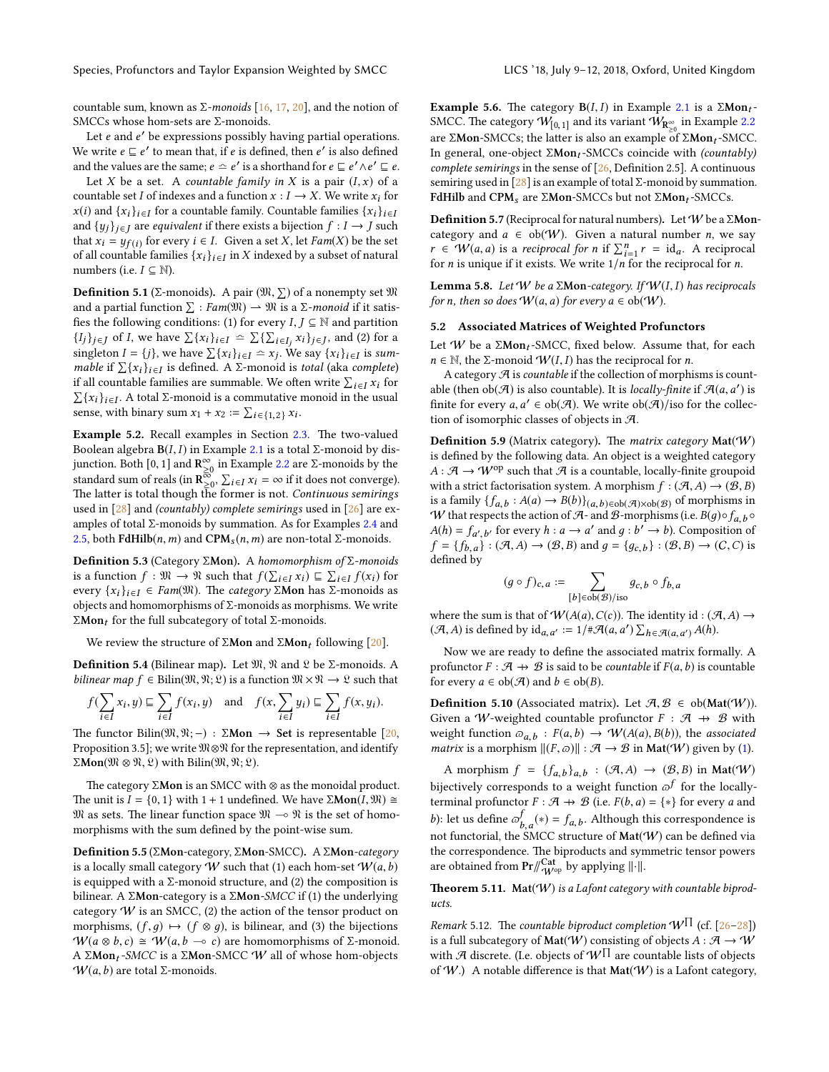countable sum, known as $\Sigma$-*monoids* [16, 17, 20], and the notion of SMCCs whose hom-sets are $\Sigma$-monoids.

Let $e$ and $e'$ be expressions possibly having partial operations. We write $e \sqsubseteq e'$ to mean that, if $e$ is defined, then $e'$ is also defined and the values are the same; $e \simeq e'$ is a shorthand for $e \sqsubseteq e' \wedge e' \sqsubseteq e$.

Let $X$ be a set. A *countable family in* $X$ is a pair $(I, x)$ of a countable set $I$ of indexes and a function $x : I \to X$. We write $x_i$ for $x(i)$ and $\{x_i\}_{i\in I}$ for a countable family. Countable families $\{x_i\}_{i\in I}$ and $\{y_j\}_{j\in J}$ are *equivalent* if there exists a bijection $f : I \to J$ such that $x_i = y_{f(i)}$ for every $i \in I$. Given a set $X$, let $Fam(X)$ be the set of all countable families $\{x_i\}_{i\in I}$ in $X$ indexed by a subset of natural numbers (i.e. $I \subseteq \mathbb{N}$).

**Definition 5.1** ($\Sigma$-monoids)**.** A pair $(\mathfrak{M}, \sum)$ of a nonempty set $\mathfrak{M}$ and a partial function $\sum : Fam(\mathfrak{M}) \to \mathfrak{M}$ is a $\Sigma$-*monoid* if it satisfies the following conditions: (1) for every $I, J \subseteq \mathbb{N}$ and partition $\{I_j\}_{j\in J}$ of $I$, we have $\sum\{x_i\}_{i\in I} \simeq \sum\{\sum_{i\in I_j} x_i\}_{j\in J}$, and (2) for a singleton $I = \{j\}$, we have $\sum\{x_i\}_{i\in I} \simeq x_j$. We say $\{x_i\}_{i\in I}$ is *summable* if $\sum\{x_i\}_{i\in I}$ is defined. A $\Sigma$-monoid is *total* (aka *complete*) if all countable families are summable. We often write $\sum_{i\in I} x_i$ for $\sum\{x_i\}_{i\in I}$. A total $\Sigma$-monoid is a commutative monoid in the usual sense, with binary sum $x_1 + x_2 := \sum_{i\in\{1,2\}} x_i$.

**Example 5.2.** Recall examples in Section 2.3. The two-valued Boolean algebra $\mathbf{B}(I, I)$ in Example 2.1 is a total $\Sigma$-monoid by disjunction. Both $[0, 1]$ and $\mathbf{R}^{\infty}_{\geq 0}$ in Example 2.2 are $\Sigma$-monoids by the standard sum of reals (in $\mathbf{R}^{\infty}_{\geq 0}$, $\sum_{i\in I} x_i = \infty$ if it does not converge). The latter is total though the former is not. *Continuous semirings* used in [28] and *(countably) complete semirings* used in [26] are examples of total $\Sigma$-monoids by summation. As for Examples 2.4 and 2.5, both $\mathbf{FdHilb}(n, m)$ and $\mathbf{CPM}_s(n, m)$ are non-total $\Sigma$-monoids.

**Definition 5.3** (Category $\Sigma\mathbf{Mon}$)**.** A *homomorphism of* $\Sigma$*-monoids* is a function $f : \mathfrak{M} \to \mathfrak{N}$ such that $f(\sum_{i\in I} x_i) \sqsubseteq \sum_{i\in I} f(x_i)$ for every $\{x_i\}_{i\in I} \in Fam(\mathfrak{M})$. The *category* $\Sigma\mathbf{Mon}$ has $\Sigma$-monoids as objects and homomorphisms of $\Sigma$-monoids as morphisms. We write $\Sigma\mathbf{Mon}_t$ for the full subcategory of total $\Sigma$-monoids.

We review the structure of $\Sigma\mathbf{Mon}$ and $\Sigma\mathbf{Mon}_t$ following [20].

**Definition 5.4** (Bilinear map)**.** Let $\mathfrak{M}$, $\mathfrak{N}$ and $\mathfrak{L}$ be $\Sigma$-monoids. A *bilinear map* $f \in \mathrm{Bilin}(\mathfrak{M}, \mathfrak{N}; \mathfrak{L})$ is a function $\mathfrak{M}\times\mathfrak{N} \to \mathfrak{L}$ such that

$$f(\sum_{i\in I} x_i, y) \sqsubseteq \sum_{i\in I} f(x_i, y) \quad \text{and} \quad f(x, \sum_{i\in I} y_i) \sqsubseteq \sum_{i\in I} f(x, y_i).$$

The functor $\mathrm{Bilin}(\mathfrak{M}, \mathfrak{N}; -) : \Sigma\mathbf{Mon} \to \mathbf{Set}$ is representable [20, Proposition 3.5]; we write $\mathfrak{M}\otimes\mathfrak{N}$ for the representation, and identify $\Sigma\mathbf{Mon}(\mathfrak{M}\otimes\mathfrak{N}, \mathfrak{L})$ with $\mathrm{Bilin}(\mathfrak{M}, \mathfrak{N}; \mathfrak{L})$.

The category $\Sigma\mathbf{Mon}$ is an SMCC with $\otimes$ as the monoidal product. The unit is $I = \{0, 1\}$ with $1 + 1$ undefined. We have $\Sigma\mathbf{Mon}(I, \mathfrak{M}) \cong \mathfrak{M}$ as sets. The linear function space $\mathfrak{M} \multimap \mathfrak{N}$ is the set of homomorphisms with the sum defined by the point-wise sum.

**Definition 5.5** ($\Sigma\mathbf{Mon}$-category, $\Sigma\mathbf{Mon}$-SMCC)**.** A $\Sigma\mathbf{Mon}$*-category* is a locally small category $\mathcal{W}$ such that (1) each hom-set $\mathcal{W}(a, b)$ is equipped with a $\Sigma$-monoid structure, and (2) the composition is bilinear. A $\Sigma\mathbf{Mon}$-category is a $\Sigma\mathbf{Mon}$*-SMCC* if (1) the underlying category $\mathcal{W}$ is an SMCC, (2) the action of the tensor product on morphisms, $(f, g) \mapsto (f \otimes g)$, is bilinear, and (3) the bijections $\mathcal{W}(a \otimes b, c) \cong \mathcal{W}(a, b \multimap c)$ are homomorphisms of $\Sigma$-monoid. A $\Sigma\mathbf{Mon}_t$*-SMCC* is a $\Sigma\mathbf{Mon}$-SMCC $\mathcal{W}$ all of whose hom-objects $\mathcal{W}(a, b)$ are total $\Sigma$-monoids.

**Example 5.6.** The category $\mathbf{B}(I, I)$ in Example 2.1 is a $\Sigma\mathbf{Mon}_t$-SMCC. The category $\mathcal{W}_{[0,1]}$ and its variant $\mathcal{W}_{\mathbf{R}^{\infty}_{\geq 0}}$ in Example 2.2 are $\Sigma\mathbf{Mon}$-SMCCs; the latter is also an example of $\Sigma\mathbf{Mon}_t$-SMCC. In general, one-object $\Sigma\mathbf{Mon}_t$-SMCCs coincide with *(countably) complete semirings* in the sense of [26, Definition 2.5]. A continuous semiring used in [28] is an example of total $\Sigma$-monoid by summation. $\mathbf{FdHilb}$ and $\mathbf{CPM}_s$ are $\Sigma\mathbf{Mon}$-SMCCs but not $\Sigma\mathbf{Mon}_t$-SMCCs.

**Definition 5.7** (Reciprocal for natural numbers)**.** Let $\mathcal{W}$ be a $\Sigma\mathbf{Mon}$-category and $a \in \mathrm{ob}(\mathcal{W})$. Given a natural number $n$, we say $r \in \mathcal{W}(a, a)$ is a *reciprocal for* $n$ if $\sum_{i=1}^{n} r = \mathrm{id}_a$. A reciprocal for $n$ is unique if it exists. We write $1/n$ for the reciprocal for $n$.

**Lemma 5.8.** *Let $\mathcal{W}$ be a $\Sigma\mathbf{Mon}$-category. If $\mathcal{W}(I, I)$ has reciprocals for $n$, then so does $\mathcal{W}(a, a)$ for every $a \in \mathrm{ob}(\mathcal{W})$.*

### 5.2 Associated Matrices of Weighted Profunctors

Let $\mathcal{W}$ be a $\Sigma\mathbf{Mon}_t$-SMCC, fixed below. Assume that, for each $n \in \mathbb{N}$, the $\Sigma$-monoid $\mathcal{W}(I, I)$ has the reciprocal for $n$.

A category $\mathcal{A}$ is *countable* if the collection of morphisms is countable (then $\mathrm{ob}(\mathcal{A})$ is also countable). It is *locally-finite* if $\mathcal{A}(a, a')$ is finite for every $a, a' \in \mathrm{ob}(\mathcal{A})$. We write $\mathrm{ob}(\mathcal{A})/\mathrm{iso}$ for the collection of isomorphic classes of objects in $\mathcal{A}$.

**Definition 5.9** (Matrix category)**.** The *matrix category* $\mathbf{Mat}(\mathcal{W})$ is defined by the following data. An object is a weighted category $A : \mathcal{A} \to \mathcal{W}^{\mathrm{op}}$ such that $\mathcal{A}$ is a countable, locally-finite groupoid with a strict factorisation system. A morphism $f : (\mathcal{A}, A) \to (\mathcal{B}, B)$ is a family $\{f_{a,b} : A(a) \to B(b)\}_{(a,b)\in\mathrm{ob}(\mathcal{A})\times\mathrm{ob}(\mathcal{B})}$ of morphisms in $\mathcal{W}$ that respects the action of $\mathcal{A}$- and $\mathcal{B}$-morphisms (i.e. $B(g)\circ f_{a,b}\circ A(h) = f_{a',b'}$ for every $h : a \to a'$ and $g : b' \to b$). Composition of $f = \{f_{b,a}\} : (\mathcal{A}, A) \to (\mathcal{B}, B)$ and $g = \{g_{c,b}\} : (\mathcal{B}, B) \to (C, C)$ is defined by

$$(g \circ f)_{c,a} := \sum_{[b]\in\mathrm{ob}(\mathcal{B})/\mathrm{iso}} g_{c,b} \circ f_{b,a}$$

where the sum is that of $\mathcal{W}(A(a), C(c))$. The identity $\mathrm{id} : (\mathcal{A}, A) \to (\mathcal{A}, A)$ is defined by $\mathrm{id}_{a,a'} := 1/\#\mathcal{A}(a, a') \sum_{h\in\mathcal{A}(a,a')} A(h)$.

Now we are ready to define the associated matrix formally. A profunctor $F : \mathcal{A} \nrightarrow \mathcal{B}$ is said to be *countable* if $F(a, b)$ is countable for every $a \in \mathrm{ob}(\mathcal{A})$ and $b \in \mathrm{ob}(\mathcal{B})$.

**Definition 5.10** (Associated matrix)**.** Let $\mathcal{A}, \mathcal{B} \in \mathrm{ob}(\mathbf{Mat}(\mathcal{W}))$. Given a $\mathcal{W}$-weighted countable profunctor $F : \mathcal{A} \nrightarrow \mathcal{B}$ with weight function $\varpi_{a,b} : F(a, b) \to \mathcal{W}(A(a), B(b))$, the *associated matrix* is a morphism $\|(F, \varpi)\| : \mathcal{A} \to \mathcal{B}$ in $\mathbf{Mat}(\mathcal{W})$ given by (1).

A morphism $f = \{f_{a,b}\}_{a,b} : (\mathcal{A}, A) \to (\mathcal{B}, B)$ in $\mathbf{Mat}(\mathcal{W})$ bijectively corresponds to a weight function $\varpi^f$ for the locally-terminal profunctor $F : \mathcal{A} \nrightarrow \mathcal{B}$ (i.e. $F(b, a) = \{*\}$ for every $a$ and $b$): let us define $\varpi^f_{b,a}(*) = f_{a,b}$. Although this correspondence is not functorial, the SMCC structure of $\mathbf{Mat}(\mathcal{W})$ can be defined via the correspondence. The biproducts and symmetric tensor powers are obtained from $\mathbf{Pr}/\!\!/^{\mathbf{Cat}}_{\mathcal{W}^{\mathrm{op}}}$ by applying $\|\cdot\|$.

**Theorem 5.11.** *$\mathbf{Mat}(\mathcal{W})$ is a Lafont category with countable biproducts.*

*Remark* 5.12. The *countable biproduct completion* $\mathcal{W}^{\prod}$ (cf. [26–28]) is a full subcategory of $\mathbf{Mat}(\mathcal{W})$ consisting of objects $A : \mathcal{A} \to \mathcal{W}$ with $\mathcal{A}$ discrete. (I.e. objects of $\mathcal{W}^{\prod}$ are countable lists of objects of $\mathcal{W}$.) A notable difference is that $\mathbf{Mat}(\mathcal{W})$ is a Lafont category,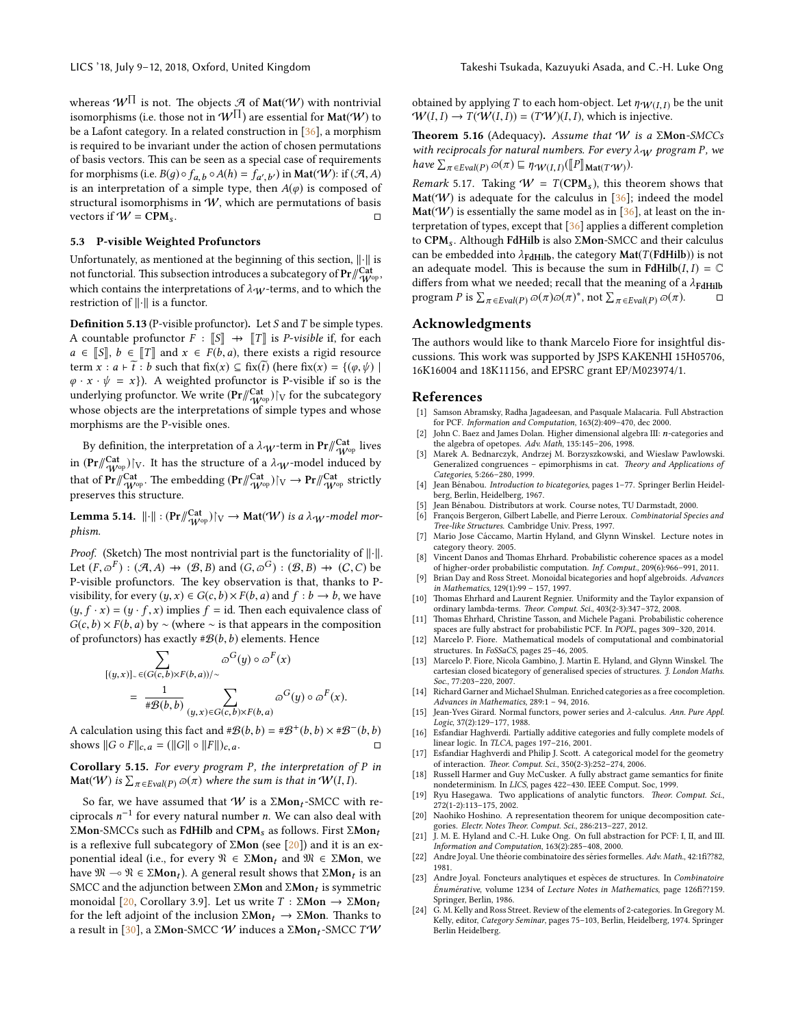whereas $\mathcal{W}^{\prod}$ is not. The objects $\mathcal{A}$ of $\mathbf{Mat}(\mathcal{W})$ with nontrivial isomorphisms (i.e. those not in $\mathcal{W}^{\prod}$) are essential for $\mathbf{Mat}(\mathcal{W})$ to be a Lafont category. In a related construction in [36], a morphism is required to be invariant under the action of chosen permutations of basis vectors. This can be seen as a special case of requirements for morphisms (i.e. $B(g) \circ f_{a,b} \circ A(h) = f_{a',b'}$) in $\mathbf{Mat}(\mathcal{W})$: if $(\mathcal{A}, A)$ is an interpretation of a simple type, then $A(\varphi)$ is composed of structural isomorphisms in $\mathcal{W}$, which are permutations of basis vectors if $\mathcal{W} = \mathbf{CPM}_s$. □

### 5.3 P-visible Weighted Profunctors

Unfortunately, as mentioned at the beginning of this section, $\|\cdot\|$ is not functorial. This subsection introduces a subcategory of $\mathbf{Pr}/\!\!/^{\mathbf{Cat}}_{\mathcal{W}^{op}}$, which contains the interpretations of $\lambda_{\mathcal{W}}$-terms, and to which the restriction of $\|\cdot\|$ is a functor.

**Definition 5.13** (P-visible profunctor). Let $S$ and $T$ be simple types. A countable profunctor $F : [\![S]\!] \nrightarrow [\![T]\!]$ is *P-visible* if, for each $a \in [\![S]\!]$, $b \in [\![T]\!]$ and $x \in F(b, a)$, there exists a rigid resource term $x : a \vdash \widetilde{t} : b$ such that $\mathrm{fix}(x) \subseteq \mathrm{fix}(\widetilde{t})$ (here $\mathrm{fix}(x) = \{(\varphi, \psi) \mid \varphi \cdot x \cdot \psi = x\}$). A weighted profunctor is P-visible if so is the underlying profunctor. We write $(\mathbf{Pr}/\!\!/^{\mathbf{Cat}}_{\mathcal{W}^{op}})\restriction_{\mathrm{V}}$ for the subcategory whose objects are the interpretations of simple types and whose morphisms are the P-visible ones.

By definition, the interpretation of a $\lambda_{\mathcal{W}}$-term in $\mathbf{Pr}/\!\!/^{\mathbf{Cat}}_{\mathcal{W}^{op}}$ lives in $(\mathbf{Pr}/\!\!/^{\mathbf{Cat}}_{\mathcal{W}^{op}})\restriction_{\mathrm{V}}$. It has the structure of a $\lambda_{\mathcal{W}}$-model induced by that of $\mathbf{Pr}/\!\!/^{\mathbf{Cat}}_{\mathcal{W}^{op}}$. The embedding $(\mathbf{Pr}/\!\!/^{\mathbf{Cat}}_{\mathcal{W}^{op}})\restriction_{\mathrm{V}} \to \mathbf{Pr}/\!\!/^{\mathbf{Cat}}_{\mathcal{W}^{op}}$ strictly preserves this structure.

**Lemma 5.14.** *$\|\cdot\| : (\mathbf{Pr}/\!\!/^{\mathbf{Cat}}_{\mathcal{W}^{op}})\restriction_{\mathrm{V}} \to \mathbf{Mat}(\mathcal{W})$ is a $\lambda_{\mathcal{W}}$-model morphism.*

*Proof.* (Sketch) The most nontrivial part is the functoriality of $\|\cdot\|$. Let $(F, \varpi^F) : (\mathcal{A}, A) \nrightarrow (\mathcal{B}, B)$ and $(G, \varpi^G) : (\mathcal{B}, B) \nrightarrow (C, C)$ be P-visible profunctors. The key observation is that, thanks to P-visibility, for every $(y, x) \in G(c, b) \times F(b, a)$ and $f : b \to b$, we have $(y, f \cdot x) = (y \cdot f, x)$ implies $f = \mathrm{id}$. Then each equivalence class of $G(c, b) \times F(b, a)$ by $\sim$ (where $\sim$ is that appears in the composition of profunctors) has exactly $\#\mathcal{B}(b, b)$ elements. Hence

$$
\begin{aligned}
&\sum_{[(y,x)]_\sim \in (G(c,b) \times F(b,a))/\sim} \varpi^G(y) \circ \varpi^F(x) \\
&\quad = \frac{1}{\#\mathcal{B}(b,b)} \sum_{(y,x) \in G(c,b) \times F(b,a)} \varpi^G(y) \circ \varpi^F(x).
\end{aligned}
$$

A calculation using this fact and $\#\mathcal{B}(b, b) = \#\mathcal{B}^+(b, b) \times \#\mathcal{B}^-(b, b)$ shows $\|G \circ F\|_{c,a} = (\|G\| \circ \|F\|)_{c,a}$. □

**Corollary 5.15.** *For every program $P$, the interpretation of $P$ in $\mathbf{Mat}(\mathcal{W})$ is $\sum_{\pi \in Eval(P)} \varpi(\pi)$ where the sum is that in $\mathcal{W}(I, I)$.*

So far, we have assumed that $\mathcal{W}$ is a $\Sigma\mathbf{Mon}_t$-SMCC with reciprocals $n^{-1}$ for every natural number $n$. We can also deal with $\Sigma\mathbf{Mon}$-SMCCs such as $\mathbf{FdHilb}$ and $\mathbf{CPM}_s$ as follows. First $\Sigma\mathbf{Mon}_t$ is a reflexive full subcategory of $\Sigma\mathbf{Mon}$ (see [20]) and it is an exponential ideal (i.e., for every $\mathfrak{N} \in \Sigma\mathbf{Mon}_t$ and $\mathfrak{M} \in \Sigma\mathbf{Mon}$, we have $\mathfrak{M} \multimap \mathfrak{N} \in \Sigma\mathbf{Mon}_t$). A general result shows that $\Sigma\mathbf{Mon}_t$ is an SMCC and the adjunction between $\Sigma\mathbf{Mon}$ and $\Sigma\mathbf{Mon}_t$ is symmetric monoidal [20, Corollary 3.9]. Let us write $T : \Sigma\mathbf{Mon} \to \Sigma\mathbf{Mon}_t$ for the left adjoint of the inclusion $\Sigma\mathbf{Mon}_t \to \Sigma\mathbf{Mon}$. Thanks to a result in [30], a $\Sigma\mathbf{Mon}$-SMCC $\mathcal{W}$ induces a $\Sigma\mathbf{Mon}_t$-SMCC $T\mathcal{W}$ obtained by applying $T$ to each hom-object. Let $\eta_{\mathcal{W}(I,I)}$ be the unit $\mathcal{W}(I, I) \to T(\mathcal{W}(I, I)) = (T\mathcal{W})(I, I)$, which is injective.

**Theorem 5.16** (Adequacy). *Assume that $\mathcal{W}$ is a $\Sigma\mathbf{Mon}$-SMCCs with reciprocals for natural numbers. For every $\lambda_{\mathcal{W}}$ program $P$, we have $\sum_{\pi \in Eval(P)} \varpi(\pi) \sqsubseteq \eta_{\mathcal{W}(I,I)}([\![P]\!]_{\mathbf{Mat}(T\mathcal{W})})$.*

*Remark* 5.17. Taking $\mathcal{W} = T(\mathbf{CPM}_s)$, this theorem shows that $\mathbf{Mat}(\mathcal{W})$ is adequate for the calculus in [36]; indeed the model $\mathbf{Mat}(\mathcal{W})$ is essentially the same model as in [36], at least on the interpretation of types, except that [36] applies a different completion to $\mathbf{CPM}_s$. Although $\mathbf{FdHilb}$ is also $\Sigma\mathbf{Mon}$-SMCC and their calculus can be embedded into $\lambda_{\mathbf{FdHilb}}$, the category $\mathbf{Mat}(T(\mathbf{FdHilb}))$ is not an adequate model. This is because the sum in $\mathbf{FdHilb}(I, I) = \mathbb{C}$ differs from what we needed; recall that the meaning of a $\lambda_{\mathbf{FdHilb}}$ program $P$ is $\sum_{\pi \in Eval(P)} \varpi(\pi)\varpi(\pi)^*$, not $\sum_{\pi \in Eval(P)} \varpi(\pi)$. □

## Acknowledgments

The authors would like to thank Marcelo Fiore for insightful discussions. This work was supported by JSPS KAKENHI 15H05706, 16K16004 and 18K11156, and EPSRC grant EP/M023974/1.

## References

[1] Samson Abramsky, Radha Jagadeesan, and Pasquale Malacaria. Full Abstraction for PCF. *Information and Computation*, 163(2):409–470, dec 2000.

[2] John C. Baez and James Dolan. Higher dimensional algebra III: *n*-categories and the algebra of opetopes. *Adv. Math*, 135:145–206, 1998.

[3] Marek A. Bednarczyk, Andrzej M. Borzyszkowski, and Wieslaw Pawlowski. Generalized congruences – epimorphisms in cat. *Theory and Applications of Categories*, 5:266–280, 1999.

[4] Jean Bénabou. *Introduction to bicategories*, pages 1–77. Springer Berlin Heidelberg, Berlin, Heidelberg, 1967.

[5] Jean Bénabou. Distributors at work. Course notes, TU Darmstadt, 2000.

[6] François Bergeron, Gilbert Labelle, and Pierre Leroux. *Combinatorial Species and Tree-like Structures.* Cambridge Univ. Press, 1997.

[7] Mario Jose Cáccamo, Martin Hyland, and Glynn Winskel. Lecture notes in category theory. 2005.

[8] Vincent Danos and Thomas Ehrhard. Probabilistic coherence spaces as a model of higher-order probabilistic computation. *Inf. Comput.*, 209(6):966–991, 2011.

[9] Brian Day and Ross Street. Monoidal bicategories and hopf algebroids. *Advances in Mathematics*, 129(1):99 – 157, 1997.

[10] Thomas Ehrhard and Laurent Regnier. Uniformity and the Taylor expansion of ordinary lambda-terms. *Theor. Comput. Sci.*, 403(2-3):347–372, 2008.

[11] Thomas Ehrhard, Christine Tasson, and Michele Pagani. Probabilistic coherence spaces are fully abstract for probabilistic PCF. In *POPL*, pages 309–320, 2014.

[12] Marcelo P. Fiore. Mathematical models of computational and combinatorial structures. In *FoSSaCS*, pages 25–46, 2005.

[13] Marcelo P. Fiore, Nicola Gambino, J. Martin E. Hyland, and Glynn Winskel. The cartesian closed bicategory of generalised species of structures. *J. London Maths. Soc.*, 77:203–220, 2007.

[14] Richard Garner and Michael Shulman. Enriched categories as a free cocompletion. *Advances in Mathematics*, 289:1 – 94, 2016.

[15] Jean-Yves Girard. Normal functors, power series and λ-calculus. *Ann. Pure Appl. Logic*, 37(2):129–177, 1988.

[16] Esfandiar Haghverdi. Partially additive categories and fully complete models of linear logic. In *TLCA*, pages 197–216, 2001.

[17] Esfandiar Haghverdi and Philip J. Scott. A categorical model for the geometry of interaction. *Theor. Comput. Sci.*, 350(2-3):252–274, 2006.

[18] Russell Harmer and Guy McCusker. A fully abstract game semantics for finite nondeterminism. In *LICS*, pages 422–430. IEEE Comput. Soc, 1999.

[19] Ryu Hasegawa. Two applications of analytic functors. *Theor. Comput. Sci.*, 272(1-2):113–175, 2002.

[20] Naohiko Hoshino. A representation theorem for unique decomposition categories. *Electr. Notes Theor. Comput. Sci.*, 286:213–227, 2012.

[21] J. M. E. Hyland and C.-H. Luke Ong. On full abstraction for PCF: I, II, and III. *Information and Computation*, 163(2):285–408, 2000.

[22] Andre Joyal. Une théorie combinatoire des séries formelles. *Adv. Math.*, 42:1fi??82, 1981.

[23] Andre Joyal. Foncteurs analytiques et espèces de structures. In *Combinatoire Énumérative*, volume 1234 of *Lecture Notes in Mathematics*, page 126fi??159. Springer, Berlin, 1986.

[24] G. M. Kelly and Ross Street. Review of the elements of 2-categories. In Gregory M. Kelly, editor, *Category Seminar*, pages 75–103, Berlin, Heidelberg, 1974. Springer Berlin Heidelberg.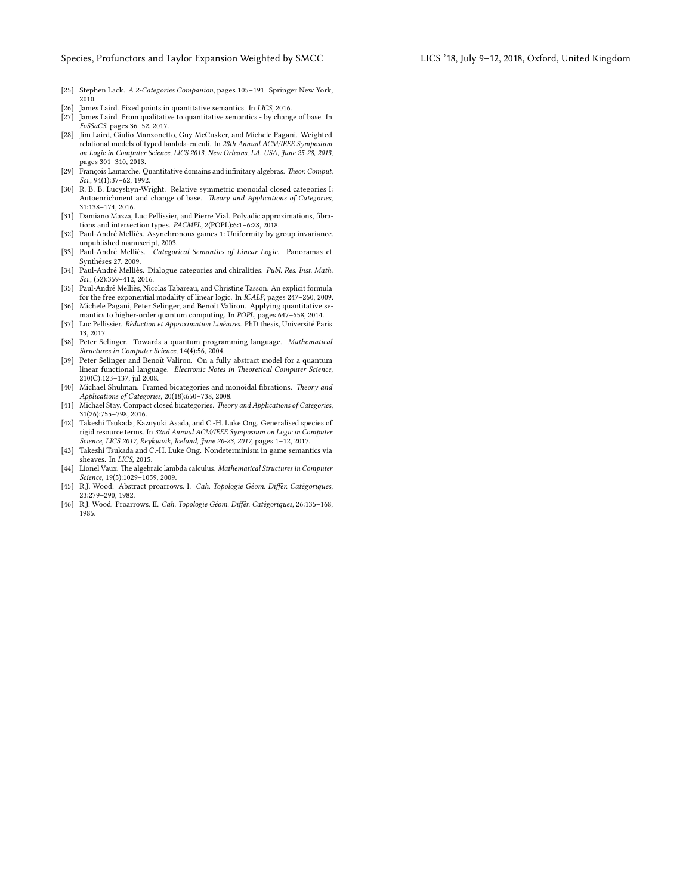- [25] Stephen Lack. *A 2-Categories Companion*, pages 105–191. Springer New York, 2010.
- [26] James Laird. Fixed points in quantitative semantics. In *LICS*, 2016.
- [27] James Laird. From qualitative to quantitative semantics - by change of base. In *FoSSaCS*, pages 36–52, 2017.
- [28] Jim Laird, Giulio Manzonetto, Guy McCusker, and Michele Pagani. Weighted relational models of typed lambda-calculi. In *28th Annual ACM/IEEE Symposium on Logic in Computer Science, LICS 2013, New Orleans, LA, USA, June 25-28, 2013*, pages 301–310, 2013.
- [29] François Lamarche. Quantitative domains and infinitary algebras. *Theor. Comput. Sci.*, 94(1):37–62, 1992.
- [30] R. B. B. Lucyshyn-Wright. Relative symmetric monoidal closed categories I: Autoenrichment and change of base. *Theory and Applications of Categories*, 31:138–174, 2016.
- [31] Damiano Mazza, Luc Pellissier, and Pierre Vial. Polyadic approximations, fibrations and intersection types. *PACMPL*, 2(POPL):6:1–6:28, 2018.
- [32] Paul-André Melliès. Asynchronous games 1: Uniformity by group invariance. unpublished manuscript, 2003.
- [33] Paul-André Melliès. *Categorical Semantics of Linear Logic*. Panoramas et Synthèses 27. 2009.
- [34] Paul-André Melliès. Dialogue categories and chiralities. *Publ. Res. Inst. Math. Sci.*, (52):359–412, 2016.
- [35] Paul-André Melliès, Nicolas Tabareau, and Christine Tasson. An explicit formula for the free exponential modality of linear logic. In *ICALP*, pages 247–260, 2009.
- [36] Michele Pagani, Peter Selinger, and Benoît Valiron. Applying quantitative semantics to higher-order quantum computing. In *POPL*, pages 647–658, 2014.
- [37] Luc Pellissier. *Réduction et Approximation Linéaires*. PhD thesis, Université Paris 13, 2017.
- [38] Peter Selinger. Towards a quantum programming language. *Mathematical Structures in Computer Science*, 14(4):56, 2004.
- [39] Peter Selinger and Benoît Valiron. On a fully abstract model for a quantum linear functional language. *Electronic Notes in Theoretical Computer Science*, 210(C):123–137, jul 2008.
- [40] Michael Shulman. Framed bicategories and monoidal fibrations. *Theory and Applications of Categories*, 20(18):650–738, 2008.
- [41] Michael Stay. Compact closed bicategories. *Theory and Applications of Categories*, 31(26):755–798, 2016.
- [42] Takeshi Tsukada, Kazuyuki Asada, and C.-H. Luke Ong. Generalised species of rigid resource terms. In *32nd Annual ACM/IEEE Symposium on Logic in Computer Science, LICS 2017, Reykjavik, Iceland, June 20-23, 2017*, pages 1–12, 2017.
- [43] Takeshi Tsukada and C.-H. Luke Ong. Nondeterminism in game semantics via sheaves. In *LICS*, 2015.
- [44] Lionel Vaux. The algebraic lambda calculus. *Mathematical Structures in Computer Science*, 19(5):1029–1059, 2009.
- [45] R.J. Wood. Abstract proarrows. I. *Cah. Topologie Géom. Différ. Catégoriques*, 23:279–290, 1982.
- [46] R.J. Wood. Proarrows. II. *Cah. Topologie Géom. Différ. Catégoriques*, 26:135–168, 1985.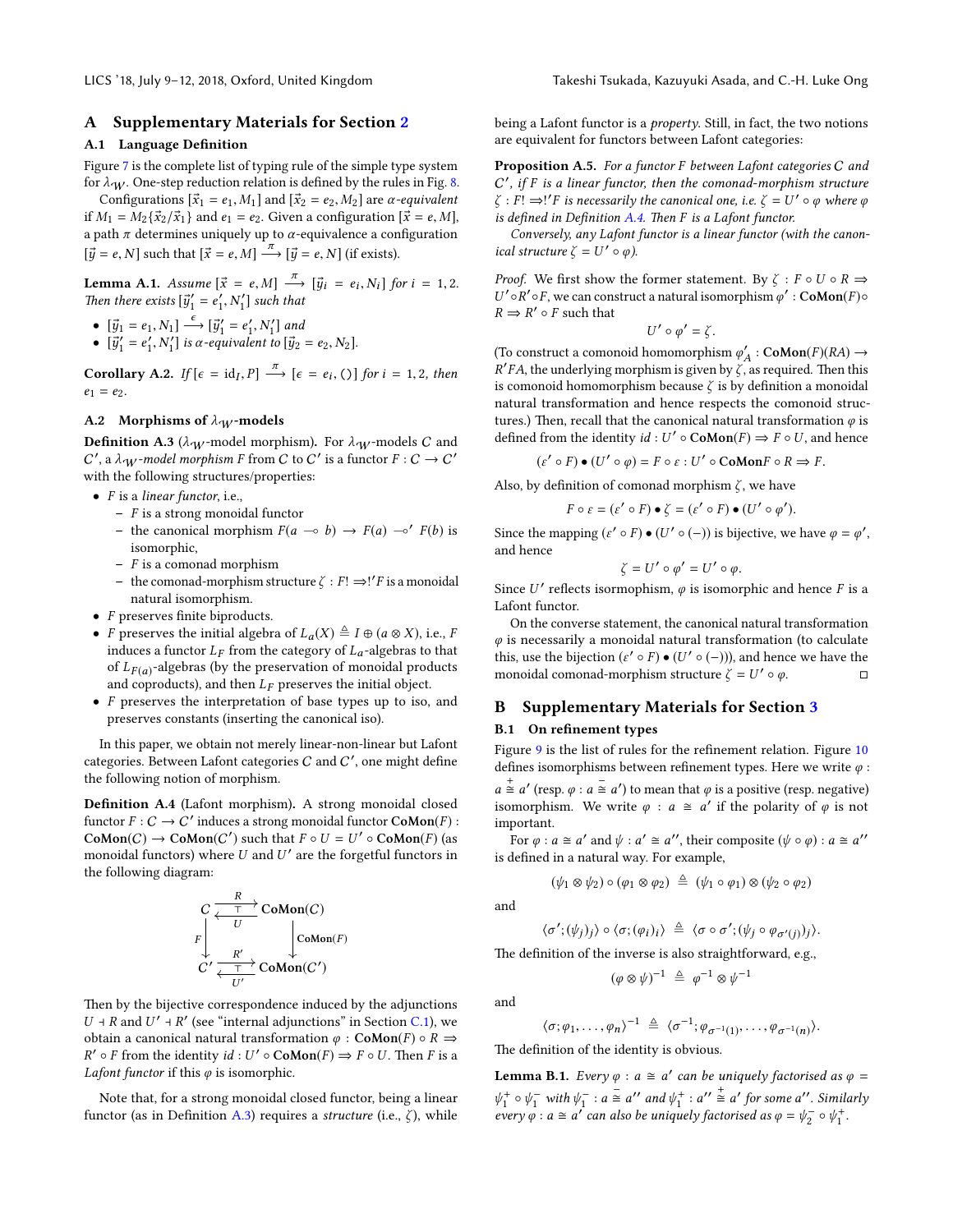## A Supplementary Materials for Section 2

### A.1 Language Definition

Figure 7 is the complete list of typing rule of the simple type system for $\lambda_{\mathcal{W}}$. One-step reduction relation is defined by the rules in Fig. 8.

Configurations $[\vec{x}_1 = e_1, M_1]$ and $[\vec{x}_2 = e_2, M_2]$ are *α-equivalent* if $M_1 = M_2\{\vec{x}_2/\vec{x}_1\}$ and $e_1 = e_2$. Given a configuration $[\vec{x} = e, M]$, a path $\pi$ determines uniquely up to $\alpha$-equivalence a configuration $[\vec{y} = e, N]$ such that $[\vec{x} = e, M] \xrightarrow{\pi} [\vec{y} = e, N]$ (if exists).

**Lemma A.1.** *Assume* $[\vec{x} = e, M] \xrightarrow{\pi} [\vec{y}_i = e_i, N_i]$ *for* $i = 1, 2$. *Then there exists* $[\vec{y}_1' = e_1', N_1']$ *such that*

- $[\vec{y}_1 = e_1, N_1] \xrightarrow{\epsilon} [\vec{y}_1' = e_1', N_1']$ *and*
- $[\vec{y}_1' = e_1', N_1']$ *is α-equivalent to* $[\vec{y}_2 = e_2, N_2]$.

**Corollary A.2.** *If* $[\epsilon = \mathrm{id}_I, P] \xrightarrow{\pi} [\epsilon = e_i, ()]$ *for* $i = 1, 2$, *then* $e_1 = e_2$.

### A.2 Morphisms of $\lambda_{\mathcal{W}}$-models

**Definition A.3** ($\lambda_{\mathcal{W}}$-model morphism)**.** For $\lambda_{\mathcal{W}}$-models $\mathcal{C}$ and $\mathcal{C}'$, a *$\lambda_{\mathcal{W}}$-model morphism* $F$ from $\mathcal{C}$ to $\mathcal{C}'$ is a functor $F : \mathcal{C} \to \mathcal{C}'$ with the following structures/properties:

- $F$ is a *linear functor*, i.e.,
  - $F$ is a strong monoidal functor
  - the canonical morphism $F(a \multimap b) \to F(a) \multimap' F(b)$ is isomorphic,
  - $F$ is a comonad morphism
  - the comonad-morphism structure $\zeta : F! \Rightarrow !'F$ is a monoidal natural isomorphism.
- $F$ preserves finite biproducts.
- $F$ preserves the initial algebra of $L_a(X) \triangleq I \oplus (a \otimes X)$, i.e., $F$ induces a functor $L_F$ from the category of $L_a$-algebras to that of $L_{F(a)}$-algebras (by the preservation of monoidal products and coproducts), and then $L_F$ preserves the initial object.
- $F$ preserves the interpretation of base types up to iso, and preserves constants (inserting the canonical iso).

In this paper, we obtain not merely linear-non-linear but Lafont categories. Between Lafont categories $\mathcal{C}$ and $\mathcal{C}'$, one might define the following notion of morphism.

**Definition A.4** (Lafont morphism)**.** A strong monoidal closed functor $F : \mathcal{C} \to \mathcal{C}'$ induces a strong monoidal functor $\mathbf{CoMon}(F)$ : $\mathbf{CoMon}(\mathcal{C}) \to \mathbf{CoMon}(\mathcal{C}')$ such that $F \circ U = U' \circ \mathbf{CoMon}(F)$ (as monoidal functors) where $U$ and $U'$ are the forgetful functors in the following diagram:

$$
\begin{array}{ccc}
\mathcal{C} & \underset{U}{\overset{R}{\rightleftarrows}} & \mathbf{CoMon}(\mathcal{C}) \\
{\scriptstyle F}\downarrow & & \downarrow{\scriptstyle \mathbf{CoMon}(F)} \\
\mathcal{C}' & \underset{U'}{\overset{R'}{\rightleftarrows}} & \mathbf{CoMon}(\mathcal{C}')
\end{array}
$$

Then by the bijective correspondence induced by the adjunctions $U \dashv R$ and $U' \dashv R'$ (see "internal adjunctions" in Section C.1), we obtain a canonical natural transformation $\varphi : \mathbf{CoMon}(F) \circ R \Rightarrow R' \circ F$ from the identity $id : U' \circ \mathbf{CoMon}(F) \Rightarrow F \circ U$. Then $F$ is a *Lafont functor* if this $\varphi$ is isomorphic.

Note that, for a strong monoidal closed functor, being a linear functor (as in Definition A.3) requires a *structure* (i.e., $\zeta$), while being a Lafont functor is a *property*. Still, in fact, the two notions are equivalent for functors between Lafont categories:

**Proposition A.5.** *For a functor $F$ between Lafont categories $\mathcal{C}$ and $\mathcal{C}'$, if $F$ is a linear functor, then the comonad-morphism structure $\zeta : F! \Rightarrow !'F$ is necessarily the canonical one, i.e. $\zeta = U' \circ \varphi$ where $\varphi$ is defined in Definition A.4. Then $F$ is a Lafont functor.*

*Conversely, any Lafont functor is a linear functor (with the canonical structure $\zeta = U' \circ \varphi$).*

*Proof.* We first show the former statement. By $\zeta : F \circ U \circ R \Rightarrow U' \circ R' \circ F$, we can construct a natural isomorphism $\varphi' : \mathbf{CoMon}(F) \circ R \Rightarrow R' \circ F$ such that

$$U' \circ \varphi' = \zeta.$$

(To construct a comonoid homomorphism $\varphi'_A : \mathbf{CoMon}(F)(RA) \to R'FA$, the underlying morphism is given by $\zeta$, as required. Then this is comonoid homomorphism because $\zeta$ is by definition a monoidal natural transformation and hence respects the comonoid structures.) Then, recall that the canonical natural transformation $\varphi$ is defined from the identity $id : U' \circ \mathbf{CoMon}(F) \Rightarrow F \circ U$, and hence

$$(\varepsilon' \circ F) \bullet (U' \circ \varphi) = F \circ \varepsilon : U' \circ \mathbf{CoMon}F \circ R \Rightarrow F.$$

Also, by definition of comonad morphism $\zeta$, we have

$$F \circ \varepsilon = (\varepsilon' \circ F) \bullet \zeta = (\varepsilon' \circ F) \bullet (U' \circ \varphi').$$

Since the mapping $(\varepsilon' \circ F) \bullet (U' \circ (-))$ is bijective, we have $\varphi = \varphi'$, and hence

$$\zeta = U' \circ \varphi' = U' \circ \varphi.$$

Since $U'$ reflects isormophism, $\varphi$ is isomorphic and hence $F$ is a Lafont functor.

On the converse statement, the canonical natural transformation $\varphi$ is necessarily a monoidal natural transformation (to calculate this, use the bijection $(\varepsilon' \circ F) \bullet (U' \circ (-))$), and hence we have the monoidal comonad-morphism structure $\zeta = U' \circ \varphi$. $\square$

## B Supplementary Materials for Section 3

### B.1 On refinement types

Figure 9 is the list of rules for the refinement relation. Figure 10 defines isomorphisms between refinement types. Here we write $\varphi : a \overset{+}{\cong} a'$ (resp. $\varphi : a \overset{-}{\cong} a'$) to mean that $\varphi$ is a positive (resp. negative) isomorphism. We write $\varphi : a \cong a'$ if the polarity of $\varphi$ is not important.

For $\varphi : a \cong a'$ and $\psi : a' \cong a''$, their composite $(\psi \circ \varphi) : a \cong a''$ is defined in a natural way. For example,

$$(\psi_1 \otimes \psi_2) \circ (\varphi_1 \otimes \varphi_2) \;\triangleq\; (\psi_1 \circ \varphi_1) \otimes (\psi_2 \circ \varphi_2)$$

and

$$\langle \sigma'; (\psi_j)_j \rangle \circ \langle \sigma; (\varphi_i)_i \rangle \;\triangleq\; \langle \sigma \circ \sigma'; (\psi_j \circ \varphi_{\sigma'(j)})_j \rangle.$$

The definition of the inverse is also straightforward, e.g.,

$$(\varphi \otimes \psi)^{-1} \;\triangleq\; \varphi^{-1} \otimes \psi^{-1}$$

and

$$\langle \sigma; \varphi_1, \dots, \varphi_n \rangle^{-1} \;\triangleq\; \langle \sigma^{-1}; \varphi_{\sigma^{-1}(1)}, \dots, \varphi_{\sigma^{-1}(n)} \rangle.$$

The definition of the identity is obvious.

**Lemma B.1.** *Every $\varphi : a \cong a'$ can be uniquely factorised as $\varphi = \psi_1^+ \circ \psi_1^-$ with $\psi_1^- : a \overset{-}{\cong} a''$ and $\psi_1^+ : a'' \overset{+}{\cong} a'$ for some $a''$. Similarly every $\varphi : a \cong a'$ can also be uniquely factorised as $\varphi = \psi_2^- \circ \psi_1^+$.*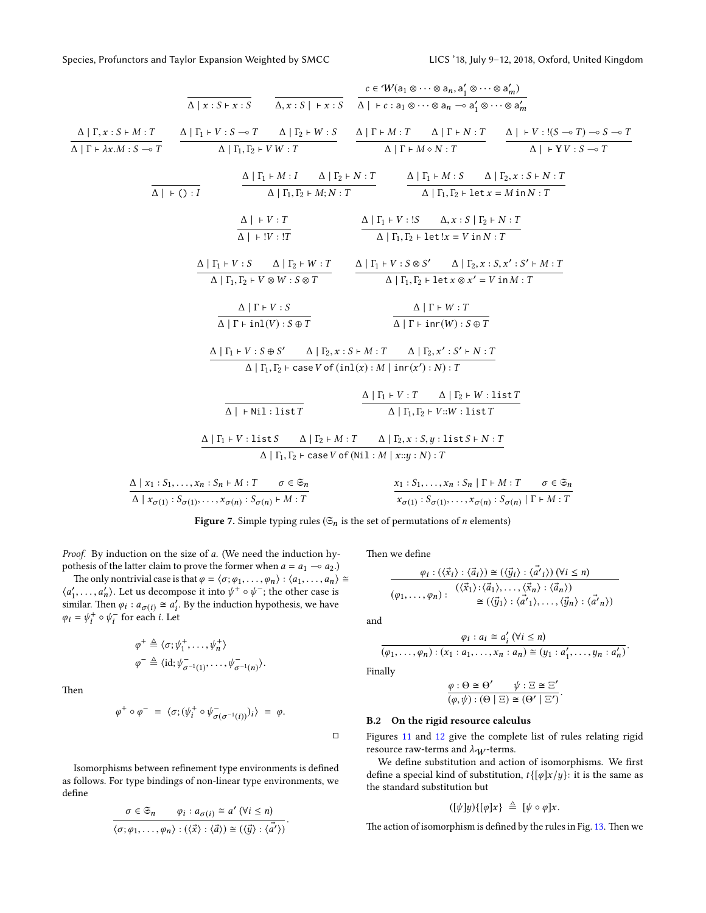$$\frac{}{\Delta \mid x : S \vdash x : S} \qquad \frac{}{\Delta, x : S \mid \ \vdash x : S} \qquad \frac{c \in \mathcal{W}(\mathsf{a}_1 \otimes \cdots \otimes \mathsf{a}_n, \mathsf{a}'_1 \otimes \cdots \otimes \mathsf{a}'_m)}{\Delta \mid \ \vdash c : \mathsf{a}_1 \otimes \cdots \otimes \mathsf{a}_n \multimap \mathsf{a}'_1 \otimes \cdots \otimes \mathsf{a}'_m}$$

$$\frac{\Delta \mid \Gamma, x : S \vdash M : T}{\Delta \mid \Gamma \vdash \lambda x.M : S \multimap T} \qquad \frac{\Delta \mid \Gamma_1 \vdash V : S \multimap T \qquad \Delta \mid \Gamma_2 \vdash W : S}{\Delta \mid \Gamma_1, \Gamma_2 \vdash V\,W : T} \qquad \frac{\Delta \mid \Gamma \vdash M : T \qquad \Delta \mid \Gamma \vdash N : T}{\Delta \mid \Gamma \vdash M \diamond N : T} \qquad \frac{\Delta \mid \ \vdash V : !(S \multimap T) \multimap S \multimap T}{\Delta \mid \ \vdash \mathbf{Y} V : S \multimap T}$$

$$\frac{}{\Delta \mid \ \vdash () : I} \qquad \frac{\Delta \mid \Gamma_1 \vdash M : I \qquad \Delta \mid \Gamma_2 \vdash N : T}{\Delta \mid \Gamma_1, \Gamma_2 \vdash M; N : T} \qquad \frac{\Delta \mid \Gamma_1 \vdash M : S \qquad \Delta \mid \Gamma_2, x : S \vdash N : T}{\Delta \mid \Gamma_1, \Gamma_2 \vdash \mathtt{let}\, x = M \,\mathtt{in}\, N : T}$$

$$\frac{\Delta \mid \ \vdash V : T}{\Delta \mid \ \vdash !V : !T} \qquad \frac{\Delta \mid \Gamma_1 \vdash V : !S \qquad \Delta, x : S \mid \Gamma_2 \vdash N : T}{\Delta \mid \Gamma_1, \Gamma_2 \vdash \mathtt{let}\, !x = V \,\mathtt{in}\, N : T}$$

$$\frac{\Delta \mid \Gamma_1 \vdash V : S \qquad \Delta \mid \Gamma_2 \vdash W : T}{\Delta \mid \Gamma_1, \Gamma_2 \vdash V \otimes W : S \otimes T} \qquad \frac{\Delta \mid \Gamma_1 \vdash V : S \otimes S' \qquad \Delta \mid \Gamma_2, x : S, x' : S' \vdash M : T}{\Delta \mid \Gamma_1, \Gamma_2 \vdash \mathtt{let}\, x \otimes x' = V \,\mathtt{in}\, M : T}$$

$$\frac{\Delta \mid \Gamma \vdash V : S}{\Delta \mid \Gamma \vdash \mathtt{inl}(V) : S \oplus T} \qquad \frac{\Delta \mid \Gamma \vdash W : T}{\Delta \mid \Gamma \vdash \mathtt{inr}(W) : S \oplus T}$$

$$\frac{\Delta \mid \Gamma_1 \vdash V : S \oplus S' \qquad \Delta \mid \Gamma_2, x : S \vdash M : T \qquad \Delta \mid \Gamma_2, x' : S' \vdash N : T}{\Delta \mid \Gamma_1, \Gamma_2 \vdash \mathsf{case}\, V \,\mathsf{of}\, (\mathtt{inl}(x) : M \mid \mathtt{inr}(x') : N) : T}$$

$$\frac{}{\Delta \mid \ \vdash \mathtt{Nil} : \mathtt{list}\, T} \qquad \frac{\Delta \mid \Gamma_1 \vdash V : T \qquad \Delta \mid \Gamma_2 \vdash W : \mathtt{list}\, T}{\Delta \mid \Gamma_1, \Gamma_2 \vdash V{::}W : \mathtt{list}\, T}$$

$$\frac{\Delta \mid \Gamma_1 \vdash V : \mathtt{list}\, S \qquad \Delta \mid \Gamma_2 \vdash M : T \qquad \Delta \mid \Gamma_2, x : S, y : \mathtt{list}\, S \vdash N : T}{\Delta \mid \Gamma_1, \Gamma_2 \vdash \mathsf{case}\, V \,\mathsf{of}\, (\mathtt{Nil} : M \mid x{::}y : N) : T}$$

$$\frac{\Delta \mid x_1 : S_1, \ldots, x_n : S_n \vdash M : T \qquad \sigma \in \mathfrak{S}_n}{\Delta \mid x_{\sigma(1)} : S_{\sigma(1)}, \ldots, x_{\sigma(n)} : S_{\sigma(n)} \vdash M : T} \qquad \frac{x_1 : S_1, \ldots, x_n : S_n \mid \Gamma \vdash M : T \qquad \sigma \in \mathfrak{S}_n}{x_{\sigma(1)} : S_{\sigma(1)}, \ldots, x_{\sigma(n)} : S_{\sigma(n)} \mid \Gamma \vdash M : T}$$

**Figure 7.** Simple typing rules ($\mathfrak{S}_n$ is the set of permutations of $n$ elements)

*Proof.* By induction on the size of $a$. (We need the induction hypothesis of the latter claim to prove the former when $a = a_1 \multimap a_2$.)

The only nontrivial case is that $\varphi = \langle \sigma; \varphi_1, \ldots, \varphi_n \rangle : \langle a_1, \ldots, a_n \rangle \cong \langle a'_1, \ldots, a'_n \rangle$. Let us decompose it into $\psi^+ \circ \psi^-$; the other case is similar. Then $\varphi_i : a_{\sigma(i)} \cong a'_i$. By the induction hypothesis, we have $\varphi_i = \psi_i^+ \circ \psi_i^-$ for each $i$. Let

$$\varphi^+ \triangleq \langle \sigma; \psi_1^+, \ldots, \psi_n^+ \rangle$$
$$\varphi^- \triangleq \langle \mathrm{id}; \psi^-_{\sigma^{-1}(1)}, \ldots, \psi^-_{\sigma^{-1}(n)} \rangle.$$

Then

$$\varphi^+ \circ \varphi^- \ = \ \langle \sigma; (\psi_i^+ \circ \psi^-_{\sigma(\sigma^{-1}(i))})_i \rangle \ = \ \varphi.$$

□

Isomorphisms between refinement type environments is defined as follows. For type bindings of non-linear type environments, we define

$$\frac{\sigma \in \mathfrak{S}_n \qquad \varphi_i : a_{\sigma(i)} \cong a' \ (\forall i \le n)}{\langle \sigma; \varphi_1, \ldots, \varphi_n \rangle : (\langle \vec{x} \rangle : \langle \vec{a} \rangle) \cong (\langle \vec{y} \rangle : \langle \vec{a'} \rangle)}.$$

Then we define

$$\frac{\varphi_i : (\langle \vec{x}_i \rangle : \langle \vec{a}_i \rangle) \cong (\langle \vec{y}_i \rangle : \langle \vec{a'}_i \rangle) \ (\forall i \le n)}{(\varphi_1, \ldots, \varphi_n) : \begin{array}{l}(\langle \vec{x}_1 \rangle : \langle \vec{a}_1 \rangle, \ldots, \langle \vec{x}_n \rangle : \langle \vec{a}_n \rangle) \\ \quad \cong (\langle \vec{y}_1 \rangle : \langle \vec{a'}_1 \rangle, \ldots, \langle \vec{y}_n \rangle : \langle \vec{a'}_n \rangle)\end{array}}$$

and

$$\frac{\varphi_i : a_i \cong a'_i \ (\forall i \le n)}{(\varphi_1, \ldots, \varphi_n) : (x_1 : a_1, \ldots, x_n : a_n) \cong (y_1 : a'_1, \ldots, y_n : a'_n)}.$$

Finally

$$\frac{\varphi : \Theta \cong \Theta' \qquad \psi : \Xi \cong \Xi'}{(\varphi, \psi) : (\Theta \mid \Xi) \cong (\Theta' \mid \Xi')}.$$

### B.2 On the rigid resource calculus

Figures 11 and 12 give the complete list of rules relating rigid resource raw-terms and $\lambda_{\mathcal{W}}$-terms.

We define substitution and action of isomorphisms. We first define a special kind of substitution, $t\{[\varphi]x/y\}$: it is the same as the standard substitution but

$$([\psi]y)\{[\varphi]x\} \ \triangleq \ [\psi \circ \varphi]x.$$

The action of isomorphism is defined by the rules in Fig. 13. Then we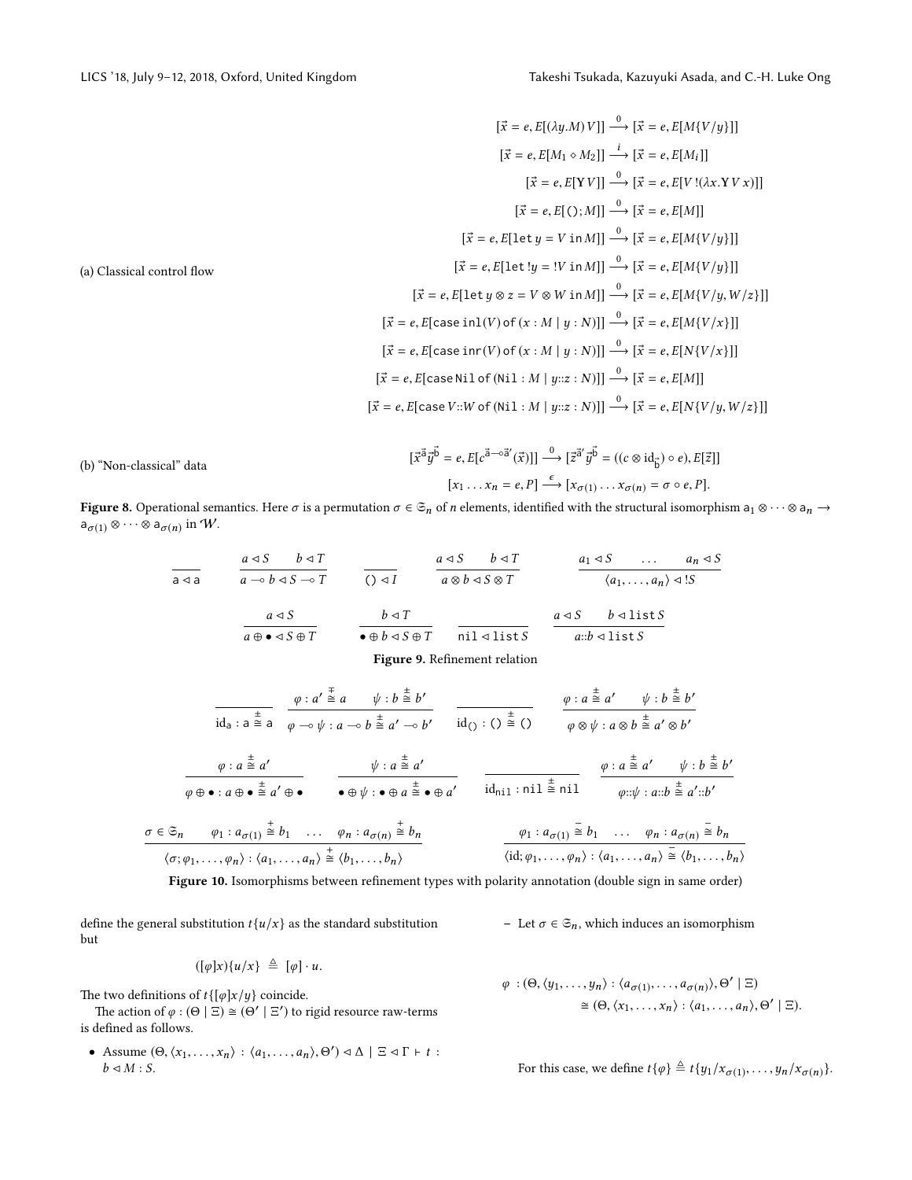(a) Classical control flow

$$[\vec{x} = e, E[(\lambda y.M)\,V]] \xrightarrow{0} [\vec{x} = e, E[M\{V/y\}]]$$

$$[\vec{x} = e, E[M_1 \diamond M_2]] \xrightarrow{i} [\vec{x} = e, E[M_i]]$$

$$[\vec{x} = e, E[\mathbf{Y}\,V]] \xrightarrow{0} [\vec{x} = e, E[V\,!(\lambda x.\mathbf{Y}\,V\,x)]]$$

$$[\vec{x} = e, E[\,();M]] \xrightarrow{0} [\vec{x} = e, E[M]]$$

$$[\vec{x} = e, E[\mathtt{let}\,y = V\,\mathtt{in}\,M]] \xrightarrow{0} [\vec{x} = e, E[M\{V/y\}]]$$

$$[\vec{x} = e, E[\mathtt{let}\,!y = !V\,\mathtt{in}\,M]] \xrightarrow{0} [\vec{x} = e, E[M\{V/y\}]]$$

$$[\vec{x} = e, E[\mathtt{let}\,y \otimes z = V \otimes W\,\mathtt{in}\,M]] \xrightarrow{0} [\vec{x} = e, E[M\{V/y, W/z\}]]$$

$$[\vec{x} = e, E[\mathtt{case}\,\mathtt{inl}(V)\,\mathtt{of}\,(x : M \mid y : N)]] \xrightarrow{0} [\vec{x} = e, E[M\{V/x\}]]$$

$$[\vec{x} = e, E[\mathtt{case}\,\mathtt{inr}(V)\,\mathtt{of}\,(x : M \mid y : N)]] \xrightarrow{0} [\vec{x} = e, E[N\{V/x\}]]$$

$$[\vec{x} = e, E[\mathtt{case}\,\mathtt{Nil}\,\mathtt{of}\,(\mathtt{Nil} : M \mid y{::}z : N)]] \xrightarrow{0} [\vec{x} = e, E[M]]$$

$$[\vec{x} = e, E[\mathtt{case}\,V{::}W\,\mathtt{of}\,(\mathtt{Nil} : M \mid y{::}z : N)]] \xrightarrow{0} [\vec{x} = e, E[N\{V/y, W/z\}]]$$

(b) "Non-classical" data

$$[\vec{x}^{\vec{\mathsf{a}}}\vec{y}^{\vec{\mathsf{b}}} = e, E[c^{\vec{\mathsf{a}} \multimap \vec{\mathsf{a}}'}(\vec{x})]] \xrightarrow{0} [\vec{z}^{\vec{\mathsf{a}}'}\vec{y}^{\vec{\mathsf{b}}} = ((c \otimes \mathrm{id}_{\vec{\mathsf{b}}}) \circ e), E[\vec{z}]]$$

$$[x_1 \dots x_n = e, P] \xrightarrow{\epsilon} [x_{\sigma(1)} \dots x_{\sigma(n)} = \sigma \circ e, P].$$

**Figure 8.** Operational semantics. Here $\sigma$ is a permutation $\sigma \in \mathfrak{S}_n$ of $n$ elements, identified with the structural isomorphism $\mathsf{a}_1 \otimes \cdots \otimes \mathsf{a}_n \to \mathsf{a}_{\sigma(1)} \otimes \cdots \otimes \mathsf{a}_{\sigma(n)}$ in $\mathcal{W}$.

$$\frac{}{\mathsf{a} \lhd \mathsf{a}} \qquad \frac{a \lhd S \quad b \lhd T}{a \multimap b \lhd S \multimap T} \qquad \frac{}{() \lhd I} \qquad \frac{a \lhd S \quad b \lhd T}{a \otimes b \lhd S \otimes T} \qquad \frac{a_1 \lhd S \quad \dots \quad a_n \lhd S}{\langle a_1, \dots, a_n \rangle \lhd !S}$$

$$\frac{a \lhd S}{a \oplus \bullet \lhd S \oplus T} \qquad \frac{b \lhd T}{\bullet \oplus b \lhd S \oplus T} \qquad \frac{}{\mathtt{nil} \lhd \mathtt{list}\,S} \qquad \frac{a \lhd S \quad b \lhd \mathtt{list}\,S}{a{::}b \lhd \mathtt{list}\,S}$$

**Figure 9.** Refinement relation

$$\frac{}{\mathrm{id}_{\mathsf{a}} : \mathsf{a} \overset{\pm}{\cong} \mathsf{a}} \qquad \frac{\varphi : a' \overset{\mp}{\cong} a \quad \psi : b \overset{\pm}{\cong} b'}{\varphi \multimap \psi : a \multimap b \overset{\pm}{\cong} a' \multimap b'} \qquad \frac{}{\mathrm{id}_{()} : () \overset{\pm}{\cong} ()} \qquad \frac{\varphi : a \overset{\pm}{\cong} a' \quad \psi : b \overset{\pm}{\cong} b'}{\varphi \otimes \psi : a \otimes b \overset{\pm}{\cong} a' \otimes b'}$$

$$\frac{\varphi : a \overset{\pm}{\cong} a'}{\varphi \oplus \bullet : a \oplus \bullet \overset{\pm}{\cong} a' \oplus \bullet} \qquad \frac{\psi : a \overset{\pm}{\cong} a'}{\bullet \oplus \psi : \bullet \oplus a \overset{\pm}{\cong} \bullet \oplus a'} \qquad \frac{}{\mathrm{id}_{\mathtt{nil}} : \mathtt{nil} \overset{\pm}{\cong} \mathtt{nil}} \qquad \frac{\varphi : a \overset{\pm}{\cong} a' \quad \psi : b \overset{\pm}{\cong} b'}{\varphi{::}\psi : a{::}b \overset{\pm}{\cong} a'{::}b'}$$

$$\frac{\sigma \in \mathfrak{S}_n \quad \varphi_1 : a_{\sigma(1)} \overset{+}{\cong} b_1 \quad \dots \quad \varphi_n : a_{\sigma(n)} \overset{+}{\cong} b_n}{\langle \sigma; \varphi_1, \dots, \varphi_n \rangle : \langle a_1, \dots, a_n \rangle \overset{+}{\cong} \langle b_1, \dots, b_n \rangle} \qquad \frac{\varphi_1 : a_{\sigma(1)} \overset{-}{\cong} b_1 \quad \dots \quad \varphi_n : a_{\sigma(n)} \overset{-}{\cong} b_n}{\langle \mathrm{id}; \varphi_1, \dots, \varphi_n \rangle : \langle a_1, \dots, a_n \rangle \overset{-}{\cong} \langle b_1, \dots, b_n \rangle}$$

**Figure 10.** Isomorphisms between refinement types with polarity annotation (double sign in same order)

define the general substitution $t\{u/x\}$ as the standard substitution but

$$([\varphi]x)\{u/x\} \;\triangleq\; [\varphi] \cdot u.$$

The two definitions of $t\{[\varphi]x/y\}$ coincide.

The action of $\varphi : (\Theta \mid \Xi) \cong (\Theta' \mid \Xi')$ to rigid resource raw-terms is defined as follows.

- Assume $(\Theta, \langle x_1, \dots, x_n \rangle : \langle a_1, \dots, a_n \rangle, \Theta') \lhd \Delta \mid \Xi \lhd \Gamma \vdash t : b \lhd M : S$.
  - Let $\sigma \in \mathfrak{S}_n$, which induces an isomorphism

$$\begin{aligned}\varphi \;:&\; (\Theta, \langle y_1, \dots, y_n \rangle : \langle a_{\sigma(1)}, \dots, a_{\sigma(n)} \rangle, \Theta' \mid \Xi) \\ &\cong (\Theta, \langle x_1, \dots, x_n \rangle : \langle a_1, \dots, a_n \rangle, \Theta' \mid \Xi).\end{aligned}$$

For this case, we define $t\{\varphi\} \triangleq t\{y_1/x_{\sigma(1)}, \dots, y_n/x_{\sigma(n)}\}$.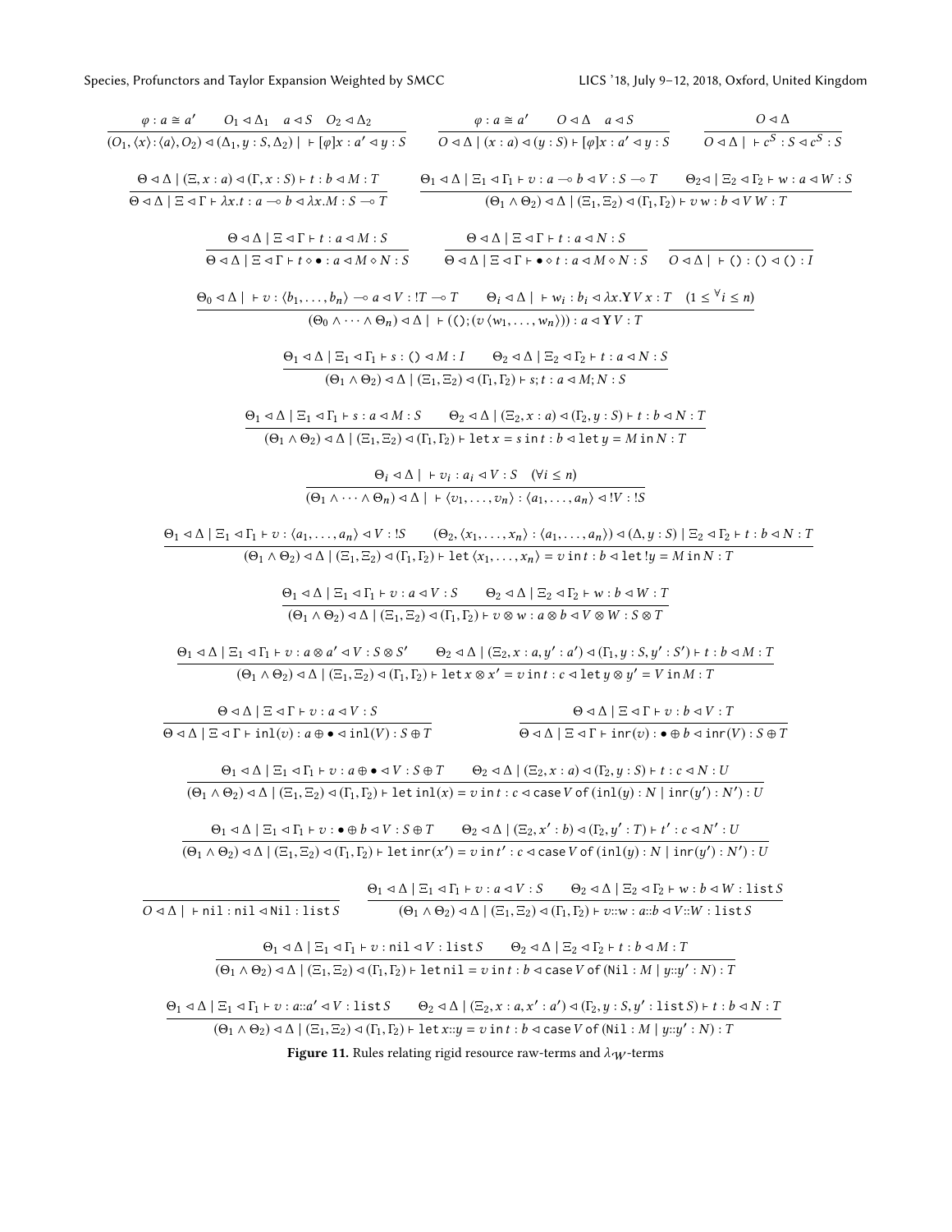$$\frac{\varphi : a \cong a' \quad O_1 \lhd \Delta_1 \quad a \lhd S \quad O_2 \lhd \Delta_2}{(O_1, \langle x \rangle : \langle a \rangle, O_2) \lhd (\Delta_1, y : S, \Delta_2) \mid \vdash [\varphi]x : a' \lhd y : S} \qquad \frac{\varphi : a \cong a' \quad O \lhd \Delta \quad a \lhd S}{O \lhd \Delta \mid (x : a) \lhd (y : S) \vdash [\varphi]x : a' \lhd y : S} \qquad \frac{O \lhd \Delta}{O \lhd \Delta \mid \vdash c^S : S \lhd c^S : S}$$

$$\frac{\Theta \lhd \Delta \mid (\Xi, x : a) \lhd (\Gamma, x : S) \vdash t : b \lhd M : T}{\Theta \lhd \Delta \mid \Xi \lhd \Gamma \vdash \lambda x.t : a \multimap b \lhd \lambda x.M : S \multimap T} \qquad \frac{\Theta_1 \lhd \Delta \mid \Xi_1 \lhd \Gamma_1 \vdash v : a \multimap b \lhd V : S \multimap T \quad \Theta_2 \lhd \mid \Xi_2 \lhd \Gamma_2 \vdash w : a \lhd W : S}{(\Theta_1 \wedge \Theta_2) \lhd \Delta \mid (\Xi_1, \Xi_2) \lhd (\Gamma_1, \Gamma_2) \vdash v\, w : b \lhd V\, W : T}$$

$$\frac{\Theta \lhd \Delta \mid \Xi \lhd \Gamma \vdash t : a \lhd M : S}{\Theta \lhd \Delta \mid \Xi \lhd \Gamma \vdash t \diamond \bullet : a \lhd M \diamond N : S} \qquad \frac{\Theta \lhd \Delta \mid \Xi \lhd \Gamma \vdash t : a \lhd N : S}{\Theta \lhd \Delta \mid \Xi \lhd \Gamma \vdash \bullet \diamond t : a \lhd M \diamond N : S} \qquad \frac{}{O \lhd \Delta \mid \vdash () : () \lhd () : I}$$

$$\frac{\Theta_0 \lhd \Delta \mid \vdash v : \langle b_1, \dots, b_n \rangle \multimap a \lhd V : !T \multimap T \qquad \Theta_i \lhd \Delta \mid \vdash w_i : b_i \lhd \lambda x.\mathbf{Y} V\, x : T \quad (1 \leq {}^{\forall} i \leq n)}{(\Theta_0 \wedge \dots \wedge \Theta_n) \lhd \Delta \mid \vdash ((); (v \,\langle w_1, \dots, w_n \rangle)) : a \lhd \mathbf{Y}\, V : T}$$

$$\frac{\Theta_1 \lhd \Delta \mid \Xi_1 \lhd \Gamma_1 \vdash s : () \lhd M : I \qquad \Theta_2 \lhd \Delta \mid \Xi_2 \lhd \Gamma_2 \vdash t : a \lhd N : S}{(\Theta_1 \wedge \Theta_2) \lhd \Delta \mid (\Xi_1, \Xi_2) \lhd (\Gamma_1, \Gamma_2) \vdash s; t : a \lhd M; N : S}$$

$$\frac{\Theta_1 \lhd \Delta \mid \Xi_1 \lhd \Gamma_1 \vdash s : a \lhd M : S \qquad \Theta_2 \lhd \Delta \mid (\Xi_2, x : a) \lhd (\Gamma_2, y : S) \vdash t : b \lhd N : T}{(\Theta_1 \wedge \Theta_2) \lhd \Delta \mid (\Xi_1, \Xi_2) \lhd (\Gamma_1, \Gamma_2) \vdash \mathtt{let}\, x = s \,\mathtt{in}\, t : b \lhd \mathtt{let}\, y = M \,\mathtt{in}\, N : T}$$

$$\frac{\Theta_i \lhd \Delta \mid \vdash v_i : a_i \lhd V : S \quad (\forall i \leq n)}{(\Theta_1 \wedge \dots \wedge \Theta_n) \lhd \Delta \mid \vdash \langle v_1, \dots, v_n \rangle : \langle a_1, \dots, a_n \rangle \lhd !V : !S}$$

$$\frac{\Theta_1 \lhd \Delta \mid \Xi_1 \lhd \Gamma_1 \vdash v : \langle a_1, \dots, a_n \rangle \lhd V : !S \qquad (\Theta_2, \langle x_1, \dots, x_n \rangle : \langle a_1, \dots, a_n \rangle) \lhd (\Delta, y : S) \mid \Xi_2 \lhd \Gamma_2 \vdash t : b \lhd N : T}{(\Theta_1 \wedge \Theta_2) \lhd \Delta \mid (\Xi_1, \Xi_2) \lhd (\Gamma_1, \Gamma_2) \vdash \mathtt{let}\, \langle x_1, \dots, x_n \rangle = v \,\mathtt{in}\, t : b \lhd \mathtt{let}\, !y = M \,\mathtt{in}\, N : T}$$

$$\frac{\Theta_1 \lhd \Delta \mid \Xi_1 \lhd \Gamma_1 \vdash v : a \lhd V : S \qquad \Theta_2 \lhd \Delta \mid \Xi_2 \lhd \Gamma_2 \vdash w : b \lhd W : T}{(\Theta_1 \wedge \Theta_2) \lhd \Delta \mid (\Xi_1, \Xi_2) \lhd (\Gamma_1, \Gamma_2) \vdash v \otimes w : a \otimes b \lhd V \otimes W : S \otimes T}$$

$$\frac{\Theta_1 \lhd \Delta \mid \Xi_1 \lhd \Gamma_1 \vdash v : a \otimes a' \lhd V : S \otimes S' \qquad \Theta_2 \lhd \Delta \mid (\Xi_2, x : a, y' : a') \lhd (\Gamma_1, y : S, y' : S') \vdash t : b \lhd M : T}{(\Theta_1 \wedge \Theta_2) \lhd \Delta \mid (\Xi_1, \Xi_2) \lhd (\Gamma_1, \Gamma_2) \vdash \mathtt{let}\, x \otimes x' = v \,\mathtt{in}\, t : c \lhd \mathtt{let}\, y \otimes y' = V \,\mathtt{in}\, M : T}$$

$$\frac{\Theta \lhd \Delta \mid \Xi \lhd \Gamma \vdash v : a \lhd V : S}{\Theta \lhd \Delta \mid \Xi \lhd \Gamma \vdash \mathtt{inl}(v) : a \oplus \bullet \lhd \mathtt{inl}(V) : S \oplus T} \qquad \frac{\Theta \lhd \Delta \mid \Xi \lhd \Gamma \vdash v : b \lhd V : T}{\Theta \lhd \Delta \mid \Xi \lhd \Gamma \vdash \mathtt{inr}(v) : \bullet \oplus b \lhd \mathtt{inr}(V) : S \oplus T}$$

$$\frac{\Theta_1 \lhd \Delta \mid \Xi_1 \lhd \Gamma_1 \vdash v : a \oplus \bullet \lhd V : S \oplus T \qquad \Theta_2 \lhd \Delta \mid (\Xi_2, x : a) \lhd (\Gamma_2, y : S) \vdash t : c \lhd N : U}{(\Theta_1 \wedge \Theta_2) \lhd \Delta \mid (\Xi_1, \Xi_2) \lhd (\Gamma_1, \Gamma_2) \vdash \mathtt{let}\,\mathtt{inl}(x) = v \,\mathtt{in}\, t : c \lhd \mathtt{case}\, V \,\mathtt{of}\, (\mathtt{inl}(y) : N \mid \mathtt{inr}(y') : N') : U}$$

$$\frac{\Theta_1 \lhd \Delta \mid \Xi_1 \lhd \Gamma_1 \vdash v : \bullet \oplus b \lhd V : S \oplus T \qquad \Theta_2 \lhd \Delta \mid (\Xi_2, x' : b) \lhd (\Gamma_2, y' : T) \vdash t' : c \lhd N' : U}{(\Theta_1 \wedge \Theta_2) \lhd \Delta \mid (\Xi_1, \Xi_2) \lhd (\Gamma_1, \Gamma_2) \vdash \mathtt{let}\,\mathtt{inr}(x') = v \,\mathtt{in}\, t' : c \lhd \mathtt{case}\, V \,\mathtt{of}\, (\mathtt{inl}(y) : N \mid \mathtt{inr}(y') : N') : U}$$

$$\frac{}{O \lhd \Delta \mid \vdash \mathtt{nil} : \mathtt{nil} \lhd \mathtt{Nil} : \mathtt{list}\, S} \qquad \frac{\Theta_1 \lhd \Delta \mid \Xi_1 \lhd \Gamma_1 \vdash v : a \lhd V : S \qquad \Theta_2 \lhd \Delta \mid \Xi_2 \lhd \Gamma_2 \vdash w : b \lhd W : \mathtt{list}\, S}{(\Theta_1 \wedge \Theta_2) \lhd \Delta \mid (\Xi_1, \Xi_2) \lhd (\Gamma_1, \Gamma_2) \vdash v{::}w : a{::}b \lhd V{::}W : \mathtt{list}\, S}$$

$$\frac{\Theta_1 \lhd \Delta \mid \Xi_1 \lhd \Gamma_1 \vdash v : \mathtt{nil} \lhd V : \mathtt{list}\, S \qquad \Theta_2 \lhd \Delta \mid \Xi_2 \lhd \Gamma_2 \vdash t : b \lhd M : T}{(\Theta_1 \wedge \Theta_2) \lhd \Delta \mid (\Xi_1, \Xi_2) \lhd (\Gamma_1, \Gamma_2) \vdash \mathtt{let}\,\mathtt{nil} = v \,\mathtt{in}\, t : b \lhd \mathtt{case}\, V \,\mathtt{of}\, (\mathtt{Nil} : M \mid y{::}y' : N) : T}$$

$$\frac{\Theta_1 \lhd \Delta \mid \Xi_1 \lhd \Gamma_1 \vdash v : a{::}a' \lhd V : \mathtt{list}\, S \qquad \Theta_2 \lhd \Delta \mid (\Xi_2, x : a, x' : a') \lhd (\Gamma_2, y : S, y' : \mathtt{list}\, S) \vdash t : b \lhd N : T}{(\Theta_1 \wedge \Theta_2) \lhd \Delta \mid (\Xi_1, \Xi_2) \lhd (\Gamma_1, \Gamma_2) \vdash \mathtt{let}\, x{::}y = v \,\mathtt{in}\, t : b \lhd \mathtt{case}\, V \,\mathtt{of}\, (\mathtt{Nil} : M \mid y{::}y' : N) : T}$$

**Figure 11.** Rules relating rigid resource raw-terms and $\lambda_{\mathcal{W}}$-terms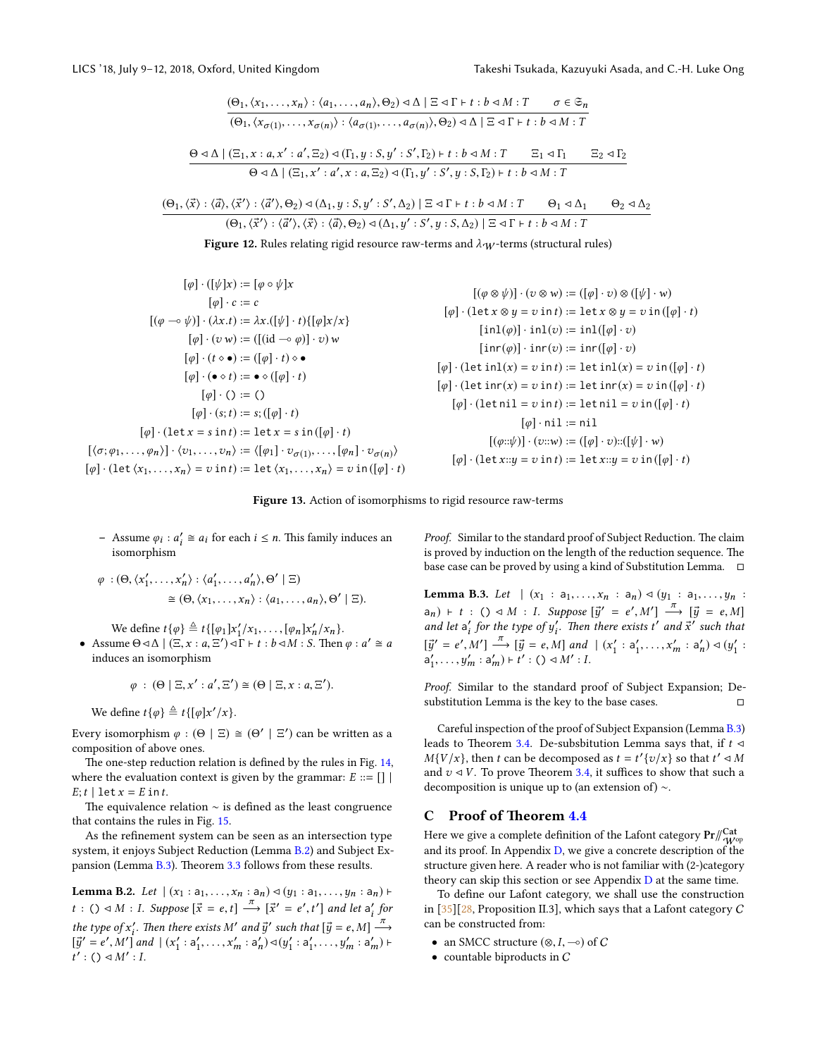$$\frac{(\Theta_1, \langle x_1, \ldots, x_n \rangle : \langle a_1, \ldots, a_n \rangle, \Theta_2) \triangleleft \Delta \mid \Xi \triangleleft \Gamma \vdash t : b \triangleleft M : T \qquad \sigma \in \mathfrak{S}_n}{(\Theta_1, \langle x_{\sigma(1)}, \ldots, x_{\sigma(n)} \rangle : \langle a_{\sigma(1)}, \ldots, a_{\sigma(n)} \rangle, \Theta_2) \triangleleft \Delta \mid \Xi \triangleleft \Gamma \vdash t : b \triangleleft M : T}$$

$$\frac{\Theta \triangleleft \Delta \mid (\Xi_1, x : a, x' : a', \Xi_2) \triangleleft (\Gamma_1, y : S, y' : S', \Gamma_2) \vdash t : b \triangleleft M : T \qquad \Xi_1 \triangleleft \Gamma_1 \qquad \Xi_2 \triangleleft \Gamma_2}{\Theta \triangleleft \Delta \mid (\Xi_1, x' : a', x : a, \Xi_2) \triangleleft (\Gamma_1, y' : S', y : S, \Gamma_2) \vdash t : b \triangleleft M : T}$$

$$\frac{(\Theta_1, \langle \vec{x} \rangle : \langle \vec{a} \rangle, \langle \vec{x}' \rangle : \langle \vec{a}' \rangle, \Theta_2) \triangleleft (\Delta_1, y : S, y' : S', \Delta_2) \mid \Xi \triangleleft \Gamma \vdash t : b \triangleleft M : T \qquad \Theta_1 \triangleleft \Delta_1 \qquad \Theta_2 \triangleleft \Delta_2}{(\Theta_1, \langle \vec{x}' \rangle : \langle \vec{a}' \rangle, \langle \vec{x} \rangle : \langle \vec{a} \rangle, \Theta_2) \triangleleft (\Delta_1, y' : S', y : S, \Delta_2) \mid \Xi \triangleleft \Gamma \vdash t : b \triangleleft M : T}$$

**Figure 12.** Rules relating rigid resource raw-terms and $\lambda_{\mathcal{W}}$-terms (structural rules)

$$
\begin{aligned}
[\varphi] \cdot ([\psi]x) &:= [\varphi \circ \psi]x \\
[\varphi] \cdot c &:= c \\
[(\varphi \multimap \psi)] \cdot (\lambda x.t) &:= \lambda x.([\psi] \cdot t)\{[\varphi]x/x\} \\
[\varphi] \cdot (v\, w) &:= ([(\mathrm{id} \multimap \varphi)] \cdot v)\, w \\
[\varphi] \cdot (t \diamond \bullet) &:= ([\varphi] \cdot t) \diamond \bullet \\
[\varphi] \cdot (\bullet \diamond t) &:= \bullet \diamond ([\varphi] \cdot t) \\
[\varphi] \cdot () &:= () \\
[\varphi] \cdot (s; t) &:= s; ([\varphi] \cdot t) \\
[\varphi] \cdot (\mathtt{let}\, x = s\, \mathtt{in}\, t) &:= \mathtt{let}\, x = s\, \mathtt{in}\, ([\varphi] \cdot t) \\
[\langle \sigma; \varphi_1, \ldots, \varphi_n \rangle] \cdot \langle v_1, \ldots, v_n \rangle &:= \langle [\varphi_1] \cdot v_{\sigma(1)}, \ldots, [\varphi_n] \cdot v_{\sigma(n)} \rangle \\
[\varphi] \cdot (\mathtt{let}\, \langle x_1, \ldots, x_n \rangle = v\, \mathtt{in}\, t) &:= \mathtt{let}\, \langle x_1, \ldots, x_n \rangle = v\, \mathtt{in}\, ([\varphi] \cdot t)
\end{aligned}
$$

$$
\begin{aligned}
[(\varphi \otimes \psi)] \cdot (v \otimes w) &:= ([\varphi] \cdot v) \otimes ([\psi] \cdot w) \\
[\varphi] \cdot (\mathtt{let}\, x \otimes y = v\, \mathtt{in}\, t) &:= \mathtt{let}\, x \otimes y = v\, \mathtt{in}\, ([\varphi] \cdot t) \\
[\mathtt{inl}(\varphi)] \cdot \mathtt{inl}(v) &:= \mathtt{inl}([\varphi] \cdot v) \\
[\mathtt{inr}(\varphi)] \cdot \mathtt{inr}(v) &:= \mathtt{inr}([\varphi] \cdot v) \\
[\varphi] \cdot (\mathtt{let}\, \mathtt{inl}(x) = v\, \mathtt{in}\, t) &:= \mathtt{let}\, \mathtt{inl}(x) = v\, \mathtt{in}\, ([\varphi] \cdot t) \\
[\varphi] \cdot (\mathtt{let}\, \mathtt{inr}(x) = v\, \mathtt{in}\, t) &:= \mathtt{let}\, \mathtt{inr}(x) = v\, \mathtt{in}\, ([\varphi] \cdot t) \\
[\varphi] \cdot (\mathtt{let}\, \mathtt{nil} = v\, \mathtt{in}\, t) &:= \mathtt{let}\, \mathtt{nil} = v\, \mathtt{in}\, ([\varphi] \cdot t) \\
[\varphi] \cdot \mathtt{nil} &:= \mathtt{nil} \\
[(\varphi :: \psi)] \cdot (v :: w) &:= ([\varphi] \cdot v) :: ([\psi] \cdot w) \\
[\varphi] \cdot (\mathtt{let}\, x :: y = v\, \mathtt{in}\, t) &:= \mathtt{let}\, x :: y = v\, \mathtt{in}\, ([\varphi] \cdot t)
\end{aligned}
$$

**Figure 13.** Action of isomorphisms to rigid resource raw-terms

- Assume $\varphi_i : a_i' \cong a_i$ for each $i \leq n$. This family induces an isomorphism

$$\varphi : (\Theta, \langle x_1', \ldots, x_n' \rangle : \langle a_1', \ldots, a_n' \rangle, \Theta' \mid \Xi) \cong (\Theta, \langle x_1, \ldots, x_n \rangle : \langle a_1, \ldots, a_n \rangle, \Theta' \mid \Xi).$$

  We define $t\{\varphi\} \triangleq t\{[\varphi_1]x_1'/x_1, \ldots, [\varphi_n]x_n'/x_n\}$.

- Assume $\Theta \triangleleft \Delta \mid (\Xi, x : a, \Xi') \triangleleft \Gamma \vdash t : b \triangleleft M : S$. Then $\varphi : a' \cong a$ induces an isomorphism

$$\varphi : (\Theta \mid \Xi, x' : a', \Xi') \cong (\Theta \mid \Xi, x : a, \Xi').$$

  We define $t\{\varphi\} \triangleq t\{[\varphi]x'/x\}$.

Every isomorphism $\varphi : (\Theta \mid \Xi) \cong (\Theta' \mid \Xi')$ can be written as a composition of above ones.

The one-step reduction relation is defined by the rules in Fig. 14, where the evaluation context is given by the grammar: $E ::= [\,] \mid E; t \mid \mathtt{let}\, x = E\, \mathtt{in}\, t$.

The equivalence relation $\sim$ is defined as the least congruence that contains the rules in Fig. 15.

As the refinement system can be seen as an intersection type system, it enjoys Subject Reduction (Lemma B.2) and Subject Expansion (Lemma B.3). Theorem 3.3 follows from these results.

**Lemma B.2.** *Let* $\mid (x_1 : \mathsf{a}_1, \ldots, x_n : \mathsf{a}_n) \triangleleft (y_1 : \mathsf{a}_1, \ldots, y_n : \mathsf{a}_n) \vdash t : () \triangleleft M : I$. *Suppose* $[\vec{x} = e, t] \xrightarrow{\pi} [\vec{x}' = e', t']$ *and let* $\mathsf{a}_i'$ *for the type of* $x_i'$. *Then there exists* $M'$ *and* $\vec{y}'$ *such that* $[\vec{y} = e, M] \xrightarrow{\pi} [\vec{y}' = e', M']$ *and* $\mid (x_1' : \mathsf{a}_1', \ldots, x_m' : \mathsf{a}_n') \triangleleft (y_1' : \mathsf{a}_1', \ldots, y_m' : \mathsf{a}_m') \vdash t' : () \triangleleft M' : I$.

*Proof.* Similar to the standard proof of Subject Reduction. The claim is proved by induction on the length of the reduction sequence. The base case can be proved by using a kind of Substitution Lemma. ◻

**Lemma B.3.** *Let* $\mid (x_1 : \mathsf{a}_1, \ldots, x_n : \mathsf{a}_n) \triangleleft (y_1 : \mathsf{a}_1, \ldots, y_n : \mathsf{a}_n) \vdash t : () \triangleleft M : I$. *Suppose* $[\vec{y}' = e', M'] \xrightarrow{\pi} [\vec{y} = e, M]$ *and let* $\mathsf{a}_i'$ *for the type of* $y_i'$. *Then there exists* $t'$ *and* $\vec{x}'$ *such that* $[\vec{y}' = e', M'] \xrightarrow{\pi} [\vec{y} = e, M]$ *and* $\mid (x_1' : \mathsf{a}_1', \ldots, x_m' : \mathsf{a}_n') \triangleleft (y_1' : \mathsf{a}_1', \ldots, y_m' : \mathsf{a}_m') \vdash t' : () \triangleleft M' : I$.

*Proof.* Similar to the standard proof of Subject Expansion; De-substitution Lemma is the key to the base cases. ◻

Careful inspection of the proof of Subject Expansion (Lemma B.3) leads to Theorem 3.4. De-subsbitution Lemma says that, if $t \triangleleft M\{V/x\}$, then $t$ can be decomposed as $t = t'\{v/x\}$ so that $t' \triangleleft M$ and $v \triangleleft V$. To prove Theorem 3.4, it suffices to show that such a decomposition is unique up to (an extension of) $\sim$.

## C Proof of Theorem 4.4

Here we give a complete definition of the Lafont category $\mathbf{Pr}/\!\!/^{\mathbf{Cat}}_{\mathcal{W}^{\mathrm{op}}}$ and its proof. In Appendix D, we give a concrete description of the structure given here. A reader who is not familiar with (2-)category theory can skip this section or see Appendix D at the same time.

To define our Lafont category, we shall use the construction in [35][28, Proposition II.3], which says that a Lafont category $\mathcal{C}$ can be constructed from:

- an SMCC structure $(\otimes, I, \multimap)$ of $\mathcal{C}$
- countable biproducts in $\mathcal{C}$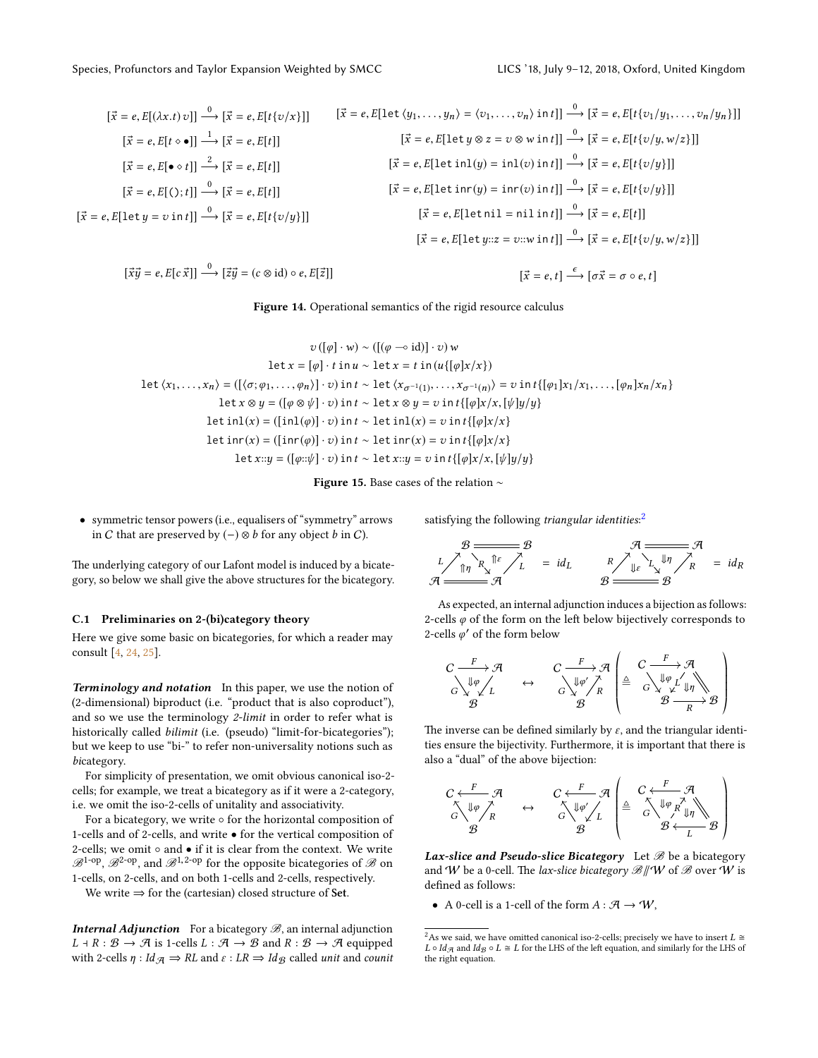$$[\vec{x} = e, E[(\lambda x.t)\, v]] \xrightarrow{0} [\vec{x} = e, E[t\{v/x\}]]$$

$$[\vec{x} = e, E[t \diamond \bullet]] \xrightarrow{1} [\vec{x} = e, E[t]]$$

$$[\vec{x} = e, E[\bullet \diamond t]] \xrightarrow{2} [\vec{x} = e, E[t]]$$

$$[\vec{x} = e, E[(); t]] \xrightarrow{0} [\vec{x} = e, E[t]]$$

$$[\vec{x} = e, E[\mathtt{let}\, y = v \,\mathtt{in}\, t]] \xrightarrow{0} [\vec{x} = e, E[t\{v/y\}]]$$

$$[\vec{x} = e, E[\mathtt{let}\, \langle y_1, \dots, y_n \rangle = \langle v_1, \dots, v_n \rangle \,\mathtt{in}\, t]] \xrightarrow{0} [\vec{x} = e, E[t\{v_1/y_1, \dots, v_n/y_n\}]]$$

$$[\vec{x} = e, E[\mathtt{let}\, y \otimes z = v \otimes w \,\mathtt{in}\, t]] \xrightarrow{0} [\vec{x} = e, E[t\{v/y, w/z\}]]$$

$$[\vec{x} = e, E[\mathtt{let}\, \mathtt{inl}(y) = \mathtt{inl}(v) \,\mathtt{in}\, t]] \xrightarrow{0} [\vec{x} = e, E[t\{v/y\}]]$$

$$[\vec{x} = e, E[\mathtt{let}\, \mathtt{inr}(y) = \mathtt{inr}(v) \,\mathtt{in}\, t]] \xrightarrow{0} [\vec{x} = e, E[t\{v/y\}]]$$

$$[\vec{x} = e, E[\mathtt{let}\, \mathtt{nil} = \mathtt{nil} \,\mathtt{in}\, t]] \xrightarrow{0} [\vec{x} = e, E[t]]$$

$$[\vec{x} = e, E[\mathtt{let}\, y{::}z = v{::}w \,\mathtt{in}\, t]] \xrightarrow{0} [\vec{x} = e, E[t\{v/y, w/z\}]]$$

$$[\vec{x}\vec{y} = e, E[c\, \vec{x}]] \xrightarrow{0} [\vec{z}\vec{y} = (c \otimes \mathrm{id}) \circ e, E[\vec{z}]] \qquad [\vec{x} = e, t] \xrightarrow{\epsilon} [\sigma\vec{x} = \sigma \circ e, t]$$

**Figure 14.** Operational semantics of the rigid resource calculus

$$v\,([\varphi] \cdot w) \sim ([(\varphi \multimap \mathrm{id})] \cdot v)\, w$$

$$\mathtt{let}\, x = [\varphi] \cdot t \,\mathtt{in}\, u \sim \mathtt{let}\, x = t \,\mathtt{in}\, (u\{[\varphi]x/x\})$$

$$\mathtt{let}\, \langle x_1, \dots, x_n \rangle = ([\langle \sigma; \varphi_1, \dots, \varphi_n \rangle] \cdot v) \,\mathtt{in}\, t \sim \mathtt{let}\, \langle x_{\sigma^{-1}(1)}, \dots, x_{\sigma^{-1}(n)} \rangle = v \,\mathtt{in}\, t\{[\varphi_1]x_1/x_1, \dots, [\varphi_n]x_n/x_n\}$$

$$\mathtt{let}\, x \otimes y = ([\varphi \otimes \psi] \cdot v) \,\mathtt{in}\, t \sim \mathtt{let}\, x \otimes y = v \,\mathtt{in}\, t\{[\varphi]x/x, [\psi]y/y\}$$

$$\mathtt{let}\, \mathtt{inl}(x) = ([\mathtt{inl}(\varphi)] \cdot v) \,\mathtt{in}\, t \sim \mathtt{let}\, \mathtt{inl}(x) = v \,\mathtt{in}\, t\{[\varphi]x/x\}$$

$$\mathtt{let}\, \mathtt{inr}(x) = ([\mathtt{inr}(\varphi)] \cdot v) \,\mathtt{in}\, t \sim \mathtt{let}\, \mathtt{inr}(x) = v \,\mathtt{in}\, t\{[\varphi]x/x\}$$

$$\mathtt{let}\, x{::}y = ([\varphi{::}\psi] \cdot v) \,\mathtt{in}\, t \sim \mathtt{let}\, x{::}y = v \,\mathtt{in}\, t\{[\varphi]x/x, [\psi]y/y\}$$

**Figure 15.** Base cases of the relation $\sim$

- symmetric tensor powers (i.e., equalisers of "symmetry" arrows in $C$ that are preserved by $(-) \otimes b$ for any object $b$ in $C$).

The underlying category of our Lafont model is induced by a bicategory, so below we shall give the above structures for the bicategory.

### C.1 Preliminaries on 2-(bi)category theory

Here we give some basic on bicategories, for which a reader may consult [4, 24, 25].

***Terminology and notation*** In this paper, we use the notion of (2-dimensional) biproduct (i.e. "product that is also coproduct"), and so we use the terminology *2-limit* in order to refer what is historically called *bilimit* (i.e. (pseudo) "limit-for-bicategories"); but we keep to use "bi-" to refer non-universality notions such as *bi*category.

For simplicity of presentation, we omit obvious canonical iso-2-cells; for example, we treat a bicategory as if it were a 2-category, i.e. we omit the iso-2-cells of unitality and associativity.

For a bicategory, we write $\circ$ for the horizontal composition of 1-cells and of 2-cells, and write $\bullet$ for the vertical composition of 2-cells; we omit $\circ$ and $\bullet$ if it is clear from the context. We write $\mathscr{B}^{1\text{-op}}$, $\mathscr{B}^{2\text{-op}}$, and $\mathscr{B}^{1,2\text{-op}}$ for the opposite bicategories of $\mathscr{B}$ on 1-cells, on 2-cells, and on both 1-cells and 2-cells, respectively.

We write $\Rightarrow$ for the (cartesian) closed structure of **Set**.

***Internal Adjunction*** For a bicategory $\mathscr{B}$, an internal adjunction $L \dashv R : \mathcal{B} \to \mathcal{A}$ is 1-cells $L : \mathcal{A} \to \mathcal{B}$ and $R : \mathcal{B} \to \mathcal{A}$ equipped with 2-cells $\eta : Id_{\mathcal{A}} \Rightarrow RL$ and $\varepsilon : LR \Rightarrow Id_{\mathcal{B}}$ called *unit* and *counit* satisfying the following *triangular identities*:[2]

$$\begin{array}{c}\mathcal{B} = \mathcal{B} \\ {\scriptstyle L}\nearrow \Uparrow\eta \searrow{\scriptstyle R} \Uparrow\varepsilon \nearrow{\scriptstyle L} \\ \mathcal{A} = \mathcal{A}\end{array} = id_L \qquad \begin{array}{c}\mathcal{A} = \mathcal{A} \\ {\scriptstyle R}\nearrow \Downarrow\varepsilon \searrow{\scriptstyle L} \Downarrow\eta \nearrow{\scriptstyle R} \\ \mathcal{B} = \mathcal{B}\end{array} = id_R$$

As expected, an internal adjunction induces a bijection as follows: 2-cells $\varphi$ of the form on the left below bijectively corresponds to 2-cells $\varphi'$ of the form below

$$\left(C \xrightarrow{F} \mathcal{A},\ G : C \to \mathcal{B},\ L : \mathcal{A} \to \mathcal{B},\ \varphi : LF \Rightarrow G\right) \quad \leftrightarrow \quad \left(C \xrightarrow{F} \mathcal{A},\ G : C \to \mathcal{B},\ R : \mathcal{B} \to \mathcal{A},\ \varphi' : F \Rightarrow RG\right) \quad \left(\triangleq (R\varphi) \bullet (\eta F)\right)$$

The inverse can be defined similarly by $\varepsilon$, and the triangular identities ensure the bijectivity. Furthermore, it is important that there is also a "dual" of the above bijection:

$$\left(C \xleftarrow{F} \mathcal{A},\ G : \mathcal{B} \to C,\ R : \mathcal{B} \to \mathcal{A},\ \varphi : G \Rightarrow FR\right) \quad \leftrightarrow \quad \left(C \xleftarrow{F} \mathcal{A},\ G : \mathcal{B} \to C,\ L : \mathcal{A} \to \mathcal{B},\ \varphi' : GL \Rightarrow F\right) \quad \left(\triangleq (F\eta\text{-composite}) \bullet (\varphi L)\right)$$

***Lax-slice and Pseudo-slice Bicategory*** Let $\mathscr{B}$ be a bicategory and $\mathcal{W}$ be a 0-cell. The *lax-slice bicategory* $\mathscr{B} /\!\!/ \mathcal{W}$ of $\mathscr{B}$ over $\mathcal{W}$ is defined as follows:

- A 0-cell is a 1-cell of the form $A : \mathcal{A} \to \mathcal{W}$,

[2] As we said, we have omitted canonical iso-2-cells; precisely we have to insert $L \cong L \circ Id_{\mathcal{A}}$ and $Id_{\mathcal{B}} \circ L \cong L$ for the LHS of the left equation, and similarly for the LHS of the right equation.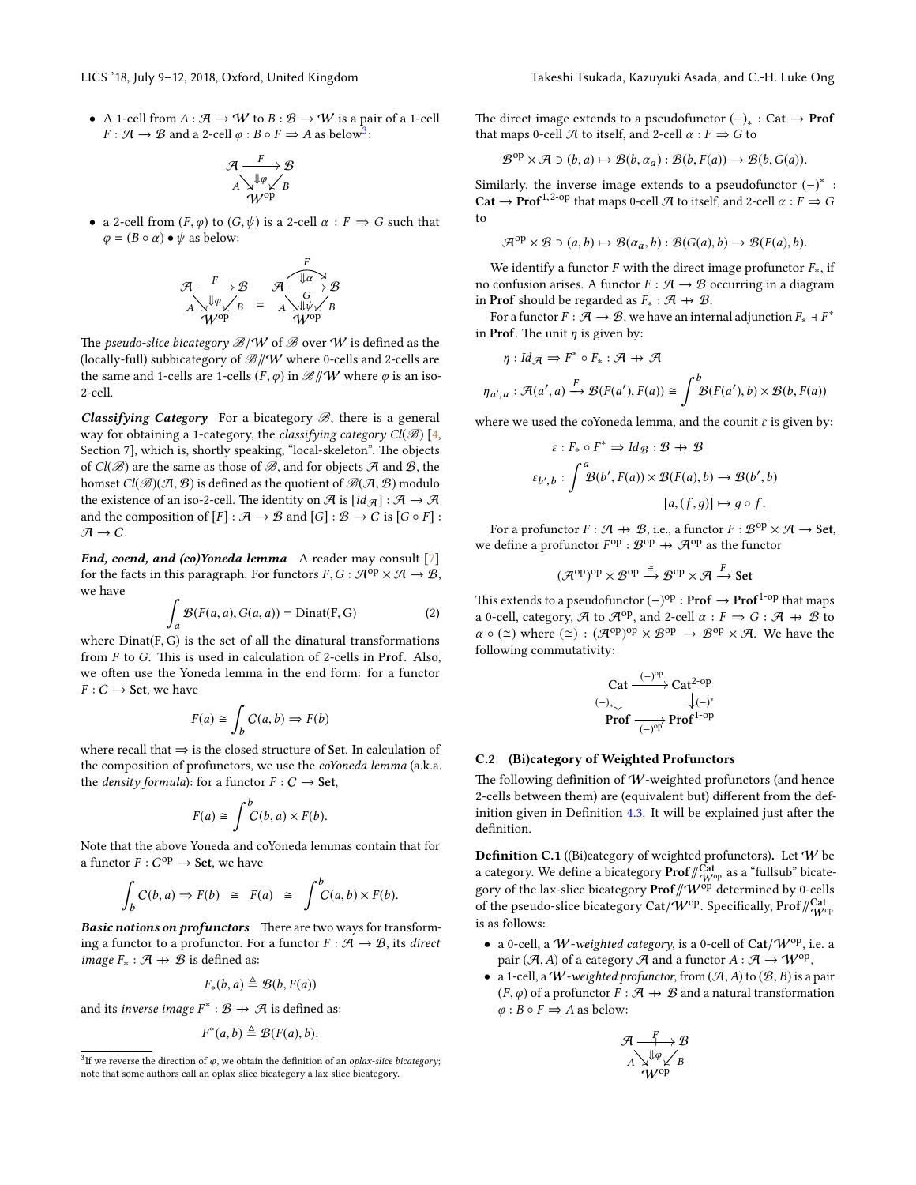- A 1-cell from $A : \mathcal{A} \to \mathcal{W}$ to $B : \mathcal{B} \to \mathcal{W}$ is a pair of a 1-cell $F : \mathcal{A} \to \mathcal{B}$ and a 2-cell $\varphi : B \circ F \Rightarrow A$ as below[3]:

$$\begin{array}{ccc} \mathcal{A} & \xrightarrow{F} & \mathcal{B} \\ & {\scriptstyle A}\searrow \Downarrow\varphi \swarrow{\scriptstyle B} & \\ & \mathcal{W}^{\mathrm{op}} & \end{array}$$

- a 2-cell from $(F, \varphi)$ to $(G, \psi)$ is a 2-cell $\alpha : F \Rightarrow G$ such that $\varphi = (B \circ \alpha) \bullet \psi$ as below:

$$\begin{array}{ccc} \mathcal{A} & \xrightarrow{F} & \mathcal{B} \\ & {\scriptstyle A}\searrow \Downarrow\varphi \swarrow{\scriptstyle B} & \\ & \mathcal{W}^{\mathrm{op}} & \end{array} \quad = \quad \begin{array}{ccc} & F & \\ \mathcal{A} & \Downarrow\alpha \; \xrightarrow{G} & \mathcal{B} \\ & {\scriptstyle A}\searrow \Downarrow\psi \swarrow{\scriptstyle B} & \\ & \mathcal{W}^{\mathrm{op}} & \end{array}$$

The *pseudo-slice bicategory* $\mathscr{B}/\mathcal{W}$ of $\mathscr{B}$ over $\mathcal{W}$ is defined as the (locally-full) subbicategory of $\mathscr{B}/\!\!/\mathcal{W}$ where 0-cells and 2-cells are the same and 1-cells are 1-cells $(F, \varphi)$ in $\mathscr{B}/\!\!/\mathcal{W}$ where $\varphi$ is an iso-2-cell.

***Classifying Category*** For a bicategory $\mathscr{B}$, there is a general way for obtaining a 1-category, the *classifying category* $Cl(\mathscr{B})$ [4, Section 7], which is, shortly speaking, "local-skeleton". The objects of $Cl(\mathscr{B})$ are the same as those of $\mathscr{B}$, and for objects $\mathcal{A}$ and $\mathcal{B}$, the homset $Cl(\mathscr{B})(\mathcal{A}, \mathcal{B})$ is defined as the quotient of $\mathscr{B}(\mathcal{A}, \mathcal{B})$ modulo the existence of an iso-2-cell. The identity on $\mathcal{A}$ is $[id_{\mathcal{A}}] : \mathcal{A} \to \mathcal{A}$ and the composition of $[F] : \mathcal{A} \to \mathcal{B}$ and $[G] : \mathcal{B} \to \mathcal{C}$ is $[G \circ F] : \mathcal{A} \to \mathcal{C}$.

***End, coend, and (co)Yoneda lemma*** A reader may consult [7] for the facts in this paragraph. For functors $F, G : \mathcal{A}^{\mathrm{op}} \times \mathcal{A} \to \mathcal{B}$, we have

$$\int_a \mathcal{B}(F(a,a), G(a,a)) = \mathrm{Dinat(F, G)} \tag{2}$$

where Dinat(F, G) is the set of all the dinatural transformations from $F$ to $G$. This is used in calculation of 2-cells in **Prof**. Also, we often use the Yoneda lemma in the end form: for a functor $F : C \to \mathbf{Set}$, we have

$$F(a) \cong \int_b C(a, b) \Rightarrow F(b)$$

where recall that $\Rightarrow$ is the closed structure of **Set**. In calculation of the composition of profunctors, we use the *coYoneda lemma* (a.k.a. the *density formula*): for a functor $F : C \to \mathbf{Set}$,

$$F(a) \cong \int^b C(b, a) \times F(b).$$

Note that the above Yoneda and coYoneda lemmas contain that for a functor $F : C^{\mathrm{op}} \to \mathbf{Set}$, we have

$$\int_b C(b, a) \Rightarrow F(b) \;\;\cong\;\; F(a) \;\;\cong\;\; \int^b C(a, b) \times F(b).$$

***Basic notions on profunctors*** There are two ways for transforming a functor to a profunctor. For a functor $F : \mathcal{A} \to \mathcal{B}$, its *direct image* $F_* : \mathcal{A} \nrightarrow \mathcal{B}$ is defined as:

$$F_*(b, a) \triangleq \mathcal{B}(b, F(a))$$

and its *inverse image* $F^* : \mathcal{B} \nrightarrow \mathcal{A}$ is defined as:

$$F^*(a, b) \triangleq \mathcal{B}(F(a), b).$$

The direct image extends to a pseudofunctor $(-)_* : \mathbf{Cat} \to \mathbf{Prof}$ that maps 0-cell $\mathcal{A}$ to itself, and 2-cell $\alpha : F \Rightarrow G$ to

$$\mathcal{B}^{\mathrm{op}} \times \mathcal{A} \ni (b, a) \mapsto \mathcal{B}(b, \alpha_a) : \mathcal{B}(b, F(a)) \to \mathcal{B}(b, G(a)).$$

Similarly, the inverse image extends to a pseudofunctor $(-)^* : \mathbf{Cat} \to \mathbf{Prof}^{1,2\text{-op}}$ that maps 0-cell $\mathcal{A}$ to itself, and 2-cell $\alpha : F \Rightarrow G$ to

$$\mathcal{A}^{\mathrm{op}} \times \mathcal{B} \ni (a, b) \mapsto \mathcal{B}(\alpha_a, b) : \mathcal{B}(G(a), b) \to \mathcal{B}(F(a), b).$$

We identify a functor $F$ with the direct image profunctor $F_*$, if no confusion arises. A functor $F : \mathcal{A} \to \mathcal{B}$ occurring in a diagram in **Prof** should be regarded as $F_* : \mathcal{A} \nrightarrow \mathcal{B}$.

For a functor $F : \mathcal{A} \to \mathcal{B}$, we have an internal adjunction $F_* \dashv F^*$ in **Prof**. The unit $\eta$ is given by:

$$\eta : Id_{\mathcal{A}} \Rightarrow F^* \circ F_* : \mathcal{A} \nrightarrow \mathcal{A}$$

$$\eta_{a',a} : \mathcal{A}(a', a) \xrightarrow{F} \mathcal{B}(F(a'), F(a)) \cong \int^b \mathcal{B}(F(a'), b) \times \mathcal{B}(b, F(a))$$

where we used the coYoneda lemma, and the counit $\varepsilon$ is given by:

$$\varepsilon : F_* \circ F^* \Rightarrow Id_{\mathcal{B}} : \mathcal{B} \nrightarrow \mathcal{B}$$

$$\varepsilon_{b',b} : \int^a \mathcal{B}(b', F(a)) \times \mathcal{B}(F(a), b) \to \mathcal{B}(b', b)$$

$$[a, (f, g)] \mapsto g \circ f.$$

For a profunctor $F : \mathcal{A} \nrightarrow \mathcal{B}$, i.e., a functor $F : \mathcal{B}^{\mathrm{op}} \times \mathcal{A} \to \mathbf{Set}$, we define a profunctor $F^{\mathrm{op}} : \mathcal{B}^{\mathrm{op}} \nrightarrow \mathcal{A}^{\mathrm{op}}$ as the functor

$$(\mathcal{A}^{\mathrm{op}})^{\mathrm{op}} \times \mathcal{B}^{\mathrm{op}} \xrightarrow{\cong} \mathcal{B}^{\mathrm{op}} \times \mathcal{A} \xrightarrow{F} \mathbf{Set}$$

This extends to a pseudofunctor $(-)^{\mathrm{op}} : \mathbf{Prof} \to \mathbf{Prof}^{1\text{-op}}$ that maps a 0-cell, category, $\mathcal{A}$ to $\mathcal{A}^{\mathrm{op}}$, and 2-cell $\alpha : F \Rightarrow G : \mathcal{A} \nrightarrow \mathcal{B}$ to $\alpha \circ (\cong)$ where $(\cong) : (\mathcal{A}^{\mathrm{op}})^{\mathrm{op}} \times \mathcal{B}^{\mathrm{op}} \to \mathcal{B}^{\mathrm{op}} \times \mathcal{A}$. We have the following commutativity:

$$\begin{array}{ccc} \mathbf{Cat} & \xrightarrow{(-)^{\mathrm{op}}} & \mathbf{Cat}^{2\text{-op}} \\ {\scriptstyle (-)_*}\downarrow & & \downarrow{\scriptstyle (-)^*} \\ \mathbf{Prof} & \xrightarrow[(-)^{\mathrm{op}}]{} & \mathbf{Prof}^{1\text{-op}} \end{array}$$

### C.2 (Bi)category of Weighted Profunctors

The following definition of $\mathcal{W}$-weighted profunctors (and hence 2-cells between them) are (equivalent but) different from the definition given in Definition 4.3. It will be explained just after the definition.

**Definition C.1** ((Bi)category of weighted profunctors)**.** Let $\mathcal{W}$ be a category. We define a bicategory $\mathbf{Prof}/\!\!/^{\mathbf{Cat}}_{\mathcal{W}^{\mathrm{op}}}$ as a "fullsub" bicategory of the lax-slice bicategory $\mathbf{Prof}/\!\!/\mathcal{W}^{\mathrm{op}}$ determined by 0-cells of the pseudo-slice bicategory $\mathbf{Cat}/\mathcal{W}^{\mathrm{op}}$. Specifically, $\mathbf{Prof}/\!\!/^{\mathbf{Cat}}_{\mathcal{W}^{\mathrm{op}}}$ is as follows:

- a 0-cell, a *$\mathcal{W}$-weighted category*, is a 0-cell of $\mathbf{Cat}/\mathcal{W}^{\mathrm{op}}$, i.e. a pair $(\mathcal{A}, A)$ of a category $\mathcal{A}$ and a functor $A : \mathcal{A} \to \mathcal{W}^{\mathrm{op}}$,
- a 1-cell, a *$\mathcal{W}$-weighted profunctor*, from $(\mathcal{A}, A)$ to $(\mathcal{B}, B)$ is a pair $(F, \varphi)$ of a profunctor $F : \mathcal{A} \nrightarrow \mathcal{B}$ and a natural transformation $\varphi : B \circ F \Rightarrow A$ as below:

$$\begin{array}{ccc} \mathcal{A} & \xrightarrow{F} & \mathcal{B} \\ & {\scriptstyle A}\searrow \Downarrow\varphi \swarrow{\scriptstyle B} & \\ & \mathcal{W}^{\mathrm{op}} & \end{array}$$

[3] If we reverse the direction of $\varphi$, we obtain the definition of an *oplax-slice bicategory*; note that some authors call an oplax-slice bicategory a lax-slice bicategory.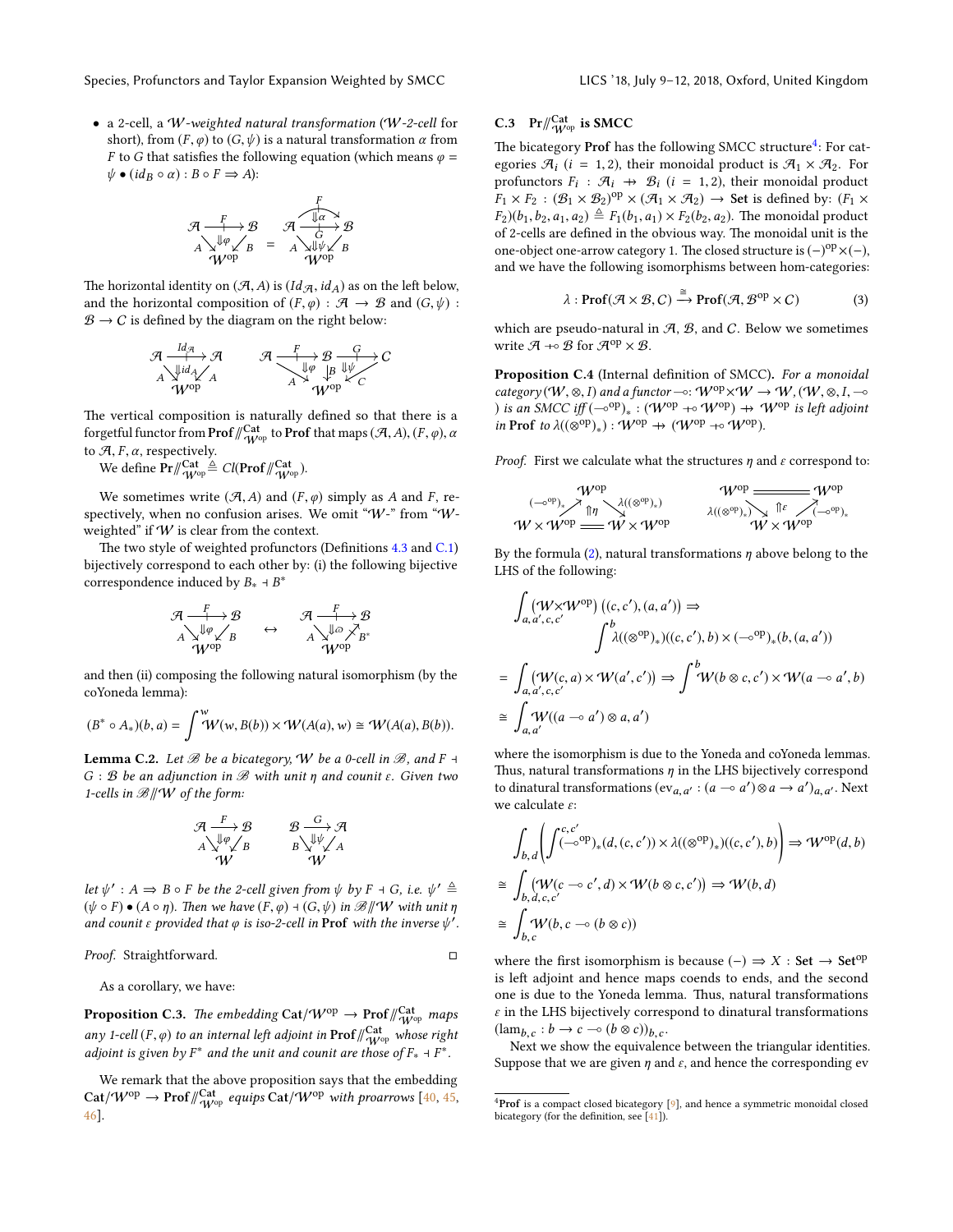- a 2-cell, a $\mathcal{W}$*-weighted natural transformation* ($\mathcal{W}$*-2-cell* for short), from $(F,\varphi)$ to $(G,\psi)$ is a natural transformation $\alpha$ from $F$ to $G$ that satisfies the following equation (which means $\varphi = \psi \bullet (id_B \circ \alpha) : B \circ F \Rightarrow A$):

$$\mathcal{A} \xrightarrow{F} \mathcal{B},\ A \searrow \Downarrow\varphi \swarrow B \text{ to } \mathcal{W}^{op} \quad = \quad \mathcal{A} \overset{F}{\underset{G}{\Downarrow\alpha}} \mathcal{B},\ A \searrow \Downarrow\psi \swarrow B \text{ to } \mathcal{W}^{op}$$

The horizontal identity on $(\mathcal{A}, A)$ is $(Id_{\mathcal{A}}, id_A)$ as on the left below, and the horizontal composition of $(F,\varphi) : \mathcal{A} \to \mathcal{B}$ and $(G,\psi) : \mathcal{B} \to C$ is defined by the diagram on the right below:

$$\mathcal{A} \xrightarrow{Id_{\mathcal{A}}} \mathcal{A},\ A \searrow \Downarrow id_A \swarrow A \text{ to } \mathcal{W}^{op} \qquad \mathcal{A} \xrightarrow{F} \mathcal{B} \xrightarrow{G} C,\ A \searrow \Downarrow\varphi \downarrow B \Downarrow\psi \swarrow C \text{ to } \mathcal{W}^{op}$$

The vertical composition is naturally defined so that there is a forgetful functor from $\mathbf{Prof}/\!\!/^{\mathbf{Cat}}_{\mathcal{W}^{op}}$ to $\mathbf{Prof}$ that maps $(\mathcal{A}, A), (F,\varphi), \alpha$ to $\mathcal{A}, F, \alpha$, respectively.

We define $\mathbf{Pr}/\!\!/^{\mathbf{Cat}}_{\mathcal{W}^{op}} \triangleq Cl(\mathbf{Prof}/\!\!/^{\mathbf{Cat}}_{\mathcal{W}^{op}})$.

We sometimes write $(\mathcal{A}, A)$ and $(F,\varphi)$ simply as $A$ and $F$, respectively, when no confusion arises. We omit "$\mathcal{W}$-" from "$\mathcal{W}$-weighted" if $\mathcal{W}$ is clear from the context.

The two style of weighted profunctors (Definitions 4.3 and C.1) bijectively correspond to each other by: (i) the following bijective correspondence induced by $B_* \dashv B^*$

$$\mathcal{A} \xrightarrow{F} \mathcal{B},\ A \searrow \Downarrow\varphi \swarrow B \text{ to } \mathcal{W}^{op} \quad \leftrightarrow \quad \mathcal{A} \xrightarrow{F} \mathcal{B},\ A \searrow \Downarrow\varpi \nearrow B^* \text{ to } \mathcal{W}^{op}$$

and then (ii) composing the following natural isomorphism (by the coYoneda lemma):

$$(B^* \circ A_*)(b,a) = \int^{w} \mathcal{W}(w, B(b)) \times \mathcal{W}(A(a), w) \cong \mathcal{W}(A(a), B(b)).$$

**Lemma C.2.** *Let $\mathscr{B}$ be a bicategory, $\mathcal{W}$ be a 0-cell in $\mathscr{B}$, and $F \dashv G : \mathscr{B}$ be an adjunction in $\mathscr{B}$ with unit $\eta$ and counit $\varepsilon$. Given two 1-cells in $\mathscr{B}/\!\!/\mathcal{W}$ of the form:*

$$\mathcal{A} \xrightarrow{F} \mathcal{B},\ A \searrow \Downarrow\varphi \swarrow B \text{ to } \mathcal{W} \qquad \mathcal{B} \xrightarrow{G} \mathcal{A},\ B \searrow \Downarrow\psi \swarrow A \text{ to } \mathcal{W}$$

*let $\psi' : A \Rightarrow B \circ F$ be the 2-cell given from $\psi$ by $F \dashv G$, i.e. $\psi' \triangleq (\psi \circ F) \bullet (A \circ \eta)$. Then we have $(F,\varphi) \dashv (G,\psi)$ in $\mathscr{B}/\!\!/\mathcal{W}$ with unit $\eta$ and counit $\varepsilon$ provided that $\varphi$ is iso-2-cell in $\mathbf{Prof}$ with the inverse $\psi'$.*

*Proof.* Straightforward. □

As a corollary, we have:

**Proposition C.3.** *The embedding $\mathbf{Cat}/\mathcal{W}^{op} \to \mathbf{Prof}/\!\!/^{\mathbf{Cat}}_{\mathcal{W}^{op}}$ maps any 1-cell $(F,\varphi)$ to an internal left adjoint in $\mathbf{Prof}/\!\!/^{\mathbf{Cat}}_{\mathcal{W}^{op}}$ whose right adjoint is given by $F^*$ and the unit and counit are those of $F_* \dashv F^*$.*

We remark that the above proposition says that the embedding $\mathbf{Cat}/\mathcal{W}^{op} \to \mathbf{Prof}/\!\!/^{\mathbf{Cat}}_{\mathcal{W}^{op}}$ *equips* $\mathbf{Cat}/\mathcal{W}^{op}$ *with proarrows* [40, 45, 46].

### C.3 $\mathbf{Pr}/\!\!/^{\mathbf{Cat}}_{\mathcal{W}^{op}}$ is SMCC

The bicategory $\mathbf{Prof}$ has the following SMCC structure[4]: For categories $\mathcal{A}_i$ $(i = 1,2)$, their monoidal product is $\mathcal{A}_1 \times \mathcal{A}_2$. For profunctors $F_i : \mathcal{A}_i \nrightarrow \mathcal{B}_i$ $(i = 1,2)$, their monoidal product $F_1 \times F_2 : (\mathcal{B}_1 \times \mathcal{B}_2)^{op} \times (\mathcal{A}_1 \times \mathcal{A}_2) \to \mathbf{Set}$ is defined by: $(F_1 \times F_2)(b_1,b_2,a_1,a_2) \triangleq F_1(b_1,a_1) \times F_2(b_2,a_2)$. The monoidal product of 2-cells are defined in the obvious way. The monoidal unit is the one-object one-arrow category 1. The closed structure is $(-)^{op} \times (-)$, and we have the following isomorphisms between hom-categories:

$$\lambda : \mathbf{Prof}(\mathcal{A} \times \mathcal{B}, C) \xrightarrow{\cong} \mathbf{Prof}(\mathcal{A}, \mathcal{B}^{op} \times C) \tag{3}$$

which are pseudo-natural in $\mathcal{A}$, $\mathcal{B}$, and $C$. Below we sometimes write $\mathcal{A} \multimap \mathcal{B}$ for $\mathcal{A}^{op} \times \mathcal{B}$.

**Proposition C.4** (Internal definition of SMCC). *For a monoidal category $(\mathcal{W}, \otimes, I)$ and a functor $\multimap : \mathcal{W}^{op} \times \mathcal{W} \to \mathcal{W}$, $(\mathcal{W}, \otimes, I, \multimap)$ is an SMCC iff $(\multimap^{op})_* : (\mathcal{W}^{op} \multimap \mathcal{W}^{op}) \nrightarrow \mathcal{W}^{op}$ is left adjoint in $\mathbf{Prof}$ to $\lambda((\otimes^{op})_*) : \mathcal{W}^{op} \nrightarrow (\mathcal{W}^{op} \multimap \mathcal{W}^{op})$.*

*Proof.* First we calculate what the structures $\eta$ and $\varepsilon$ correspond to:

$$\mathcal{W} \times \mathcal{W}^{op} \xrightarrow{(\multimap^{op})_*} \mathcal{W}^{op} \xrightarrow{\lambda((\otimes^{op})_*)} \mathcal{W} \times \mathcal{W}^{op},\ \Uparrow\eta \qquad \mathcal{W}^{op} \xrightarrow{\lambda((\otimes^{op})_*)} \mathcal{W} \times \mathcal{W}^{op} \xrightarrow{(\multimap^{op})_*} \mathcal{W}^{op},\ \Uparrow\varepsilon$$

By the formula (2), natural transformations $\eta$ above belong to the LHS of the following:

$$\begin{aligned}
&\int_{a,a',c,c'} (\mathcal{W} \times \mathcal{W}^{op})\big((c,c'),(a,a')\big) \Rightarrow \\
&\qquad \int^{b} \lambda((\otimes^{op})_*)((c,c'),b) \times (\multimap^{op})_*(b,(a,a')) \\
&= \int_{a,a',c,c'} \big(\mathcal{W}(c,a) \times \mathcal{W}(a',c')\big) \Rightarrow \int^{b} \mathcal{W}(b \otimes c, c') \times \mathcal{W}(a \multimap a', b) \\
&\cong \int_{a,a'} \mathcal{W}((a \multimap a') \otimes a, a')
\end{aligned}$$

where the isomorphism is due to the Yoneda and coYoneda lemmas. Thus, natural transformations $\eta$ in the LHS bijectively correspond to dinatural transformations $(\mathrm{ev}_{a,a'} : (a \multimap a') \otimes a \to a')_{a,a'}$. Next we calculate $\varepsilon$:

$$\begin{aligned}
&\int_{b,d} \left( \int^{c,c'} (\multimap^{op})_*(d,(c,c')) \times \lambda((\otimes^{op})_*)((c,c'),b) \right) \Rightarrow \mathcal{W}^{op}(d,b) \\
&\cong \int_{b,d,c,c'} \big(\mathcal{W}(c \multimap c', d) \times \mathcal{W}(b \otimes c, c')\big) \Rightarrow \mathcal{W}(b,d) \\
&\cong \int_{b,c} \mathcal{W}(b, c \multimap (b \otimes c))
\end{aligned}$$

where the first isomorphism is because $(-) \Rightarrow X : \mathbf{Set} \to \mathbf{Set}^{op}$ is left adjoint and hence maps coends to ends, and the second one is due to the Yoneda lemma. Thus, natural transformations $\varepsilon$ in the LHS bijectively correspond to dinatural transformations $(\mathrm{lam}_{b,c} : b \to c \multimap (b \otimes c))_{b,c}$.

Next we show the equivalence between the triangular identities. Suppose that we are given $\eta$ and $\varepsilon$, and hence the corresponding ev

[4] $\mathbf{Prof}$ is a compact closed bicategory [9], and hence a symmetric monoidal closed bicategory (for the definition, see [41]).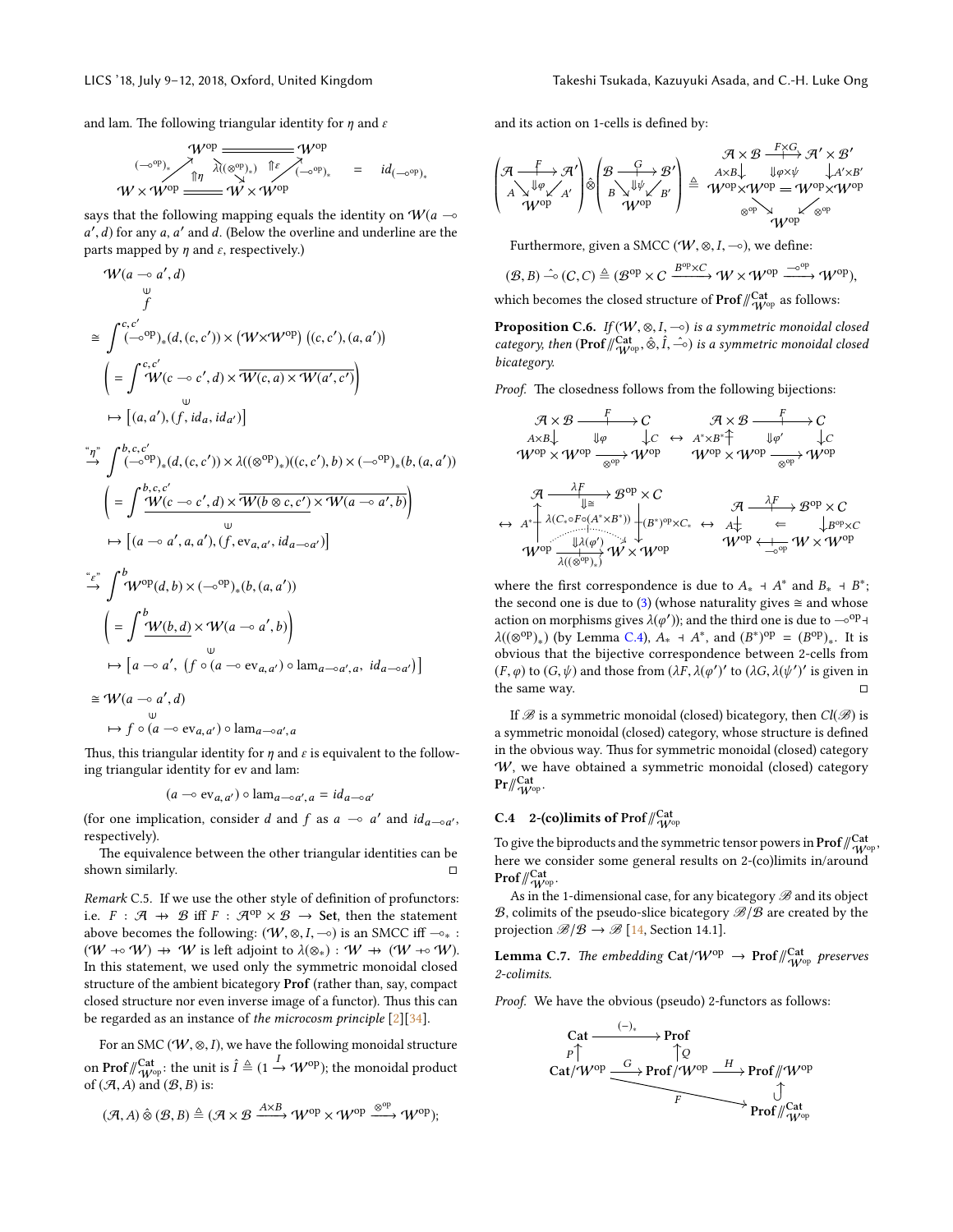and lam. The following triangular identity for $\eta$ and $\varepsilon$

$$\begin{array}{ccc} & \mathcal{W}^{\mathrm{op}} =\!=\!=\!=\!=\!= \mathcal{W}^{\mathrm{op}} & \\ (-\multimap^{\mathrm{op}})_* \nearrow & \Uparrow\eta \quad \lambda((\otimes^{\mathrm{op}})_*) \searrow \quad \Uparrow\varepsilon \quad \nearrow (-\multimap^{\mathrm{op}})_* & = \quad id_{(-\multimap^{\mathrm{op}})_*} \\ \mathcal{W}\times\mathcal{W}^{\mathrm{op}} =\!=\!=\!=\!= & \mathcal{W}\times\mathcal{W}^{\mathrm{op}} & \end{array}$$

says that the following mapping equals the identity on $\mathcal{W}(a \multimap a', d)$ for any $a$, $a'$ and $d$. (Below the overline and underline are the parts mapped by $\eta$ and $\varepsilon$, respectively.)

$$\mathcal{W}(a \multimap a', d) \ni f$$

$$\cong \int^{c,c'} (-\multimap^{\mathrm{op}})_*(d,(c,c')) \times \big(\mathcal{W}\times\mathcal{W}^{\mathrm{op}}\big)\,((c,c'),(a,a'))$$

$$\left( = \int^{c,c'} \mathcal{W}(c \multimap c', d) \times \overline{\mathcal{W}(c,a)\times\mathcal{W}(a',c')} \right)$$

$$\mapsto \big[(a,a'),(f, id_a, id_{a'})\big]$$

$$\overset{\text{“}\eta\text{”}}{\to} \int^{b,c,c'} (-\multimap^{\mathrm{op}})_*(d,(c,c')) \times \lambda((\otimes^{\mathrm{op}})_*)((c,c'),b) \times (-\multimap^{\mathrm{op}})_*(b,(a,a'))$$

$$\left( = \int^{b,c,c'} \underline{\mathcal{W}(c \multimap c', d) \times \overline{\mathcal{W}(b\otimes c,c')}} \times \mathcal{W}(a \multimap a', b) \right)$$

$$\mapsto \big[(a \multimap a', a, a'), (f, \mathrm{ev}_{a,a'}, id_{a\multimap a'})\big]$$

$$\overset{\text{“}\varepsilon\text{”}}{\to} \int^{b} \mathcal{W}^{\mathrm{op}}(d,b) \times (-\multimap^{\mathrm{op}})_*(b,(a,a'))$$

$$\left( = \int^{b} \underline{\mathcal{W}(b,d)} \times \mathcal{W}(a \multimap a', b) \right)$$

$$\mapsto \big[a \multimap a',\ (f \circ (a \multimap \mathrm{ev}_{a,a'}) \circ \mathrm{lam}_{a\multimap a',a},\ id_{a\multimap a'})\big]$$

$$\cong \mathcal{W}(a \multimap a', d) \ni f \circ (a \multimap \mathrm{ev}_{a,a'}) \circ \mathrm{lam}_{a\multimap a',a}$$

Thus, this triangular identity for $\eta$ and $\varepsilon$ is equivalent to the following triangular identity for ev and lam:

$$(a \multimap \mathrm{ev}_{a,a'}) \circ \mathrm{lam}_{a\multimap a',a} = id_{a\multimap a'}$$

(for one implication, consider $d$ and $f$ as $a \multimap a'$ and $id_{a\multimap a'}$, respectively).

The equivalence between the other triangular identities can be shown similarly. ◻

*Remark C.5.* If we use the other style of definition of profunctors: i.e. $F : \mathcal{A} \nrightarrow \mathcal{B}$ iff $F : \mathcal{A}^{\mathrm{op}} \times \mathcal{B} \to \mathbf{Set}$, then the statement above becomes the following: $(\mathcal{W}, \otimes, I, \multimap)$ is an SMCC iff $\multimap_* : (\mathcal{W} \mathbin{+\!\!\circ} \mathcal{W}) \nrightarrow \mathcal{W}$ is left adjoint to $\lambda(\otimes_*) : \mathcal{W} \nrightarrow (\mathcal{W} \mathbin{+\!\!\circ} \mathcal{W})$. In this statement, we used only the symmetric monoidal closed structure of the ambient bicategory **Prof** (rather than, say, compact closed structure nor even inverse image of a functor). Thus this can be regarded as an instance of *the microcosm principle* [2][34].

For an SMC $(\mathcal{W}, \otimes, I)$, we have the following monoidal structure on $\mathbf{Prof}/\!/^{\mathbf{Cat}}_{\mathcal{W}^{\mathrm{op}}}$: the unit is $\hat{I} \triangleq (1 \xrightarrow{I} \mathcal{W}^{\mathrm{op}})$; the monoidal product of $(\mathcal{A}, A)$ and $(\mathcal{B}, B)$ is:

$$(\mathcal{A}, A) \mathbin{\hat{\otimes}} (\mathcal{B}, B) \triangleq (\mathcal{A}\times\mathcal{B} \xrightarrow{A\times B} \mathcal{W}^{\mathrm{op}}\times\mathcal{W}^{\mathrm{op}} \xrightarrow{\otimes^{\mathrm{op}}} \mathcal{W}^{\mathrm{op}});$$

and its action on 1-cells is defined by:

$$\left(\begin{array}{ccc} \mathcal{A} & \xrightarrow{F} & \mathcal{A}' \\ {}_A\searrow & \Downarrow\varphi & \swarrow_{A'} \\ & \mathcal{W}^{\mathrm{op}} & \end{array}\right) \hat{\otimes} \left(\begin{array}{ccc} \mathcal{B} & \xrightarrow{G} & \mathcal{B}' \\ {}_B\searrow & \Downarrow\psi & \swarrow_{B'} \\ & \mathcal{W}^{\mathrm{op}} & \end{array}\right) \triangleq \begin{array}{ccc} \mathcal{A}\times\mathcal{B} & \xrightarrow{F\times G} & \mathcal{A}'\times\mathcal{B}' \\ {\scriptstyle A\times B}\downarrow & \Downarrow\varphi\times\psi & \downarrow{\scriptstyle A'\times B'} \\ \mathcal{W}^{\mathrm{op}}\times\mathcal{W}^{\mathrm{op}} & = & \mathcal{W}^{\mathrm{op}}\times\mathcal{W}^{\mathrm{op}} \\ {}_{\otimes^{\mathrm{op}}}\searrow & & \swarrow_{\otimes^{\mathrm{op}}} \\ & \mathcal{W}^{\mathrm{op}} & \end{array}$$

Furthermore, given a SMCC $(\mathcal{W}, \otimes, I, \multimap)$, we define:

$$(\mathcal{B}, B) \mathbin{\hat{\multimap}} (C, C) \triangleq (\mathcal{B}^{\mathrm{op}} \times C \xrightarrow{B^{\mathrm{op}}\times C} \mathcal{W}\times\mathcal{W}^{\mathrm{op}} \xrightarrow{\multimap^{\mathrm{op}}} \mathcal{W}^{\mathrm{op}}),$$

which becomes the closed structure of $\mathbf{Prof}/\!/^{\mathbf{Cat}}_{\mathcal{W}^{\mathrm{op}}}$ as follows:

**Proposition C.6.** *If $(\mathcal{W}, \otimes, I, \multimap)$ is a symmetric monoidal closed category, then $(\mathbf{Prof}/\!/^{\mathbf{Cat}}_{\mathcal{W}^{\mathrm{op}}}, \hat{\otimes}, \hat{I}, \hat{\multimap})$ is a symmetric monoidal closed bicategory.*

*Proof.* The closedness follows from the following bijections:

$$\begin{array}{ccc} \mathcal{A}\times\mathcal{B} & \xrightarrow{F} & C \\ {\scriptstyle A\times B}\downarrow & \Downarrow\varphi & \downarrow{\scriptstyle C} \\ \mathcal{W}^{\mathrm{op}}\times\mathcal{W}^{\mathrm{op}} & \xrightarrow{\otimes^{\mathrm{op}}} & \mathcal{W}^{\mathrm{op}} \end{array} \leftrightarrow \begin{array}{ccc} \mathcal{A}\times\mathcal{B} & \xrightarrow{F} & C \\ {\scriptstyle A^*\times B^*}\uparrow & \Downarrow\varphi' & \downarrow{\scriptstyle C} \\ \mathcal{W}^{\mathrm{op}}\times\mathcal{W}^{\mathrm{op}} & \xrightarrow{\otimes^{\mathrm{op}}} & \mathcal{W}^{\mathrm{op}} \end{array}$$

$$\leftrightarrow \begin{array}{ccc} \mathcal{A} & \xrightarrow{\lambda F} & \mathcal{B}^{\mathrm{op}}\times C \\ & \Downarrow\cong & \\ {\scriptstyle A^*}\uparrow & \lambda(C_*\circ F\circ(A^*\times B^*)) & \downarrow{\scriptstyle (B^*)^{\mathrm{op}}\times C_*} \\ & \Downarrow\lambda(\varphi') & \\ \mathcal{W}^{\mathrm{op}} & \xrightarrow{\lambda((\otimes^{\mathrm{op}})_*)} & \mathcal{W}\times\mathcal{W}^{\mathrm{op}} \end{array} \leftrightarrow \begin{array}{ccc} \mathcal{A} & \xrightarrow{\lambda F} & \mathcal{B}^{\mathrm{op}}\times C \\ {\scriptstyle A}\downarrow & \Leftarrow & \downarrow{\scriptstyle B^{\mathrm{op}}\times C} \\ \mathcal{W}^{\mathrm{op}} & \xleftarrow{\multimap^{\mathrm{op}}} & \mathcal{W}\times\mathcal{W}^{\mathrm{op}} \end{array}$$

where the first correspondence is due to $A_* \dashv A^*$ and $B_* \dashv B^*$; the second one is due to (3) (whose naturality gives $\cong$ and whose action on morphisms gives $\lambda(\varphi')$); and the third one is due to $\multimap^{\mathrm{op}} \dashv \lambda((\otimes^{\mathrm{op}})_*)$ (by Lemma C.4), $A_* \dashv A^*$, and $(B^*)^{\mathrm{op}} = (B^{\mathrm{op}})_*$. It is obvious that the bijective correspondence between 2-cells from $(F, \varphi)$ to $(G, \psi)$ and those from $(\lambda F, \lambda(\varphi')'$ to $(\lambda G, \lambda(\psi')'$ is given in the same way. ◻

If $\mathscr{B}$ is a symmetric monoidal (closed) bicategory, then $Cl(\mathscr{B})$ is a symmetric monoidal (closed) category, whose structure is defined in the obvious way. Thus for symmetric monoidal (closed) category $\mathcal{W}$, we have obtained a symmetric monoidal (closed) category $\mathbf{Pr}/\!/^{\mathbf{Cat}}_{\mathcal{W}^{\mathrm{op}}}$.

### C.4 2-(co)limits of $\mathbf{Prof}/\!/^{\mathbf{Cat}}_{\mathcal{W}^{\mathrm{op}}}$

To give the biproducts and the symmetric tensor powers in $\mathbf{Prof}/\!/^{\mathbf{Cat}}_{\mathcal{W}^{\mathrm{op}}}$, here we consider some general results on 2-(co)limits in/around $\mathbf{Prof}/\!/^{\mathbf{Cat}}_{\mathcal{W}^{\mathrm{op}}}$.

As in the 1-dimensional case, for any bicategory $\mathscr{B}$ and its object $\mathcal{B}$, colimits of the pseudo-slice bicategory $\mathscr{B}/\mathcal{B}$ are created by the projection $\mathscr{B}/\mathcal{B} \to \mathscr{B}$ [14, Section 14.1].

**Lemma C.7.** *The embedding $\mathbf{Cat}/\mathcal{W}^{\mathrm{op}} \to \mathbf{Prof}/\!/^{\mathbf{Cat}}_{\mathcal{W}^{\mathrm{op}}}$ preserves 2-colimits.*

*Proof.* We have the obvious (pseudo) 2-functors as follows:

$$\begin{array}{ccccc} \mathbf{Cat} & \xrightarrow{(-)_*} & \mathbf{Prof} & & \\ {\scriptstyle P}\uparrow & & \uparrow{\scriptstyle Q} & & \\ \mathbf{Cat}/\mathcal{W}^{\mathrm{op}} & \xrightarrow{G} & \mathbf{Prof}/\mathcal{W}^{\mathrm{op}} & \xrightarrow{H} & \mathbf{Prof}/\!/\mathcal{W}^{\mathrm{op}} \\ & \searrow_{F} & & & \uparrow \\ & & & & \mathbf{Prof}/\!/^{\mathbf{Cat}}_{\mathcal{W}^{\mathrm{op}}} \end{array}$$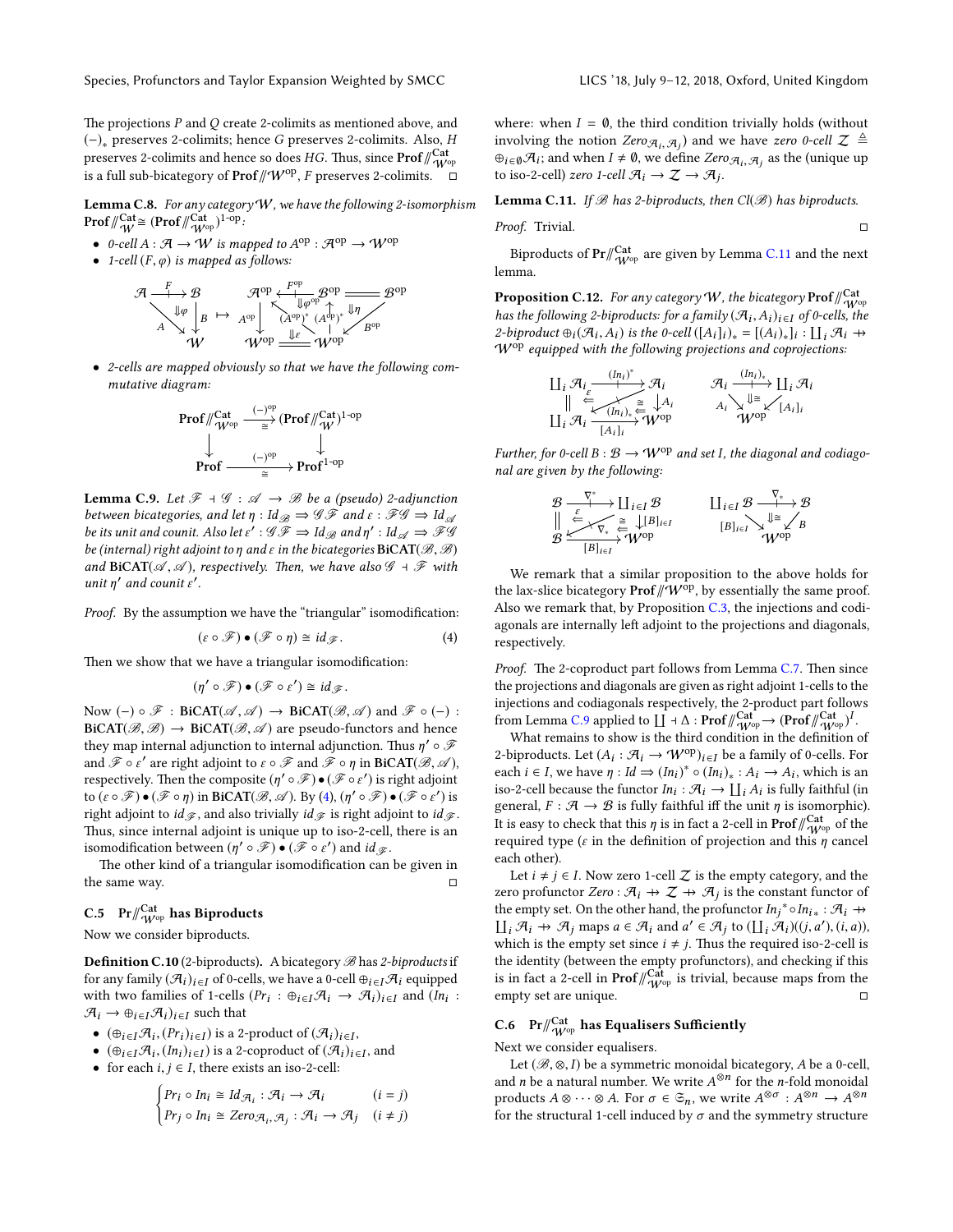The projections $P$ and $Q$ create 2-colimits as mentioned above, and $(-)_*$ preserves 2-colimits; hence $G$ preserves 2-colimits. Also, $H$ preserves 2-colimits and hence so does $HG$. Thus, since $\mathbf{Prof}/\!\!/^{\mathbf{Cat}}_{\mathcal{W}^{\mathrm{op}}}$ is a full sub-bicategory of $\mathbf{Prof}/\!\!/\mathcal{W}^{\mathrm{op}}$, $F$ preserves 2-colimits. ◻

**Lemma C.8.** *For any category $\mathcal{W}$, we have the following 2-isomorphism $\mathbf{Prof}/\!\!/^{\mathbf{Cat}}_{\mathcal{W}} \cong (\mathbf{Prof}/\!\!/^{\mathbf{Cat}}_{\mathcal{W}^{\mathrm{op}}})^{1\text{-op}}$:*

- *0-cell $A : \mathcal{A} \to \mathcal{W}$ is mapped to $A^{\mathrm{op}} : \mathcal{A}^{\mathrm{op}} \to \mathcal{W}^{\mathrm{op}}$*
- *1-cell $(F, \varphi)$ is mapped as follows:*

$$\begin{array}{c} \mathcal{A} \xrightarrow{F} \mathcal{B} \\ A \searrow \Downarrow\varphi \downarrow B \\ \mathcal{W} \end{array} \mapsto \begin{array}{c} \mathcal{A}^{\mathrm{op}} \xleftarrow{F^{\mathrm{op}}} \mathcal{B}^{\mathrm{op}} = \mathcal{B}^{\mathrm{op}} \\ A^{\mathrm{op}} \downarrow \quad (A^{\mathrm{op}})^* \Downarrow\varphi^{\mathrm{op}} (A^{\mathrm{op}})^* \Downarrow\eta \quad \swarrow B^{\mathrm{op}} \\ \mathcal{W}^{\mathrm{op}} \xrightarrow{\Downarrow\varepsilon} \mathcal{W}^{\mathrm{op}} \end{array}$$

- *2-cells are mapped obviously so that we have the following commutative diagram:*

$$\begin{array}{ccc} \mathbf{Prof}/\!\!/^{\mathbf{Cat}}_{\mathcal{W}^{\mathrm{op}}} & \xrightarrow[\cong]{(-)^{\mathrm{op}}} & (\mathbf{Prof}/\!\!/^{\mathbf{Cat}}_{\mathcal{W}})^{1\text{-op}} \\ \downarrow & & \downarrow \\ \mathbf{Prof} & \xrightarrow[\cong]{(-)^{\mathrm{op}}} & \mathbf{Prof}^{1\text{-op}} \end{array}$$

**Lemma C.9.** *Let $\mathscr{F} \dashv \mathscr{G} : \mathscr{A} \to \mathscr{B}$ be a (pseudo) 2-adjunction between bicategories, and let $\eta : Id_{\mathscr{B}} \Rightarrow \mathscr{G}\mathscr{F}$ and $\varepsilon : \mathscr{F}\mathscr{G} \Rightarrow Id_{\mathscr{A}}$ be its unit and counit. Also let $\varepsilon' : \mathscr{G}\mathscr{F} \Rightarrow Id_{\mathscr{B}}$ and $\eta' : Id_{\mathscr{A}} \Rightarrow \mathscr{F}\mathscr{G}$ be (internal) right adjoint to $\eta$ and $\varepsilon$ in the bicategories $\mathbf{BiCAT}(\mathscr{B}, \mathscr{B})$ and $\mathbf{BiCAT}(\mathscr{A}, \mathscr{A})$, respectively. Then, we have also $\mathscr{G} \dashv \mathscr{F}$ with unit $\eta'$ and counit $\varepsilon'$.*

*Proof.* By the assumption we have the "triangular" isomodification:

$$(\varepsilon \circ \mathscr{F}) \bullet (\mathscr{F} \circ \eta) \cong id_{\mathscr{F}}. \tag{4}$$

Then we show that we have a triangular isomodification:

$$(\eta' \circ \mathscr{F}) \bullet (\mathscr{F} \circ \varepsilon') \cong id_{\mathscr{F}}.$$

Now $(-) \circ \mathscr{F} : \mathbf{BiCAT}(\mathscr{A}, \mathscr{A}) \to \mathbf{BiCAT}(\mathscr{B}, \mathscr{A})$ and $\mathscr{F} \circ (-) : \mathbf{BiCAT}(\mathscr{B}, \mathscr{B}) \to \mathbf{BiCAT}(\mathscr{B}, \mathscr{A})$ are pseudo-functors and hence they map internal adjunction to internal adjunction. Thus $\eta' \circ \mathscr{F}$ and $\mathscr{F} \circ \varepsilon'$ are right adjoint to $\varepsilon \circ \mathscr{F}$ and $\mathscr{F} \circ \eta$ in $\mathbf{BiCAT}(\mathscr{B}, \mathscr{A})$, respectively. Then the composite $(\eta' \circ \mathscr{F}) \bullet (\mathscr{F} \circ \varepsilon')$ is right adjoint to $(\varepsilon \circ \mathscr{F}) \bullet (\mathscr{F} \circ \eta)$ in $\mathbf{BiCAT}(\mathscr{B}, \mathscr{A})$. By (4), $(\eta' \circ \mathscr{F}) \bullet (\mathscr{F} \circ \varepsilon')$ is right adjoint to $id_{\mathscr{F}}$, and also trivially $id_{\mathscr{F}}$ is right adjoint to $id_{\mathscr{F}}$. Thus, since internal adjoint is unique up to iso-2-cell, there is an isomodification between $(\eta' \circ \mathscr{F}) \bullet (\mathscr{F} \circ \varepsilon')$ and $id_{\mathscr{F}}$.

The other kind of a triangular isomodification can be given in the same way. ◻

### C.5 $\mathbf{Pr}/\!\!/^{\mathbf{Cat}}_{\mathcal{W}^{\mathrm{op}}}$ has Biproducts

Now we consider biproducts.

**Definition C.10** (2-biproducts). A bicategory $\mathscr{B}$ has *2-biproducts* if for any family $(\mathcal{A}_i)_{i \in I}$ of 0-cells, we have a 0-cell $\oplus_{i \in I}\mathcal{A}_i$ equipped with two families of 1-cells $(Pr_i : \oplus_{i \in I}\mathcal{A}_i \to \mathcal{A}_i)_{i \in I}$ and $(In_i : \mathcal{A}_i \to \oplus_{i \in I}\mathcal{A}_i)_{i \in I}$ such that

- $(\oplus_{i \in I}\mathcal{A}_i, (Pr_i)_{i \in I})$ is a 2-product of $(\mathcal{A}_i)_{i \in I}$,
- $(\oplus_{i \in I}\mathcal{A}_i, (In_i)_{i \in I})$ is a 2-coproduct of $(\mathcal{A}_i)_{i \in I}$, and
- for each $i, j \in I$, there exists an iso-2-cell:

$$\begin{cases} Pr_i \circ In_i \cong Id_{\mathcal{A}_i} : \mathcal{A}_i \to \mathcal{A}_i & (i = j) \\ Pr_j \circ In_i \cong Zero_{\mathcal{A}_i, \mathcal{A}_j} : \mathcal{A}_i \to \mathcal{A}_j & (i \neq j) \end{cases}$$

where: when $I = \emptyset$, the third condition trivially holds (without involving the notion $Zero_{\mathcal{A}_i, \mathcal{A}_j}$) and we have *zero 0-cell* $\mathcal{Z} \triangleq \oplus_{i \in \emptyset}\mathcal{A}_i$; and when $I \neq \emptyset$, we define $Zero_{\mathcal{A}_i, \mathcal{A}_j}$ as the (unique up to iso-2-cell) *zero 1-cell* $\mathcal{A}_i \to \mathcal{Z} \to \mathcal{A}_j$.

**Lemma C.11.** *If $\mathscr{B}$ has 2-biproducts, then $Cl(\mathscr{B})$ has biproducts.*

*Proof.* Trivial. ◻

Biproducts of $\mathbf{Pr}/\!\!/^{\mathbf{Cat}}_{\mathcal{W}^{\mathrm{op}}}$ are given by Lemma C.11 and the next lemma.

**Proposition C.12.** *For any category $\mathcal{W}$, the bicategory $\mathbf{Prof}/\!\!/^{\mathbf{Cat}}_{\mathcal{W}^{\mathrm{op}}}$ has the following 2-biproducts: for a family $(\mathcal{A}_i, A_i)_{i \in I}$ of 0-cells, the 2-biproduct $\oplus_i(\mathcal{A}_i, A_i)$ is the 0-cell $([A_i]_i)_* = [(A_i)_*]_i : \coprod_i \mathcal{A}_i \nrightarrow \mathcal{W}^{\mathrm{op}}$ equipped with the following projections and coprojections:*

$$\begin{array}{c} \coprod_i \mathcal{A}_i \xrightarrow{(In_i)^*} \mathcal{A}_i \\ \| \quad \overset{\varepsilon}{\Leftarrow} \quad (In_i)_* \overset{\cong}{\Leftarrow} \quad \downarrow A_i \\ \coprod_i \mathcal{A}_i \xrightarrow[{[A_i]_i}]{} \mathcal{W}^{\mathrm{op}} \end{array} \qquad \begin{array}{c} \mathcal{A}_i \xrightarrow{(In_i)_*} \coprod_i \mathcal{A}_i \\ A_i \searrow \Downarrow\cong \swarrow [A_i]_i \\ \mathcal{W}^{\mathrm{op}} \end{array}$$

*Further, for 0-cell $B : \mathcal{B} \to \mathcal{W}^{\mathrm{op}}$ and set $I$, the diagonal and codiagonal are given by the following:*

$$\begin{array}{c} \mathcal{B} \xrightarrow{\nabla_*^*} \coprod_{i \in I} \mathcal{B} \\ \| \quad \overset{\varepsilon}{\Leftarrow} \quad \nabla_* \overset{\cong}{\Leftarrow} \quad \downarrow [B]_{i \in I} \\ \mathcal{B} \xrightarrow[{[B]_{i \in I}}]{} \mathcal{W}^{\mathrm{op}} \end{array} \qquad \begin{array}{c} \coprod_{i \in I} \mathcal{B} \xrightarrow{\nabla_*} \mathcal{B} \\ [B]_{i \in I} \searrow \Downarrow\cong \swarrow B \\ \mathcal{W}^{\mathrm{op}} \end{array}$$

We remark that a similar proposition to the above holds for the lax-slice bicategory $\mathbf{Prof}/\!\!/\mathcal{W}^{\mathrm{op}}$, by essentially the same proof. Also we remark that, by Proposition C.3, the injections and codiagonals are internally left adjoint to the projections and diagonals, respectively.

*Proof.* The 2-coproduct part follows from Lemma C.7. Then since the projections and diagonals are given as right adjoint 1-cells to the injections and codiagonals respectively, the 2-product part follows from Lemma C.9 applied to $\coprod \dashv \Delta : \mathbf{Prof}/\!\!/^{\mathbf{Cat}}_{\mathcal{W}^{\mathrm{op}}} \to (\mathbf{Prof}/\!\!/^{\mathbf{Cat}}_{\mathcal{W}^{\mathrm{op}}})^I$.

What remains to show is the third condition in the definition of 2-biproducts. Let $(A_i : \mathcal{A}_i \to \mathcal{W}^{\mathrm{op}})_{i \in I}$ be a family of 0-cells. For each $i \in I$, we have $\eta : Id \Rightarrow (In_i)^* \circ (In_i)_* : A_i \to A_i$, which is an iso-2-cell because the functor $In_i : \mathcal{A}_i \to \coprod_i A_i$ is fully faithful (in general, $F : \mathcal{A} \to \mathcal{B}$ is fully faithful iff the unit $\eta$ is isomorphic). It is easy to check that this $\eta$ is in fact a 2-cell in $\mathbf{Prof}/\!\!/^{\mathbf{Cat}}_{\mathcal{W}^{\mathrm{op}}}$ of the required type ($\varepsilon$ in the definition of projection and this $\eta$ cancel each other).

Let $i \neq j \in I$. Now zero 1-cell $\mathcal{Z}$ is the empty category, and the zero profunctor $Zero : \mathcal{A}_i \nrightarrow \mathcal{Z} \nrightarrow \mathcal{A}_j$ is the constant functor of the empty set. On the other hand, the profunctor $In_j{}^* \circ In_{i*} : \mathcal{A}_i \nrightarrow \coprod_i \mathcal{A}_i \nrightarrow \mathcal{A}_j$ maps $a \in \mathcal{A}_i$ and $a' \in \mathcal{A}_j$ to $(\coprod_i \mathcal{A}_i)((j, a'), (i, a))$, which is the empty set since $i \neq j$. Thus the required iso-2-cell is the identity (between the empty profunctors), and checking if this is in fact a 2-cell in $\mathbf{Prof}/\!\!/^{\mathbf{Cat}}_{\mathcal{W}^{\mathrm{op}}}$ is trivial, because maps from the empty set are unique. ◻

### C.6 $\mathbf{Pr}/\!\!/^{\mathbf{Cat}}_{\mathcal{W}^{\mathrm{op}}}$ has Equalisers Sufficiently

Next we consider equalisers.

Let $(\mathscr{B}, \otimes, I)$ be a symmetric monoidal bicategory, $A$ be a 0-cell, and $n$ be a natural number. We write $A^{\otimes n}$ for the $n$-fold monoidal products $A \otimes \cdots \otimes A$. For $\sigma \in \mathfrak{S}_n$, we write $A^{\otimes \sigma} : A^{\otimes n} \to A^{\otimes n}$ for the structural 1-cell induced by $\sigma$ and the symmetry structure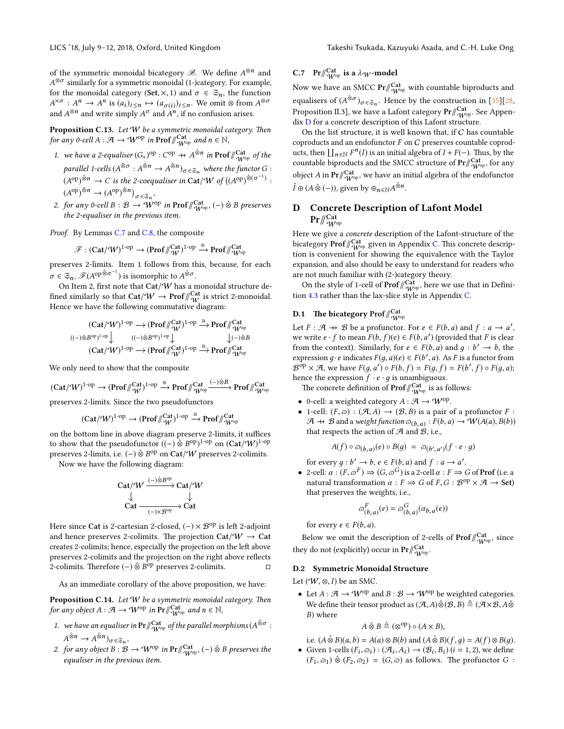of the symmetric monoidal bicategory $\mathscr{B}$. We define $A^{\otimes n}$ and $A^{\otimes\sigma}$ similarly for a symmetric monoidal (1-)category. For example, for the monoidal category $(\mathbf{Set}, \times, 1)$ and $\sigma \in \mathfrak{S}_n$, the function $A^{\times\sigma} : A^n \to A^n$ is $(a_i)_{i\le n} \mapsto (a_{\sigma(i)})_{i\le n}$. We omit $\otimes$ from $A^{\otimes\sigma}$ and $A^{\otimes n}$ and write simply $A^{\sigma}$ and $A^n$, if no confusion arises.

**Proposition C.13.** *Let $\mathcal{W}$ be a symmetric monoidal category. Then for any 0-cell $A : \mathcal{A} \to \mathcal{W}^{\mathrm{op}}$ in $\mathbf{Prof}/\!\!/^{\mathbf{Cat}}_{\mathcal{W}^{\mathrm{op}}}$ and $n \in \mathbb{N}$,*

1. *we have a 2-equaliser $(G_*)^{\mathrm{op}} : C^{\mathrm{op}} \nrightarrow A^{\hat\otimes n}$ in $\mathbf{Prof}/\!\!/^{\mathbf{Cat}}_{\mathcal{W}^{\mathrm{op}}}$ of the parallel 1-cells $(A^{\hat\otimes\sigma} : A^{\hat\otimes n} \to A^{\hat\otimes n})_{\sigma\in\mathfrak{S}_n}$ where the functor $G : (A^{\mathrm{op}})^{\hat\otimes n} \to C$ is the 2-coequaliser in $\mathbf{Cat}/\mathcal{W}$ of $\left((A^{\mathrm{op}})^{\hat\otimes(\sigma^{-1})} : (A^{\mathrm{op}})^{\hat\otimes n} \to (A^{\mathrm{op}})^{\hat\otimes n}\right)_{\sigma\in\mathfrak{S}_n}$,*
2. *for any 0-cell $B : \mathcal{B} \to \mathcal{W}^{\mathrm{op}}$ in $\mathbf{Prof}/\!\!/^{\mathbf{Cat}}_{\mathcal{W}^{\mathrm{op}}}$, $(-)\hat\otimes B$ preserves the 2-equaliser in the previous item.*

*Proof.* By Lemmas C.7 and C.8, the composite

$$\mathscr{F} : (\mathbf{Cat}/\mathcal{W})^{1\text{-op}} \to (\mathbf{Prof}/\!\!/^{\mathbf{Cat}}_{\mathcal{W}})^{1\text{-op}} \xrightarrow{\cong} \mathbf{Prof}/\!\!/^{\mathbf{Cat}}_{\mathcal{W}^{\mathrm{op}}}$$

preserves 2-limits. Item 1 follows from this, because, for each $\sigma \in \mathfrak{S}_n$, $\mathscr{F}(A^{\mathrm{op}\,\hat\otimes\sigma^{-1}})$ is isomorphic to $A^{\hat\otimes\sigma}$.

On Item 2, first note that $\mathbf{Cat}/\mathcal{W}$ has a monoidal structure defined similarly so that $\mathbf{Cat}/\mathcal{W} \to \mathbf{Prof}/\!\!/^{\mathbf{Cat}}_{\mathcal{W}}$ is strict 2-monoidal. Hence we have the following commutative diagram:

$$\begin{array}{ccccc}
(\mathbf{Cat}/\mathcal{W})^{1\text{-op}} & \longrightarrow & (\mathbf{Prof}/\!\!/^{\mathbf{Cat}}_{\mathcal{W}})^{1\text{-op}} & \xrightarrow{\cong} & \mathbf{Prof}/\!\!/^{\mathbf{Cat}}_{\mathcal{W}^{\mathrm{op}}} \\
{\scriptstyle ((-)\hat\otimes B^{\mathrm{op}})^{1\text{-op}}}\downarrow & & \downarrow{\scriptstyle ((-)\hat\otimes B^{\mathrm{op}})^{1\text{-op}}} & & \downarrow{\scriptstyle (-)\hat\otimes B} \\
(\mathbf{Cat}/\mathcal{W})^{1\text{-op}} & \longrightarrow & (\mathbf{Prof}/\!\!/^{\mathbf{Cat}}_{\mathcal{W}})^{1\text{-op}} & \xrightarrow{\cong} & \mathbf{Prof}/\!\!/^{\mathbf{Cat}}_{\mathcal{W}^{\mathrm{op}}}
\end{array}$$

We only need to show that the composite

$$(\mathbf{Cat}/\mathcal{W})^{1\text{-op}} \to (\mathbf{Prof}/\!\!/^{\mathbf{Cat}}_{\mathcal{W}})^{1\text{-op}} \xrightarrow{\cong} \mathbf{Prof}/\!\!/^{\mathbf{Cat}}_{\mathcal{W}^{\mathrm{op}}} \xrightarrow{(-)\hat\otimes B} \mathbf{Prof}/\!\!/^{\mathbf{Cat}}_{\mathcal{W}^{\mathrm{op}}}$$

preserves 2-limits. Since the two pseudofunctors

$$(\mathbf{Cat}/\mathcal{W})^{1\text{-op}} \to (\mathbf{Prof}/\!\!/^{\mathbf{Cat}}_{\mathcal{W}})^{1\text{-op}} \xrightarrow{\cong} \mathbf{Prof}/\!\!/^{\mathbf{Cat}}_{\mathcal{W}^{\mathrm{op}}}$$

on the bottom line in above diagram preserve 2-limits, it suffices to show that the pseudofunctor $((-)\hat\otimes B^{\mathrm{op}})^{1\text{-op}}$ on $(\mathbf{Cat}/\mathcal{W})^{1\text{-op}}$ preserves 2-limits, i.e. $(-)\hat\otimes B^{\mathrm{op}}$ on $\mathbf{Cat}/\mathcal{W}$ preserves 2-colimits.

Now we have the following diagram:

$$\begin{array}{ccc}
\mathbf{Cat}/\mathcal{W} & \xrightarrow{(-)\hat\otimes B^{\mathrm{op}}} & \mathbf{Cat}/\mathcal{W} \\
\downarrow & & \downarrow \\
\mathbf{Cat} & \xrightarrow[(-)\times\mathcal{B}^{\mathrm{op}}]{} & \mathbf{Cat}
\end{array}$$

Here since $\mathbf{Cat}$ is 2-cartesian 2-closed, $(-)\times\mathcal{B}^{\mathrm{op}}$ is left 2-adjoint and hence preserves 2-colimits. The projection $\mathbf{Cat}/\mathcal{W} \to \mathbf{Cat}$ creates 2-colimits; hence, especially the projection on the left above preserves 2-colimits and the projection on the right above reflects 2-colimits. Therefore $(-)\hat\otimes B^{\mathrm{op}}$ preserves 2-colimits. $\square$

As an immediate corollary of the above proposition, we have:

**Proposition C.14.** *Let $\mathcal{W}$ be a symmetric monoidal category. Then for any object $A : \mathcal{A} \to \mathcal{W}^{\mathrm{op}}$ in $\mathbf{Pr}/\!\!/^{\mathbf{Cat}}_{\mathcal{W}^{\mathrm{op}}}$ and $n \in \mathbb{N}$,*

1. *we have an equaliser in $\mathbf{Pr}/\!\!/^{\mathbf{Cat}}_{\mathcal{W}^{\mathrm{op}}}$ of the parallel morphisms $(A^{\hat\otimes\sigma} : A^{\hat\otimes n} \to A^{\hat\otimes n})_{\sigma\in\mathfrak{S}_n}$,*
2. *for any object $B : \mathcal{B} \to \mathcal{W}^{\mathrm{op}}$ in $\mathbf{Pr}/\!\!/^{\mathbf{Cat}}_{\mathcal{W}^{\mathrm{op}}}$, $(-)\hat\otimes B$ preserves the equaliser in the previous item.*

### C.7 $\mathbf{Pr}/\!\!/^{\mathbf{Cat}}_{\mathcal{W}^{\mathrm{op}}}$ is a $\lambda_{\mathcal{W}}$-model

Now we have an SMCC $\mathbf{Pr}/\!\!/^{\mathbf{Cat}}_{\mathcal{W}^{\mathrm{op}}}$ with countable biproducts and equalisers of $(A^{\hat\otimes\sigma})_{\sigma\in\mathfrak{S}_n}$. Hence by the construction in [35][28, Proposition II.3], we have a Lafont category $\mathbf{Pr}/\!\!/^{\mathbf{Cat}}_{\mathcal{W}^{\mathrm{op}}}$. See Appendix D for a concrete description of this Lafont structure.

On the list structure, it is well known that, if $C$ has countable coproducts and an endofunctor $F$ on $C$ preserves countable coproducts, then $\coprod_{n\in\mathbb{N}} F^n(I)$ is an initial algebra of $I + F(-)$. Thus, by the countable biproducts and the SMCC structure of $\mathbf{Pr}/\!\!/^{\mathbf{Cat}}_{\mathcal{W}^{\mathrm{op}}}$, for any object $A$ in $\mathbf{Pr}/\!\!/^{\mathbf{Cat}}_{\mathcal{W}^{\mathrm{op}}}$, we have an initial algebra of the endofunctor $\hat I \oplus (A \hat\otimes (-))$, given by $\oplus_{n\in\mathbb{N}} A^{\hat\otimes n}$.

## D Concrete Description of Lafont Model $\mathbf{Pr}/\!\!/^{\mathbf{Cat}}_{\mathcal{W}^{\mathrm{op}}}$

Here we give a *concrete* description of the Lafont-structure of the bicategory $\mathbf{Prof}/\!\!/^{\mathbf{Cat}}_{\mathcal{W}^{\mathrm{op}}}$ given in Appendix C. This concrete description is convenient for showing the equivalence with the Taylor expansion, and also should be easy to understand for readers who are not much familiar with (2-)category theory.

On the style of 1-cell of $\mathbf{Prof}/\!\!/^{\mathbf{Cat}}_{\mathcal{W}^{\mathrm{op}}}$, here we use that in Definition 4.3 rather than the lax-slice style in Appendix C.

### D.1 The bicategory $\mathbf{Prof}/\!\!/^{\mathbf{Cat}}_{\mathcal{W}^{\mathrm{op}}}$

Let $F : \mathcal{A} \nrightarrow \mathcal{B}$ be a profunctor. For $e \in F(b, a)$ and $f : a \to a'$, we write $e \cdot f$ to mean $F(b, f)(e) \in F(b, a')$ (provided that $F$ is clear from the context). Similarly, for $e \in F(b, a)$ and $g : b' \to b$, the expression $g \cdot e$ indicates $F(g, a)(e) \in F(b', a)$. As $F$ is a functor from $\mathcal{B}^{\mathrm{op}} \times \mathcal{A}$, we have $F(g, a') \circ F(b, f) = F(g, f) = F(b', f) \circ F(g, a)$; hence the expression $f \cdot e \cdot g$ is unambiguous.

The concrete definition of $\mathbf{Prof}/\!\!/^{\mathbf{Cat}}_{\mathcal{W}^{\mathrm{op}}}$ is as follows:

- 0-cell: a weighted category $A : \mathcal{A} \to \mathcal{W}^{\mathrm{op}}$.
- 1-cell: $(F, \varpi) : (\mathcal{A}, A) \to (\mathcal{B}, B)$ is a pair of a profunctor $F : \mathcal{A} \nrightarrow \mathcal{B}$ and a *weight function* $\varpi_{(b,a)} : F(b, a) \to \mathcal{W}(A(a), B(b))$ that respects the action of $\mathcal{A}$ and $\mathcal{B}$, i.e.,
$$A(f) \circ \varpi_{(b,a)}(e) \circ B(g) \;=\; \varpi_{(b',a')}(f \cdot e \cdot g)$$
for every $g : b' \to b$, $e \in F(b, a)$ and $f : a \to a'$.
- 2-cell: $\alpha : (F, \varpi^F) \Rightarrow (G, \varpi^G)$ is a 2-cell $\alpha : F \Rightarrow G$ of $\mathbf{Prof}$ (i.e. a natural transformation $\alpha : F \Rightarrow G$ of $F, G : \mathcal{B}^{\mathrm{op}} \times \mathcal{A} \to \mathbf{Set}$) that preserves the weights, i.e.,
$$\varpi^F_{(b,a)}(e) = \varpi^G_{(b,a)}(\alpha_{b,a}(e))$$
for every $e \in F(b, a)$.

Below we omit the description of 2-cells of $\mathbf{Prof}/\!\!/^{\mathbf{Cat}}_{\mathcal{W}^{\mathrm{op}}}$, since they do not (explicitly) occur in $\mathbf{Pr}/\!\!/^{\mathbf{Cat}}_{\mathcal{W}^{\mathrm{op}}}$.

### D.2 Symmetric Monoidal Structure

Let $(\mathcal{W}, \otimes, I)$ be an SMC.

- Let $A : \mathcal{A} \to \mathcal{W}^{\mathrm{op}}$ and $B : \mathcal{B} \to \mathcal{W}^{\mathrm{op}}$ be weighted categories. We define their tensor product as $(\mathcal{A}, A)\hat\otimes(\mathcal{B}, B) \triangleq (\mathcal{A}\times\mathcal{B}, A\hat\otimes B)$ where
$$A \hat\otimes B \triangleq (\otimes^{\mathrm{op}}) \circ (A \times B),$$
i.e. $(A\hat\otimes B)(a, b) = A(a) \otimes B(b)$ and $(A\hat\otimes B)(f, g) = A(f) \otimes B(g)$.
- Given 1-cells $(F_i, \varpi_i) : (\mathcal{A}_i, A_i) \to (\mathcal{B}_i, B_i)$ $(i = 1, 2)$, we define $(F_1, \varpi_1) \hat\otimes (F_2, \varpi_2) = (G, \varpi)$ as follows. The profunctor $G$ :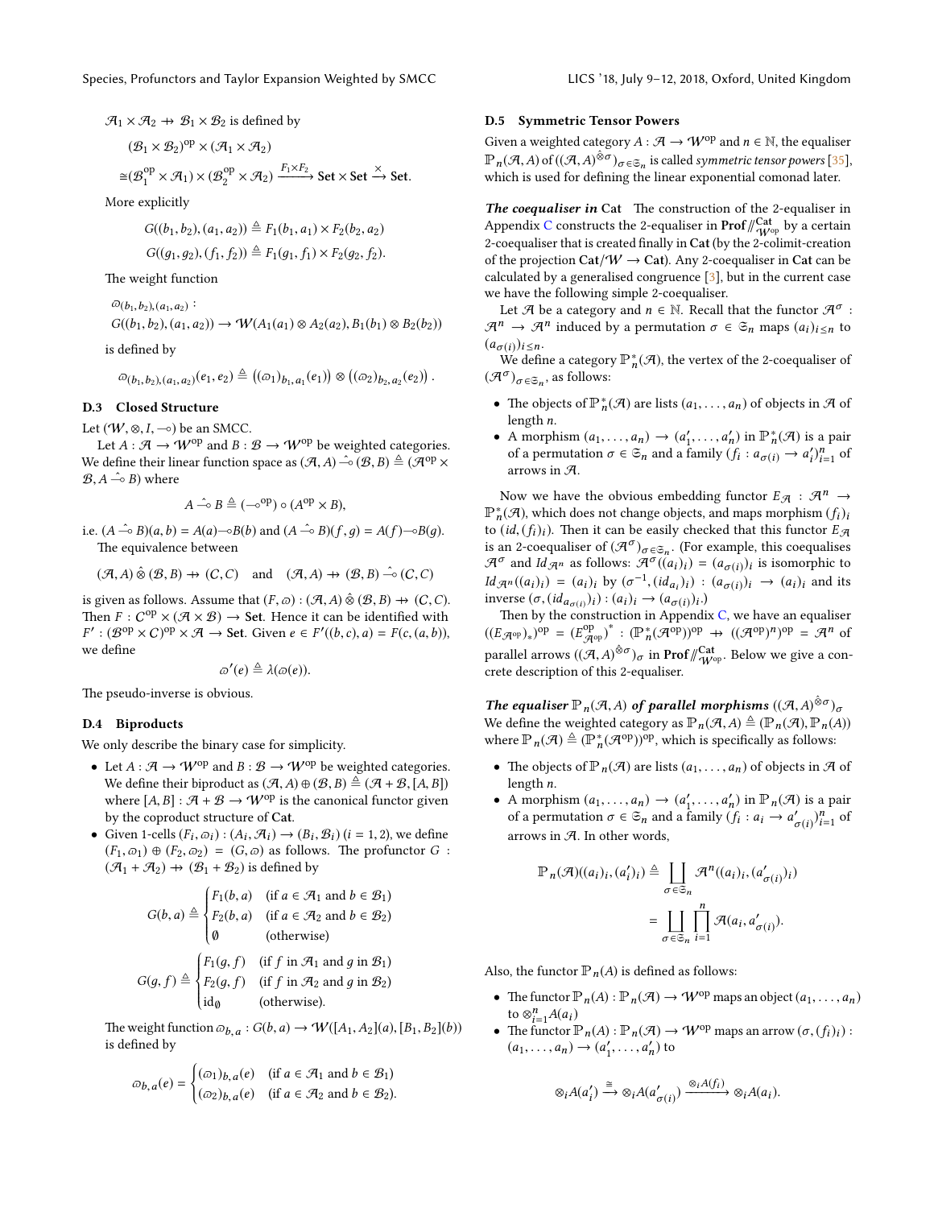$\mathcal{A}_1 \times \mathcal{A}_2 \nrightarrow \mathcal{B}_1 \times \mathcal{B}_2$ is defined by

$$(\mathcal{B}_1 \times \mathcal{B}_2)^{\mathrm{op}} \times (\mathcal{A}_1 \times \mathcal{A}_2)$$
$$\cong (\mathcal{B}_1^{\mathrm{op}} \times \mathcal{A}_1) \times (\mathcal{B}_2^{\mathrm{op}} \times \mathcal{A}_2) \xrightarrow{F_1 \times F_2} \mathbf{Set} \times \mathbf{Set} \xrightarrow{\times} \mathbf{Set}.$$

More explicitly

$$G((b_1, b_2), (a_1, a_2)) \triangleq F_1(b_1, a_1) \times F_2(b_2, a_2)$$
$$G((g_1, g_2), (f_1, f_2)) \triangleq F_1(g_1, f_1) \times F_2(g_2, f_2).$$

The weight function

$$\varpi_{(b_1, b_2), (a_1, a_2)} :$$
$$G((b_1, b_2), (a_1, a_2)) \to \mathcal{W}(A_1(a_1) \otimes A_2(a_2), B_1(b_1) \otimes B_2(b_2))$$

is defined by

$$\varpi_{(b_1, b_2), (a_1, a_2)}(e_1, e_2) \triangleq \left((\varpi_1)_{b_1, a_1}(e_1)\right) \otimes \left((\varpi_2)_{b_2, a_2}(e_2)\right).$$

### D.3 Closed Structure

Let $(\mathcal{W}, \otimes, I, \multimap)$ be an SMCC.

Let $A : \mathcal{A} \to \mathcal{W}^{\mathrm{op}}$ and $B : \mathcal{B} \to \mathcal{W}^{\mathrm{op}}$ be weighted categories. We define their linear function space as $(\mathcal{A}, A) \hat{\multimap} (\mathcal{B}, B) \triangleq (\mathcal{A}^{\mathrm{op}} \times \mathcal{B}, A \hat{\multimap} B)$ where

$$A \hat{\multimap} B \triangleq (\multimap^{\mathrm{op}}) \circ (A^{\mathrm{op}} \times B),$$

i.e. $(A \hat{\multimap} B)(a, b) = A(a) \multimap B(b)$ and $(A \hat{\multimap} B)(f, g) = A(f) \multimap B(g)$.

The equivalence between

$$(\mathcal{A}, A) \hat{\otimes} (\mathcal{B}, B) \nrightarrow (\mathcal{C}, C) \quad \text{and} \quad (\mathcal{A}, A) \nrightarrow (\mathcal{B}, B) \hat{\multimap} (\mathcal{C}, C)$$

is given as follows. Assume that $(F, \varpi) : (\mathcal{A}, A) \hat{\otimes} (\mathcal{B}, B) \nrightarrow (\mathcal{C}, C)$. Then $F : \mathcal{C}^{\mathrm{op}} \times (\mathcal{A} \times \mathcal{B}) \to \mathbf{Set}$. Hence it can be identified with $F' : (\mathcal{B}^{\mathrm{op}} \times \mathcal{C})^{\mathrm{op}} \times \mathcal{A} \to \mathbf{Set}$. Given $e \in F'((b, c), a) = F(c, (a, b))$, we define

$$\varpi'(e) \triangleq \lambda(\varpi(e)).$$

The pseudo-inverse is obvious.

### D.4 Biproducts

We only describe the binary case for simplicity.

- Let $A : \mathcal{A} \to \mathcal{W}^{\mathrm{op}}$ and $B : \mathcal{B} \to \mathcal{W}^{\mathrm{op}}$ be weighted categories. We define their biproduct as $(\mathcal{A}, A) \oplus (\mathcal{B}, B) \triangleq (\mathcal{A} + \mathcal{B}, [A, B])$ where $[A, B] : \mathcal{A} + \mathcal{B} \to \mathcal{W}^{\mathrm{op}}$ is the canonical functor given by the coproduct structure of $\mathbf{Cat}$.
- Given 1-cells $(F_i, \varpi_i) : (A_i, \mathcal{A}_i) \to (B_i, \mathcal{B}_i)$ $(i = 1, 2)$, we define $(F_1, \varpi_1) \oplus (F_2, \varpi_2) = (G, \varpi)$ as follows. The profunctor $G : (\mathcal{A}_1 + \mathcal{A}_2) \nrightarrow (\mathcal{B}_1 + \mathcal{B}_2)$ is defined by

$$G(b, a) \triangleq \begin{cases} F_1(b, a) & (\text{if } a \in \mathcal{A}_1 \text{ and } b \in \mathcal{B}_1) \\ F_2(b, a) & (\text{if } a \in \mathcal{A}_2 \text{ and } b \in \mathcal{B}_2) \\ \emptyset & (\text{otherwise}) \end{cases}$$

$$G(g, f) \triangleq \begin{cases} F_1(g, f) & (\text{if } f \text{ in } \mathcal{A}_1 \text{ and } g \text{ in } \mathcal{B}_1) \\ F_2(g, f) & (\text{if } f \text{ in } \mathcal{A}_2 \text{ and } g \text{ in } \mathcal{B}_2) \\ \mathrm{id}_{\emptyset} & (\text{otherwise}). \end{cases}$$

The weight function $\varpi_{b,a} : G(b, a) \to \mathcal{W}([A_1, A_2](a), [B_1, B_2](b))$ is defined by

$$\varpi_{b,a}(e) = \begin{cases} (\varpi_1)_{b,a}(e) & (\text{if } a \in \mathcal{A}_1 \text{ and } b \in \mathcal{B}_1) \\ (\varpi_2)_{b,a}(e) & (\text{if } a \in \mathcal{A}_2 \text{ and } b \in \mathcal{B}_2). \end{cases}$$

### D.5 Symmetric Tensor Powers

Given a weighted category $A : \mathcal{A} \to \mathcal{W}^{\mathrm{op}}$ and $n \in \mathbb{N}$, the equaliser $\mathbb{P}_n(\mathcal{A}, A)$ of $((\mathcal{A}, A)^{\hat{\otimes}\sigma})_{\sigma \in \mathfrak{S}_n}$ is called *symmetric tensor powers* [35], which is used for defining the linear exponential comonad later.

***The coequaliser in* Cat** The construction of the 2-equaliser in Appendix C constructs the 2-equaliser in $\mathbf{Prof}/\!/^{\mathbf{Cat}}_{\mathcal{W}^{\mathrm{op}}}$ by a certain 2-coequaliser that is created finally in $\mathbf{Cat}$ (by the 2-colimit-creation of the projection $\mathbf{Cat}/\mathcal{W} \to \mathbf{Cat}$). Any 2-coequaliser in $\mathbf{Cat}$ can be calculated by a generalised congruence [3], but in the current case we have the following simple 2-coequaliser.

Let $\mathcal{A}$ be a category and $n \in \mathbb{N}$. Recall that the functor $\mathcal{A}^{\sigma} : \mathcal{A}^n \to \mathcal{A}^n$ induced by a permutation $\sigma \in \mathfrak{S}_n$ maps $(a_i)_{i \le n}$ to $(a_{\sigma(i)})_{i \le n}$.

We define a category $\mathbb{P}^*_n(\mathcal{A})$, the vertex of the 2-coequaliser of $(\mathcal{A}^{\sigma})_{\sigma \in \mathfrak{S}_n}$, as follows:

- The objects of $\mathbb{P}^*_n(\mathcal{A})$ are lists $(a_1, \ldots, a_n)$ of objects in $\mathcal{A}$ of length $n$.
- A morphism $(a_1, \ldots, a_n) \to (a'_1, \ldots, a'_n)$ in $\mathbb{P}^*_n(\mathcal{A})$ is a pair of a permutation $\sigma \in \mathfrak{S}_n$ and a family $(f_i : a_{\sigma(i)} \to a'_i)_{i=1}^n$ of arrows in $\mathcal{A}$.

Now we have the obvious embedding functor $E_{\mathcal{A}} : \mathcal{A}^n \to \mathbb{P}^*_n(\mathcal{A})$, which does not change objects, and maps morphism $(f_i)_i$ to $(id, (f_i)_i)$. Then it can be easily checked that this functor $E_{\mathcal{A}}$ is an 2-coequaliser of $(\mathcal{A}^{\sigma})_{\sigma \in \mathfrak{S}_n}$. (For example, this coequalises $\mathcal{A}^{\sigma}$ and $Id_{\mathcal{A}^n}$ as follows: $\mathcal{A}^{\sigma}((a_i)_i) = (a_{\sigma(i)})_i$ is isomorphic to $Id_{\mathcal{A}^n}((a_i)_i) = (a_i)_i$ by $(\sigma^{-1}, (id_{a_i})_i) : (a_{\sigma(i)})_i \to (a_i)_i$ and its inverse $(\sigma, (id_{a_{\sigma(i)}})_i) : (a_i)_i \to (a_{\sigma(i)})_i$.)

Then by the construction in Appendix C, we have an equaliser $((E_{\mathcal{A}^{\mathrm{op}}})_*)^{\mathrm{op}} = \left(E^{\mathrm{op}}_{\mathcal{A}^{\mathrm{op}}}\right)^* : (\mathbb{P}^*_n(\mathcal{A}^{\mathrm{op}}))^{\mathrm{op}} \nrightarrow ((\mathcal{A}^{\mathrm{op}})^n)^{\mathrm{op}} = \mathcal{A}^n$ of parallel arrows $((\mathcal{A}, A)^{\hat{\otimes}\sigma})_{\sigma}$ in $\mathbf{Prof}/\!/^{\mathbf{Cat}}_{\mathcal{W}^{\mathrm{op}}}$. Below we give a concrete description of this 2-equaliser.

***The equaliser $\mathbb{P}_n(\mathcal{A}, A)$ of parallel morphisms $((\mathcal{A}, A)^{\hat{\otimes}\sigma})_{\sigma}$*** We define the weighted category as $\mathbb{P}_n(\mathcal{A}, A) \triangleq (\mathbb{P}_n(\mathcal{A}), \mathbb{P}_n(A))$ where $\mathbb{P}_n(\mathcal{A}) \triangleq (\mathbb{P}^*_n(\mathcal{A}^{\mathrm{op}}))^{\mathrm{op}}$, which is specifically as follows:

- The objects of $\mathbb{P}_n(\mathcal{A})$ are lists $(a_1, \ldots, a_n)$ of objects in $\mathcal{A}$ of length $n$.
- A morphism $(a_1, \ldots, a_n) \to (a'_1, \ldots, a'_n)$ in $\mathbb{P}_n(\mathcal{A})$ is a pair of a permutation $\sigma \in \mathfrak{S}_n$ and a family $(f_i : a_i \to a'_{\sigma(i)})_{i=1}^n$ of arrows in $\mathcal{A}$. In other words,

$$\mathbb{P}_n(\mathcal{A})((a_i)_i, (a'_i)_i) \triangleq \coprod_{\sigma \in \mathfrak{S}_n} \mathcal{A}^n((a_i)_i, (a'_{\sigma(i)})_i)$$
$$= \coprod_{\sigma \in \mathfrak{S}_n} \prod_{i=1}^n \mathcal{A}(a_i, a'_{\sigma(i)}).$$

Also, the functor $\mathbb{P}_n(A)$ is defined as follows:

- The functor $\mathbb{P}_n(A) : \mathbb{P}_n(\mathcal{A}) \to \mathcal{W}^{\mathrm{op}}$ maps an object $(a_1, \ldots, a_n)$ to $\otimes_{i=1}^n A(a_i)$
- The functor $\mathbb{P}_n(A) : \mathbb{P}_n(\mathcal{A}) \to \mathcal{W}^{\mathrm{op}}$ maps an arrow $(\sigma, (f_i)_i) : (a_1, \ldots, a_n) \to (a'_1, \ldots, a'_n)$ to

$$\otimes_i A(a'_i) \xrightarrow{\cong} \otimes_i A(a'_{\sigma(i)}) \xrightarrow{\otimes_i A(f_i)} \otimes_i A(a_i).$$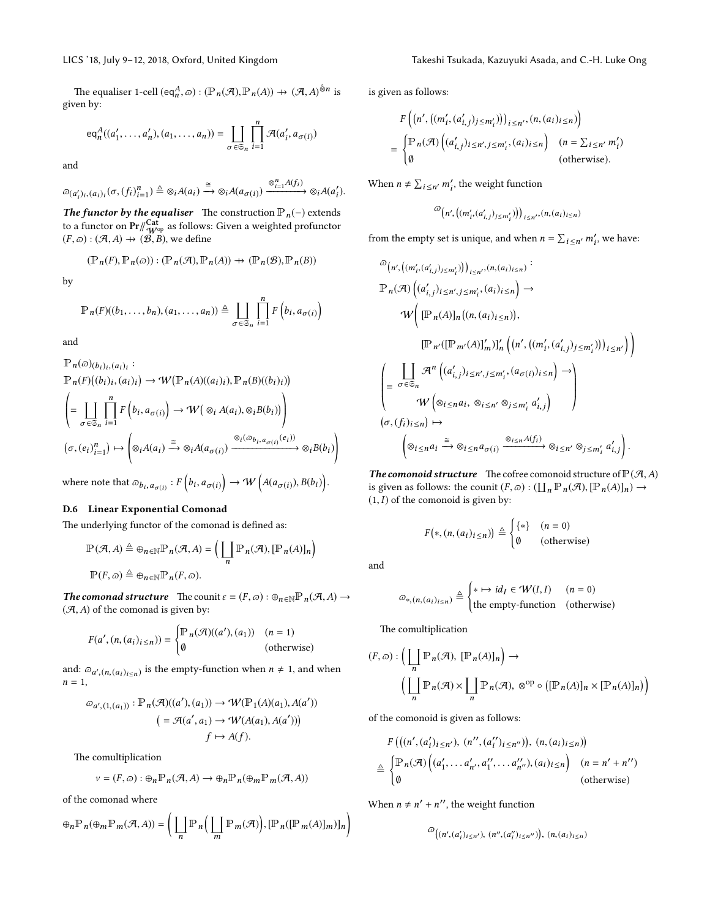The equaliser 1-cell $(\mathsf{eq}^A_n, \varpi) : (\mathbb{P}_n(\mathcal{A}), \mathbb{P}_n(A)) \nrightarrow (\mathcal{A}, A)^{\hat{\otimes} n}$ is given by:

$$\mathsf{eq}^A_n((a'_1, \dots, a'_n), (a_1, \dots, a_n)) = \coprod_{\sigma \in \mathfrak{S}_n} \prod_{i=1}^{n} \mathcal{A}(a'_i, a_{\sigma(i)})$$

and

$$\varpi_{(a'_i)_i, (a_i)_i}(\sigma, (f_i)_{i=1}^n) \triangleq \otimes_i A(a_i) \xrightarrow{\cong} \otimes_i A(a_{\sigma(i)}) \xrightarrow{\otimes_{i=1}^n A(f_i)} \otimes_i A(a'_i).$$

***The functor by the equaliser*** The construction $\mathbb{P}_n(-)$ extends to a functor on $\mathbf{Pr}/\!\!/^{\mathbf{Cat}}_{\mathcal{W}^{\mathrm{op}}}$ as follows: Given a weighted profunctor $(F, \varpi) : (\mathcal{A}, A) \nrightarrow (\mathcal{B}, B)$, we define

$$(\mathbb{P}_n(F), \mathbb{P}_n(\varpi)) : (\mathbb{P}_n(\mathcal{A}), \mathbb{P}_n(A)) \nrightarrow (\mathbb{P}_n(\mathcal{B}), \mathbb{P}_n(B))$$

by

$$\mathbb{P}_n(F)((b_1, \dots, b_n), (a_1, \dots, a_n)) \triangleq \coprod_{\sigma \in \mathfrak{S}_n} \prod_{i=1}^{n} F\left(b_i, a_{\sigma(i)}\right)$$

and

$$\begin{aligned}
&\mathbb{P}_n(\varpi)_{(b_i)_i, (a_i)_i} : \\
&\mathbb{P}_n(F)\big((b_i)_i, (a_i)_i\big) \to \mathcal{W}\big(\mathbb{P}_n(A)((a_i)_i), \mathbb{P}_n(B)((b_i)_i)\big) \\
&\left(= \coprod_{\sigma \in \mathfrak{S}_n} \prod_{i=1}^{n} F\left(b_i, a_{\sigma(i)}\right) \to \mathcal{W}\big(\otimes_i A(a_i), \otimes_i B(b_i)\big)\right) \\
&\big(\sigma, (e_i)_{i=1}^n\big) \mapsto \left(\otimes_i A(a_i) \xrightarrow{\cong} \otimes_i A(a_{\sigma(i)}) \xrightarrow{\otimes_i(\varpi_{b_i, a_{\sigma(i)}}(e_i))} \otimes_i B(b_i)\right)
\end{aligned}$$

where note that $\varpi_{b_i, a_{\sigma(i)}} : F\left(b_i, a_{\sigma(i)}\right) \to \mathcal{W}\left(A(a_{\sigma(i)}), B(b_i)\right)$.

### D.6 Linear Exponential Comonad

The underlying functor of the comonad is defined as:

$$\begin{aligned}
\mathbb{P}(\mathcal{A}, A) &\triangleq \oplus_{n \in \mathbb{N}} \mathbb{P}_n(\mathcal{A}, A) = \Big(\coprod_n \mathbb{P}_n(\mathcal{A}), [\mathbb{P}_n(A)]_n\Big) \\
\mathbb{P}(F, \varpi) &\triangleq \oplus_{n \in \mathbb{N}} \mathbb{P}_n(F, \varpi).
\end{aligned}$$

***The comonad structure*** The counit $\varepsilon = (F, \varpi) : \oplus_{n \in \mathbb{N}} \mathbb{P}_n(\mathcal{A}, A) \to (\mathcal{A}, A)$ of the comonad is given by:

$$F(a', (n, (a_i)_{i \le n})) = \begin{cases} \mathbb{P}_n(\mathcal{A})((a'), (a_1)) & (n = 1) \\ \emptyset & (\text{otherwise}) \end{cases}$$

and: $\varpi_{a', (n, (a_i)_{i \le n})}$ is the empty-function when $n \neq 1$, and when $n = 1$,

$$\begin{aligned}
\varpi_{a', (1, (a_1))} : \mathbb{P}_n(\mathcal{A})((a'), (a_1)) &\to \mathcal{W}(\mathbb{P}_1(A)(a_1), A(a')) \\
&\big(= \mathcal{A}(a', a_1) \to \mathcal{W}(A(a_1), A(a'))\big) \\
f &\mapsto A(f).
\end{aligned}$$

The comultiplication

$$\nu = (F, \varpi) : \oplus_n \mathbb{P}_n(\mathcal{A}, A) \to \oplus_n \mathbb{P}_n(\oplus_m \mathbb{P}_m(\mathcal{A}, A))$$

of the comonad where

$$\oplus_n \mathbb{P}_n(\oplus_m \mathbb{P}_m(\mathcal{A}, A)) = \left(\coprod_n \mathbb{P}_n\Big(\coprod_m \mathbb{P}_m(\mathcal{A})\Big), [\mathbb{P}_n([\mathbb{P}_m(A)]_m)]_n\right)$$

is given as follows:

$$\begin{aligned}
&F\Big(\big(n', \big((m'_i, (a'_{i,j})_{j \le m'_i})\big)\big)_{i \le n'}, (n, (a_i)_{i \le n})\Big) \\
&= \begin{cases} \mathbb{P}_n(\mathcal{A})\Big((a'_{i,j})_{i \le n', j \le m'_i}, (a_i)_{i \le n}\Big) & (n = \sum_{i \le n'} m'_i) \\ \emptyset & (\text{otherwise}). \end{cases}
\end{aligned}$$

When $n \neq \sum_{i \le n'} m'_i$, the weight function

$$\varpi_{\big(n', \big((m'_i, (a'_{i,j})_{j \le m'_i})\big)\big)_{i \le n'}, (n, (a_i)_{i \le n})}$$

from the empty set is unique, and when $n = \sum_{i \le n'} m'_i$, we have:

$$\begin{aligned}
&\varpi_{\big(n', \big((m'_i, (a'_{i,j})_{j \le m'_i})\big)\big)_{i \le n'}, (n, (a_i)_{i \le n})} : \\
&\mathbb{P}_n(\mathcal{A})\Big((a'_{i,j})_{i \le n', j \le m'_i}, (a_i)_{i \le n}\Big) \to \\
&\qquad \mathcal{W}\Big( [\mathbb{P}_n(A)]_n\big((n, (a_i)_{i \le n})\big), \\
&\qquad\qquad [\mathbb{P}_{n'}([\mathbb{P}_{m'}(A)]'_m)]'_n\Big(\big(n', \big((m'_i, (a'_{i,j})_{j \le m'_i})\big)\big)_{i \le n'}\Big)\Big) \\
&\left(= \begin{array}{l} \coprod_{\sigma \in \mathfrak{S}_n} \mathcal{A}^n\Big((a'_{i,j})_{i \le n', j \le m'_i}, (a_{\sigma(i)})_{i \le n}\Big) \to \\ \qquad \mathcal{W}\Big(\otimes_{i \le n} a_i,\ \otimes_{i \le n'} \otimes_{j \le m'_i} a'_{i,j}\Big) \end{array}\right) \\
&(\sigma, (f_i)_{i \le n}) \mapsto \\
&\qquad \left(\otimes_{i \le n} a_i \xrightarrow{\cong} \otimes_{i \le n} a_{\sigma(i)} \xrightarrow{\otimes_{i \le n} A(f_i)} \otimes_{i \le n'} \otimes_{j \le m'_i} a'_{i,j}\right).
\end{aligned}$$

***The comonoid structure*** The cofree comonoid structure of $\mathbb{P}(\mathcal{A}, A)$ is given as follows: the counit $(F, \varpi) : (\coprod_n \mathbb{P}_n(\mathcal{A}), [\mathbb{P}_n(A)]_n) \to (1, I)$ of the comonoid is given by:

$$F\big(*, (n, (a_i)_{i \le n})\big) \triangleq \begin{cases} \{*\} & (n = 0) \\ \emptyset & (\text{otherwise}) \end{cases}$$

and

$$\varpi_{*, (n, (a_i)_{i \le n})} \triangleq \begin{cases} * \mapsto id_I \in \mathcal{W}(I, I) & (n = 0) \\ \text{the empty-function} & (\text{otherwise}) \end{cases}$$

The comultiplication

$$\begin{aligned}
(F, \varpi) : &\Big(\coprod_n \mathbb{P}_n(\mathcal{A}),\ [\mathbb{P}_n(A)]_n\Big) \to \\
&\Big(\coprod_n \mathbb{P}_n(\mathcal{A}) \times \coprod_n \mathbb{P}_n(\mathcal{A}),\ \otimes^{\mathrm{op}} \circ \big([\mathbb{P}_n(A)]_n \times [\mathbb{P}_n(A)]_n\big)\Big)
\end{aligned}$$

of the comonoid is given as follows:

$$\begin{aligned}
&F\Big(\big((n', (a'_i)_{i \le n'}),\ (n'', (a''_i)_{i \le n''})\big),\ (n, (a_i)_{i \le n})\Big) \\
&\triangleq \begin{cases} \mathbb{P}_n(\mathcal{A})\Big((a'_1, \dots a'_{n'}, a''_1, \dots a''_{n''}), (a_i)_{i \le n}\Big) & (n = n' + n'') \\ \emptyset & (\text{otherwise}) \end{cases}
\end{aligned}$$

When $n \neq n' + n''$, the weight function

$$\varpi_{\big((n', (a'_i)_{i \le n'}),\ (n'', (a''_i)_{i \le n''})\big),\ (n, (a_i)_{i \le n})}$$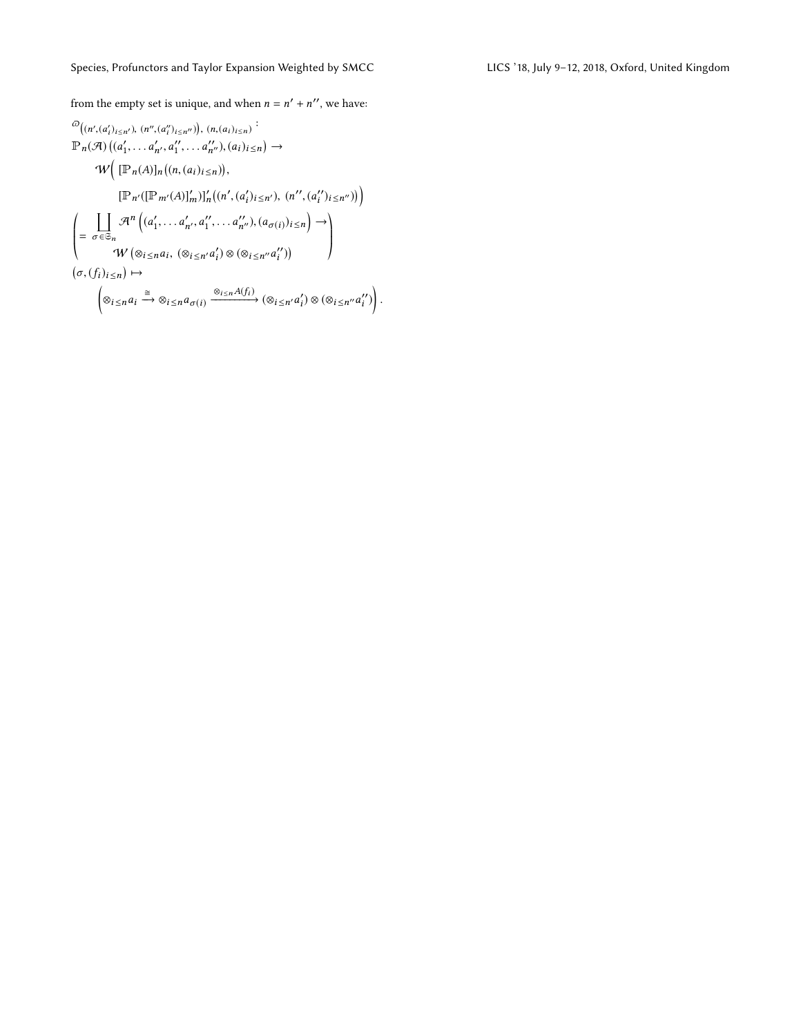from the empty set is unique, and when $n = n' + n''$, we have:

$$
\begin{aligned}
&\varpi_{\left((n',(a'_i)_{i\le n'}),\ (n'',(a''_i)_{i\le n''})\right),\ (n,(a_i)_{i\le n})} : \\
&\mathbb{P}_n(\mathcal{A})\left((a'_1, \ldots a'_{n'}, a''_1, \ldots a''_{n''}), (a_i)_{i\le n}\right) \to \\
&\qquad \mathcal{W}\Big( [\mathbb{P}_n(A)]_n\big((n,(a_i)_{i\le n})\big), \\
&\qquad\qquad [\mathbb{P}_{n'}([\mathbb{P}_{m'}(A)]'_m)]'_n\big((n',(a'_i)_{i\le n'}),\ (n'',(a''_i)_{i\le n''})\big)\Big) \\
&\left( = \coprod_{\sigma\in\mathfrak{S}_n} \begin{array}{l} \mathcal{A}^n\left((a'_1, \ldots a'_{n'}, a''_1, \ldots a''_{n''}), (a_{\sigma(i)})_{i\le n}\right) \to \\ \mathcal{W}\left(\otimes_{i\le n} a_i,\ (\otimes_{i\le n'} a'_i) \otimes (\otimes_{i\le n''} a''_i)\right) \end{array} \right) \\
&\big(\sigma, (f_i)_{i\le n}\big) \mapsto \\
&\qquad \left( \otimes_{i\le n} a_i \xrightarrow{\cong} \otimes_{i\le n} a_{\sigma(i)} \xrightarrow{\otimes_{i\le n} A(f_i)} (\otimes_{i\le n'} a'_i) \otimes (\otimes_{i\le n''} a''_i) \right).
\end{aligned}
$$